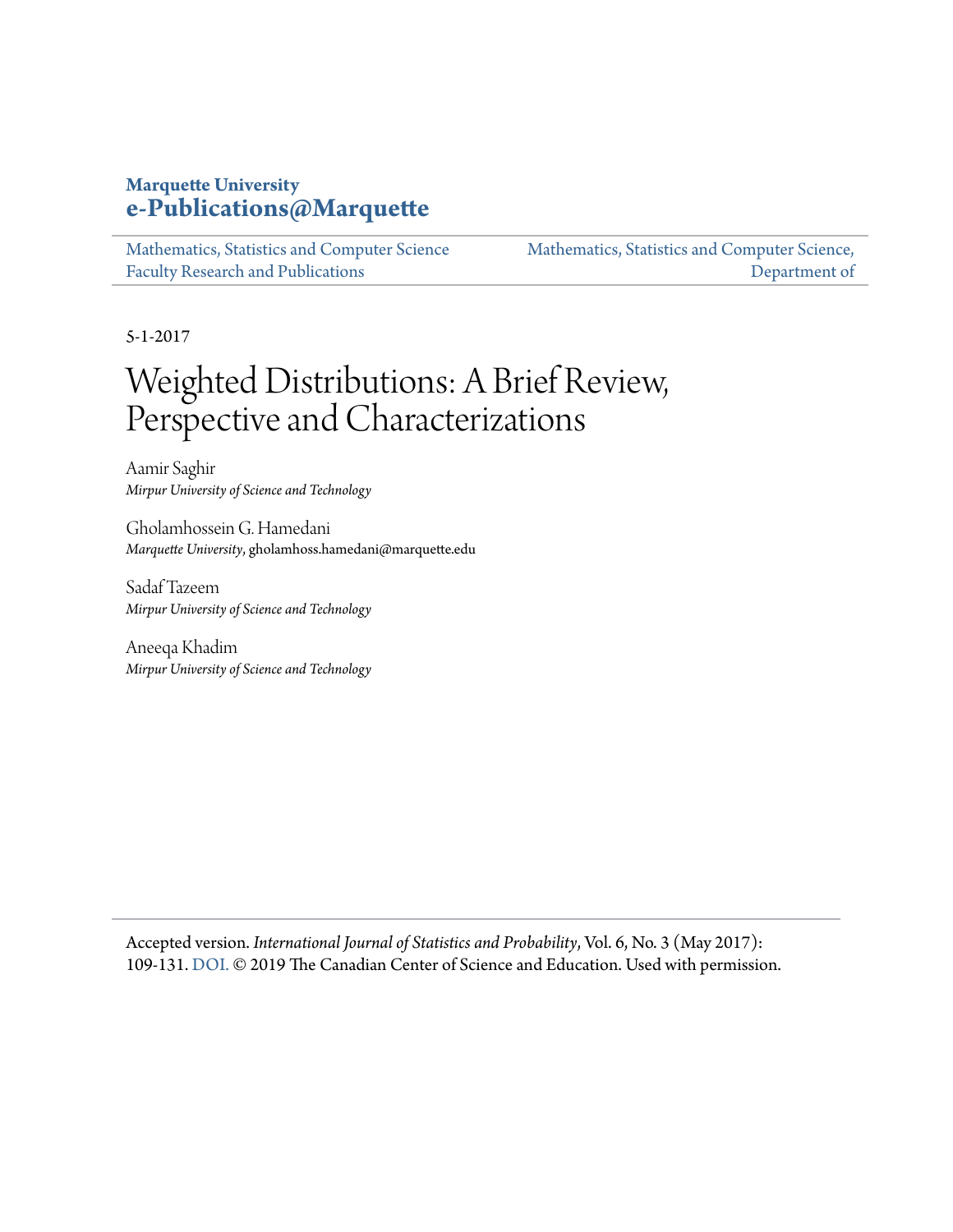**Marquette University**
**e-Publications@Marquette**

Mathematics, Statistics and Computer Science Faculty Research and Publications

Mathematics, Statistics and Computer Science, Department of

5-1-2017

# Weighted Distributions: A Brief Review, Perspective and Characterizations

Aamir Saghir
*Mirpur University of Science and Technology*

Gholamhossein G. Hamedani
*Marquette University*, gholamhoss.hamedani@marquette.edu

Sadaf Tazeem
*Mirpur University of Science and Technology*

Aneeqa Khadim
*Mirpur University of Science and Technology*

Accepted version. *International Journal of Statistics and Probability*, Vol. 6, No. 3 (May 2017): 109-131. DOI. © 2019 The Canadian Center of Science and Education. Used with permission.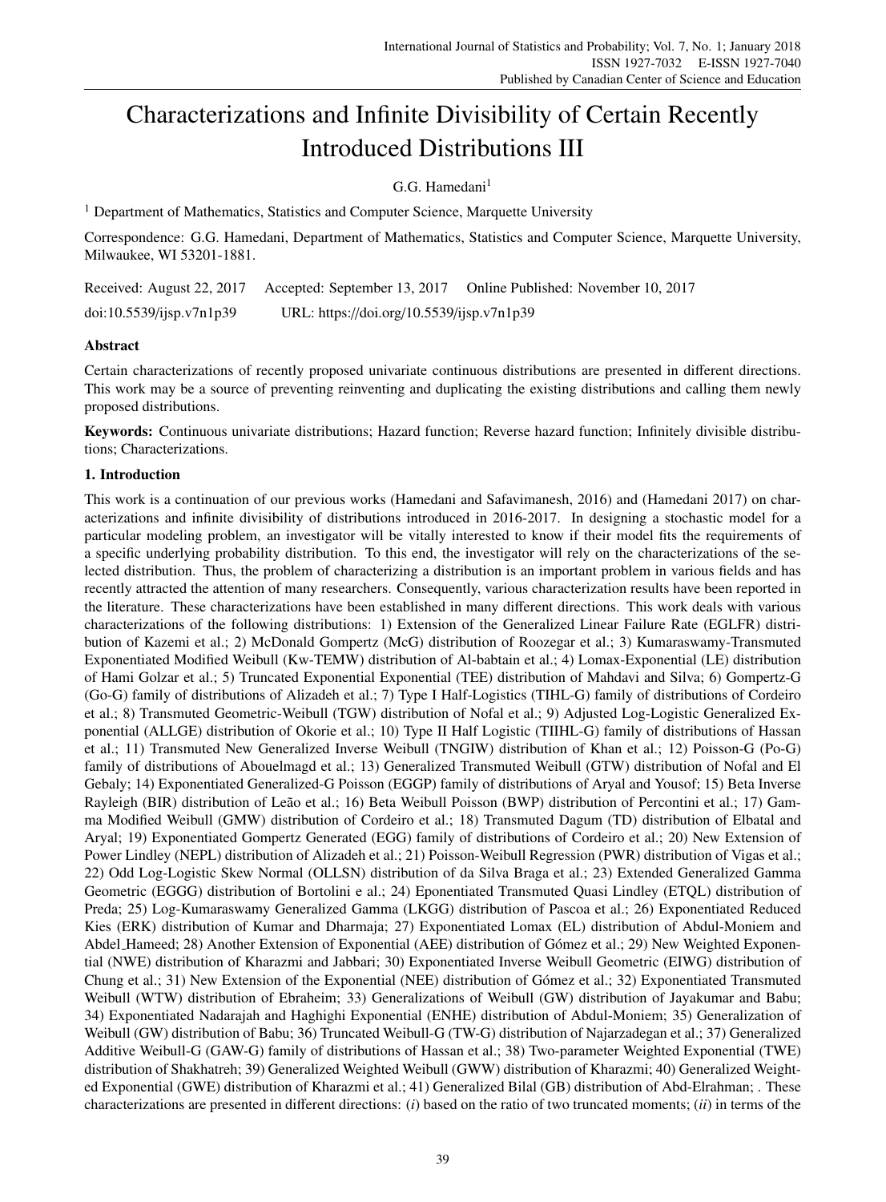# Characterizations and Infinite Divisibility of Certain Recently Introduced Distributions III

G.G. Hamedani[1]

[1] Department of Mathematics, Statistics and Computer Science, Marquette University

Correspondence: G.G. Hamedani, Department of Mathematics, Statistics and Computer Science, Marquette University, Milwaukee, WI 53201-1881.

Received: August 22, 2017 Accepted: September 13, 2017 Online Published: November 10, 2017

doi:10.5539/ijsp.v7n1p39 URL: https://doi.org/10.5539/ijsp.v7n1p39

## Abstract

Certain characterizations of recently proposed univariate continuous distributions are presented in different directions. This work may be a source of preventing reinventing and duplicating the existing distributions and calling them newly proposed distributions.

**Keywords:** Continuous univariate distributions; Hazard function; Reverse hazard function; Infinitely divisible distributions; Characterizations.

## 1. Introduction

This work is a continuation of our previous works (Hamedani and Safavimanesh, 2016) and (Hamedani 2017) on characterizations and infinite divisibility of distributions introduced in 2016-2017. In designing a stochastic model for a particular modeling problem, an investigator will be vitally interested to know if their model fits the requirements of a specific underlying probability distribution. To this end, the investigator will rely on the characterizations of the selected distribution. Thus, the problem of characterizing a distribution is an important problem in various fields and has recently attracted the attention of many researchers. Consequently, various characterization results have been reported in the literature. These characterizations have been established in many different directions. This work deals with various characterizations of the following distributions: 1) Extension of the Generalized Linear Failure Rate (EGLFR) distribution of Kazemi et al.; 2) McDonald Gompertz (McG) distribution of Roozegar et al.; 3) Kumaraswamy-Transmuted Exponentiated Modified Weibull (Kw-TEMW) distribution of Al-babtain et al.; 4) Lomax-Exponential (LE) distribution of Hami Golzar et al.; 5) Truncated Exponential Exponential (TEE) distribution of Mahdavi and Silva; 6) Gompertz-G (Go-G) family of distributions of Alizadeh et al.; 7) Type I Half-Logistics (TIHL-G) family of distributions of Cordeiro et al.; 8) Transmuted Geometric-Weibull (TGW) distribution of Nofal et al.; 9) Adjusted Log-Logistic Generalized Exponential (ALLGE) distribution of Okorie et al.; 10) Type II Half Logistic (TIIHL-G) family of distributions of Hassan et al.; 11) Transmuted New Generalized Inverse Weibull (TNGIW) distribution of Khan et al.; 12) Poisson-G (Po-G) family of distributions of Abouelmagd et al.; 13) Generalized Transmuted Weibull (GTW) distribution of Nofal and El Gebaly; 14) Exponentiated Generalized-G Poisson (EGGP) family of distributions of Aryal and Yousof; 15) Beta Inverse Rayleigh (BIR) distribution of Leão et al.; 16) Beta Weibull Poisson (BWP) distribution of Percontini et al.; 17) Gamma Modified Weibull (GMW) distribution of Cordeiro et al.; 18) Transmuted Dagum (TD) distribution of Elbatal and Aryal; 19) Exponentiated Gompertz Generated (EGG) family of distributions of Cordeiro et al.; 20) New Extension of Power Lindley (NEPL) distribution of Alizadeh et al.; 21) Poisson-Weibull Regression (PWR) distribution of Vigas et al.; 22) Odd Log-Logistic Skew Normal (OLLSN) distribution of da Silva Braga et al.; 23) Extended Generalized Gamma Geometric (EGGG) distribution of Bortolini e al.; 24) Eponentiated Transmuted Quasi Lindley (ETQL) distribution of Preda; 25) Log-Kumaraswamy Generalized Gamma (LKGG) distribution of Pascoa et al.; 26) Exponentiated Reduced Kies (ERK) distribution of Kumar and Dharmaja; 27) Exponentiated Lomax (EL) distribution of Abdul-Moniem and Abdel_Hameed; 28) Another Extension of Exponential (AEE) distribution of Gómez et al.; 29) New Weighted Exponential (NWE) distribution of Kharazmi and Jabbari; 30) Exponentiated Inverse Weibull Geometric (EIWG) distribution of Chung et al.; 31) New Extension of the Exponential (NEE) distribution of Gómez et al.; 32) Exponentiated Transmuted Weibull (WTW) distribution of Ebraheim; 33) Generalizations of Weibull (GW) distribution of Jayakumar and Babu; 34) Exponentiated Nadarajah and Haghighi Exponential (ENHE) distribution of Abdul-Moniem; 35) Generalization of Weibull (GW) distribution of Babu; 36) Truncated Weibull-G (TW-G) distribution of Najarzadegan et al.; 37) Generalized Additive Weibull-G (GAW-G) family of distributions of Hassan et al.; 38) Two-parameter Weighted Exponential (TWE) distribution of Shakhatreh; 39) Generalized Weighted Weibull (GWW) distribution of Kharazmi; 40) Generalized Weighted Exponential (GWE) distribution of Kharazmi et al.; 41) Generalized Bilal (GB) distribution of Abd-Elrahman; . These characterizations are presented in different directions: (*i*) based on the ratio of two truncated moments; (*ii*) in terms of the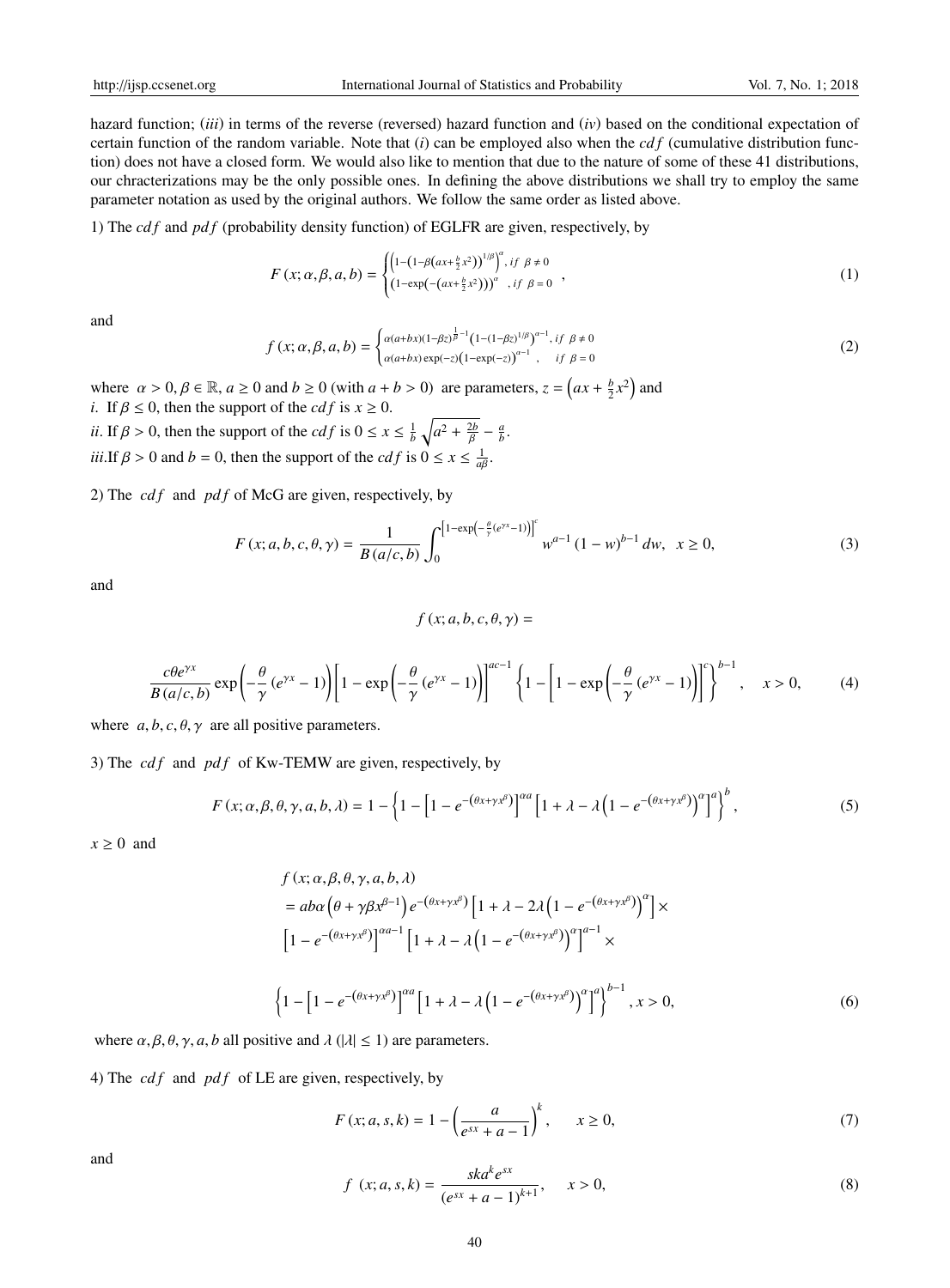hazard function; (*iii*) in terms of the reverse (reversed) hazard function and (*iv*) based on the conditional expectation of certain function of the random variable. Note that (*i*) can be employed also when the $cdf$ (cumulative distribution function) does not have a closed form. We would also like to mention that due to the nature of some of these 41 distributions, our chracterizations may be the only possible ones. In defining the above distributions we shall try to employ the same parameter notation as used by the original authors. We follow the same order as listed above.

1) The $cdf$ and $pdf$ (probability density function) of EGLFR are given, respectively, by

$$F(x;\alpha,\beta,a,b) = \begin{cases} \left(1-\left(1-\beta\left(ax+\frac{b}{2}x^2\right)\right)^{1/\beta}\right)^{\alpha}, & if\ \beta \neq 0 \\ \left(1-\exp\left(-\left(ax+\frac{b}{2}x^2\right)\right)\right)^{\alpha}, & if\ \beta = 0 \end{cases}, \tag{1}$$

and

$$f(x;\alpha,\beta,a,b) = \begin{cases} \alpha(a+bx)(1-\beta z)^{\frac{1}{\beta}-1}\left(1-(1-\beta z)^{1/\beta}\right)^{\alpha-1}, & if\ \beta \neq 0 \\ \alpha(a+bx)\exp(-z)\left(1-\exp(-z)\right)^{\alpha-1}, & if\ \beta = 0 \end{cases} \tag{2}$$

where $\alpha > 0, \beta \in \mathbb{R}, a \geq 0$ and $b \geq 0$ (with $a+b > 0$) are parameters, $z = \left(ax + \frac{b}{2}x^2\right)$ and
*i*. If $\beta \leq 0$, then the support of the $cdf$ is $x \geq 0$.
*ii*. If $\beta > 0$, then the support of the $cdf$ is $0 \leq x \leq \frac{1}{b}\sqrt{a^2 + \frac{2b}{\beta}} - \frac{a}{b}$.
*iii*. If $\beta > 0$ and $b = 0$, then the support of the $cdf$ is $0 \leq x \leq \frac{1}{a\beta}$.

2) The $cdf$ and $pdf$ of McG are given, respectively, by

$$F(x;a,b,c,\theta,\gamma) = \frac{1}{B(a/c,b)} \int_0^{\left[1-\exp\left(-\frac{\theta}{\gamma}\left(e^{\gamma x}-1\right)\right)\right]^c} w^{a-1}(1-w)^{b-1}\,dw, \quad x \geq 0, \tag{3}$$

and

$$f(x;a,b,c,\theta,\gamma) =$$

$$\frac{c\theta e^{\gamma x}}{B(a/c,b)} \exp\left(-\frac{\theta}{\gamma}\left(e^{\gamma x}-1\right)\right)\left[1-\exp\left(-\frac{\theta}{\gamma}\left(e^{\gamma x}-1\right)\right)\right]^{ac-1} \left\{1-\left[1-\exp\left(-\frac{\theta}{\gamma}\left(e^{\gamma x}-1\right)\right)\right]^c\right\}^{b-1}, \quad x > 0, \tag{4}$$

where $a, b, c, \theta, \gamma$ are all positive parameters.

3) The $cdf$ and $pdf$ of Kw-TEMW are given, respectively, by

$$F(x;\alpha,\beta,\theta,\gamma,a,b,\lambda) = 1 - \left\{1 - \left[1-e^{-\left(\theta x+\gamma x^{\beta}\right)}\right]^{\alpha a}\left[1+\lambda-\lambda\left(1-e^{-\left(\theta x+\gamma x^{\beta}\right)}\right)^{\alpha}\right]^{a}\right\}^{b}, \tag{5}$$

$x \geq 0$ and

$$\begin{aligned} &f(x;\alpha,\beta,\theta,\gamma,a,b,\lambda) \\ &= ab\alpha\left(\theta+\gamma\beta x^{\beta-1}\right)e^{-\left(\theta x+\gamma x^{\beta}\right)}\left[1+\lambda-2\lambda\left(1-e^{-\left(\theta x+\gamma x^{\beta}\right)}\right)^{\alpha}\right] \times \\ &\left[1-e^{-\left(\theta x+\gamma x^{\beta}\right)}\right]^{\alpha a-1}\left[1+\lambda-\lambda\left(1-e^{-\left(\theta x+\gamma x^{\beta}\right)}\right)^{\alpha}\right]^{a-1} \times \end{aligned}$$

$$\left\{1-\left[1-e^{-\left(\theta x+\gamma x^{\beta}\right)}\right]^{\alpha a}\left[1+\lambda-\lambda\left(1-e^{-\left(\theta x+\gamma x^{\beta}\right)}\right)^{\alpha}\right]^{a}\right\}^{b-1}, x > 0, \tag{6}$$

where $\alpha, \beta, \theta, \gamma, a, b$ all positive and $\lambda$ ($|\lambda| \leq 1$) are parameters.

4) The $cdf$ and $pdf$ of LE are given, respectively, by

$$F(x;a,s,k) = 1 - \left(\frac{a}{e^{sx}+a-1}\right)^k, \qquad x \geq 0, \tag{7}$$

and

$$f(x;a,s,k) = \frac{ska^k e^{sx}}{\left(e^{sx}+a-1\right)^{k+1}}, \qquad x > 0, \tag{8}$$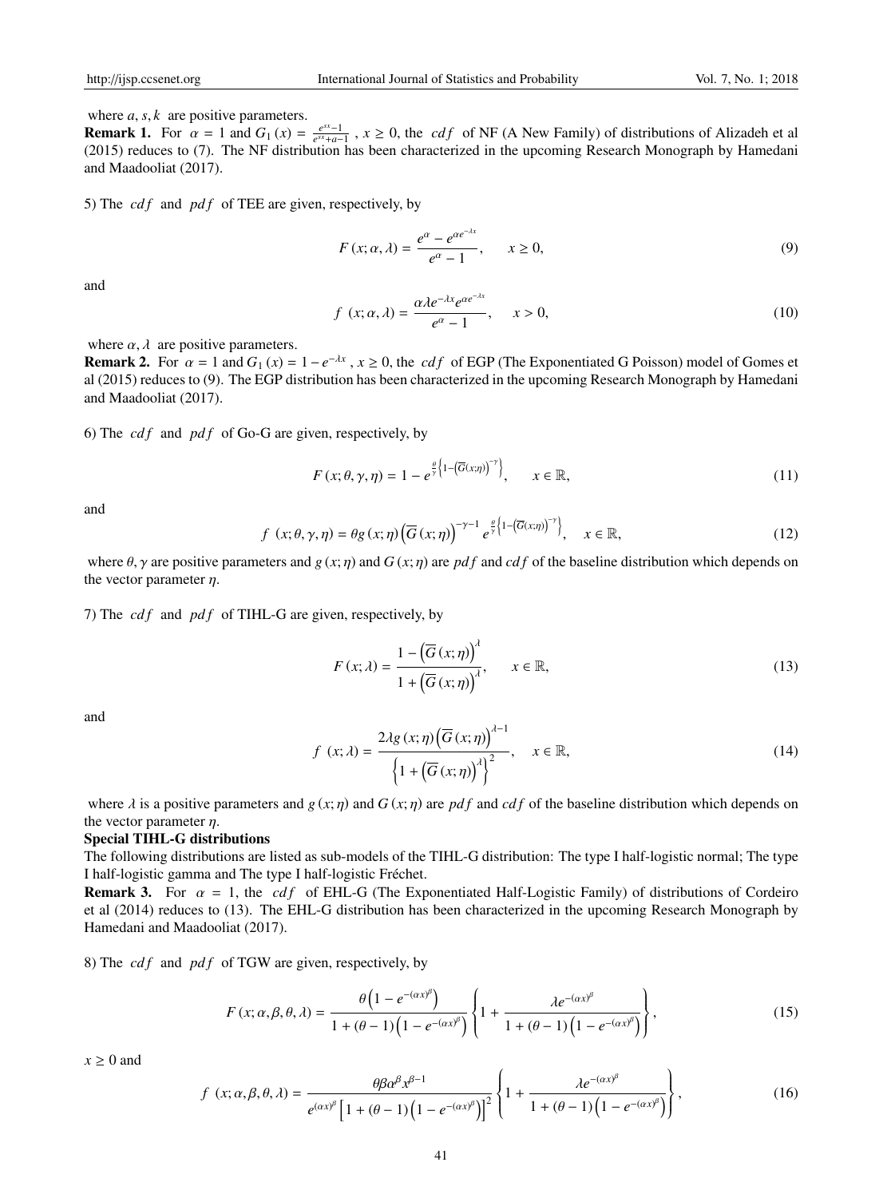where $a, s, k$ are positive parameters.

**Remark 1.** For $\alpha = 1$ and $G_1(x) = \frac{e^{sx}-1}{e^{sx}+a-1}$ , $x \geq 0$, the $cdf$ of NF (A New Family) of distributions of Alizadeh et al (2015) reduces to (7). The NF distribution has been characterized in the upcoming Research Monograph by Hamedani and Maadooliat (2017).

5) The $cdf$ and $pdf$ of TEE are given, respectively, by

$$F(x; \alpha, \lambda) = \frac{e^{\alpha} - e^{\alpha e^{-\lambda x}}}{e^{\alpha} - 1}, \qquad x \geq 0, \tag{9}$$

and

$$f(x; \alpha, \lambda) = \frac{\alpha \lambda e^{-\lambda x} e^{\alpha e^{-\lambda x}}}{e^{\alpha} - 1}, \qquad x > 0, \tag{10}$$

where $\alpha, \lambda$ are positive parameters.

**Remark 2.** For $\alpha = 1$ and $G_1(x) = 1 - e^{-\lambda x}$ , $x \geq 0$, the $cdf$ of EGP (The Exponentiated G Poisson) model of Gomes et al (2015) reduces to (9). The EGP distribution has been characterized in the upcoming Research Monograph by Hamedani and Maadooliat (2017).

6) The $cdf$ and $pdf$ of Go-G are given, respectively, by

$$F(x; \theta, \gamma, \eta) = 1 - e^{\frac{\theta}{\gamma}\left\{1-\left(\overline{G}(x;\eta)\right)^{-\gamma}\right\}}, \qquad x \in \mathbb{R}, \tag{11}$$

and

$$f(x; \theta, \gamma, \eta) = \theta g(x; \eta) \left(\overline{G}(x; \eta)\right)^{-\gamma-1} e^{\frac{\theta}{\gamma}\left\{1-\left(\overline{G}(x;\eta)\right)^{-\gamma}\right\}}, \quad x \in \mathbb{R}, \tag{12}$$

where $\theta, \gamma$ are positive parameters and $g(x; \eta)$ and $G(x; \eta)$ are $pdf$ and $cdf$ of the baseline distribution which depends on the vector parameter $\eta$.

7) The $cdf$ and $pdf$ of TIHL-G are given, respectively, by

$$F(x; \lambda) = \frac{1 - \left(\overline{G}(x; \eta)\right)^{\lambda}}{1 + \left(\overline{G}(x; \eta)\right)^{\lambda}}, \qquad x \in \mathbb{R}, \tag{13}$$

and

$$f(x; \lambda) = \frac{2\lambda g(x; \eta) \left(\overline{G}(x; \eta)\right)^{\lambda-1}}{\left\{1 + \left(\overline{G}(x; \eta)\right)^{\lambda}\right\}^2}, \quad x \in \mathbb{R}, \tag{14}$$

where $\lambda$ is a positive parameters and $g(x; \eta)$ and $G(x; \eta)$ are $pdf$ and $cdf$ of the baseline distribution which depends on the vector parameter $\eta$.

**Special TIHL-G distributions**

The following distributions are listed as sub-models of the TIHL-G distribution: The type I half-logistic normal; The type I half-logistic gamma and The type I half-logistic Fréchet.

**Remark 3.** For $\alpha = 1$, the $cdf$ of EHL-G (The Exponentiated Half-Logistic Family) of distributions of Cordeiro et al (2014) reduces to (13). The EHL-G distribution has been characterized in the upcoming Research Monograph by Hamedani and Maadooliat (2017).

8) The $cdf$ and $pdf$ of TGW are given, respectively, by

$$F(x; \alpha, \beta, \theta, \lambda) = \frac{\theta\left(1 - e^{-(\alpha x)^{\beta}}\right)}{1 + (\theta - 1)\left(1 - e^{-(\alpha x)^{\beta}}\right)} \left\{1 + \frac{\lambda e^{-(\alpha x)^{\beta}}}{1 + (\theta - 1)\left(1 - e^{-(\alpha x)^{\beta}}\right)}\right\}, \tag{15}$$

$x \geq 0$ and

$$f(x; \alpha, \beta, \theta, \lambda) = \frac{\theta \beta \alpha^{\beta} x^{\beta-1}}{e^{(\alpha x)^{\beta}}\left[1 + (\theta - 1)\left(1 - e^{-(\alpha x)^{\beta}}\right)\right]^2} \left\{1 + \frac{\lambda e^{-(\alpha x)^{\beta}}}{1 + (\theta - 1)\left(1 - e^{-(\alpha x)^{\beta}}\right)}\right\}, \tag{16}$$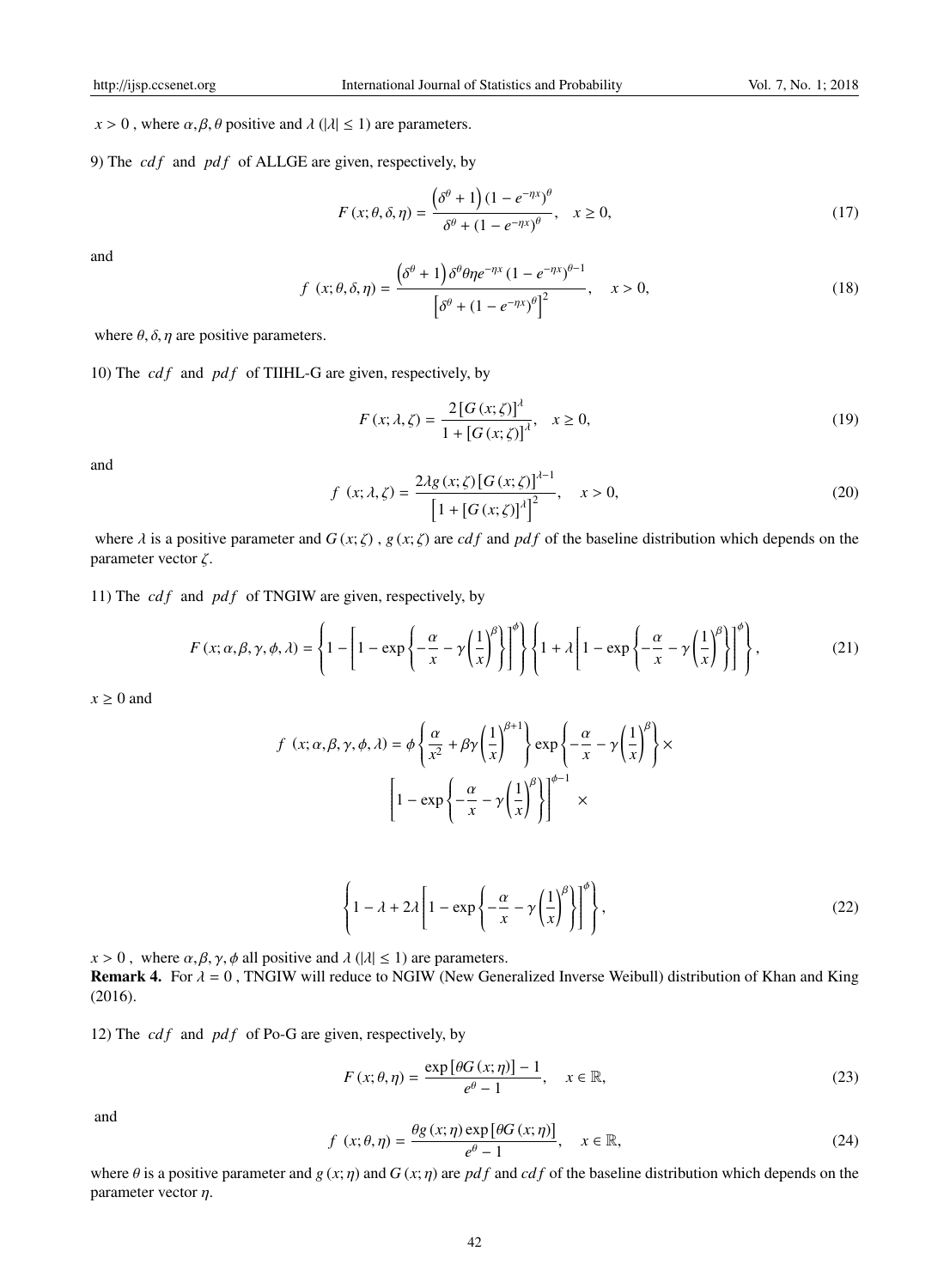$x > 0$ , where $\alpha, \beta, \theta$ positive and $\lambda$ ($|\lambda| \leq 1$) are parameters.

9) The $cdf$ and $pdf$ of ALLGE are given, respectively, by

$$F(x; \theta, \delta, \eta) = \frac{\left(\delta^{\theta} + 1\right)\left(1 - e^{-\eta x}\right)^{\theta}}{\delta^{\theta} + \left(1 - e^{-\eta x}\right)^{\theta}}, \quad x \geq 0, \tag{17}$$

and

$$f(x; \theta, \delta, \eta) = \frac{\left(\delta^{\theta} + 1\right)\delta^{\theta}\theta\eta e^{-\eta x}\left(1 - e^{-\eta x}\right)^{\theta - 1}}{\left[\delta^{\theta} + \left(1 - e^{-\eta x}\right)^{\theta}\right]^{2}}, \quad x > 0, \tag{18}$$

where $\theta, \delta, \eta$ are positive parameters.

10) The $cdf$ and $pdf$ of TIIHL-G are given, respectively, by

$$F(x; \lambda, \zeta) = \frac{2\left[G(x; \zeta)\right]^{\lambda}}{1 + \left[G(x; \zeta)\right]^{\lambda}}, \quad x \geq 0, \tag{19}$$

and

$$f(x; \lambda, \zeta) = \frac{2\lambda g(x; \zeta)\left[G(x; \zeta)\right]^{\lambda - 1}}{\left[1 + \left[G(x; \zeta)\right]^{\lambda}\right]^{2}}, \quad x > 0, \tag{20}$$

where $\lambda$ is a positive parameter and $G(x; \zeta)$ , $g(x; \zeta)$ are $cdf$ and $pdf$ of the baseline distribution which depends on the parameter vector $\zeta$.

11) The $cdf$ and $pdf$ of TNGIW are given, respectively, by

$$F(x; \alpha, \beta, \gamma, \phi, \lambda) = \left\{1 - \left[1 - \exp\left\{-\frac{\alpha}{x} - \gamma\left(\frac{1}{x}\right)^{\beta}\right\}\right]^{\phi}\right\}\left\{1 + \lambda\left[1 - \exp\left\{-\frac{\alpha}{x} - \gamma\left(\frac{1}{x}\right)^{\beta}\right\}\right]^{\phi}\right\}, \tag{21}$$

$x \geq 0$ and

$$f(x; \alpha, \beta, \gamma, \phi, \lambda) = \phi\left\{\frac{\alpha}{x^{2}} + \beta\gamma\left(\frac{1}{x}\right)^{\beta + 1}\right\}\exp\left\{-\frac{\alpha}{x} - \gamma\left(\frac{1}{x}\right)^{\beta}\right\} \times \left[1 - \exp\left\{-\frac{\alpha}{x} - \gamma\left(\frac{1}{x}\right)^{\beta}\right\}\right]^{\phi - 1} \times$$

$$\left\{1 - \lambda + 2\lambda\left[1 - \exp\left\{-\frac{\alpha}{x} - \gamma\left(\frac{1}{x}\right)^{\beta}\right\}\right]^{\phi}\right\}, \tag{22}$$

$x > 0$ , where $\alpha, \beta, \gamma, \phi$ all positive and $\lambda$ ($|\lambda| \leq 1$) are parameters.

**Remark 4.** For $\lambda = 0$ , TNGIW will reduce to NGIW (New Generalized Inverse Weibull) distribution of Khan and King (2016).

12) The $cdf$ and $pdf$ of Po-G are given, respectively, by

$$F(x; \theta, \eta) = \frac{\exp\left[\theta G(x; \eta)\right] - 1}{e^{\theta} - 1}, \quad x \in \mathbb{R}, \tag{23}$$

and

$$f(x; \theta, \eta) = \frac{\theta g(x; \eta)\exp\left[\theta G(x; \eta)\right]}{e^{\theta} - 1}, \quad x \in \mathbb{R}, \tag{24}$$

where $\theta$ is a positive parameter and $g(x; \eta)$ and $G(x; \eta)$ are $pdf$ and $cdf$ of the baseline distribution which depends on the parameter vector $\eta$.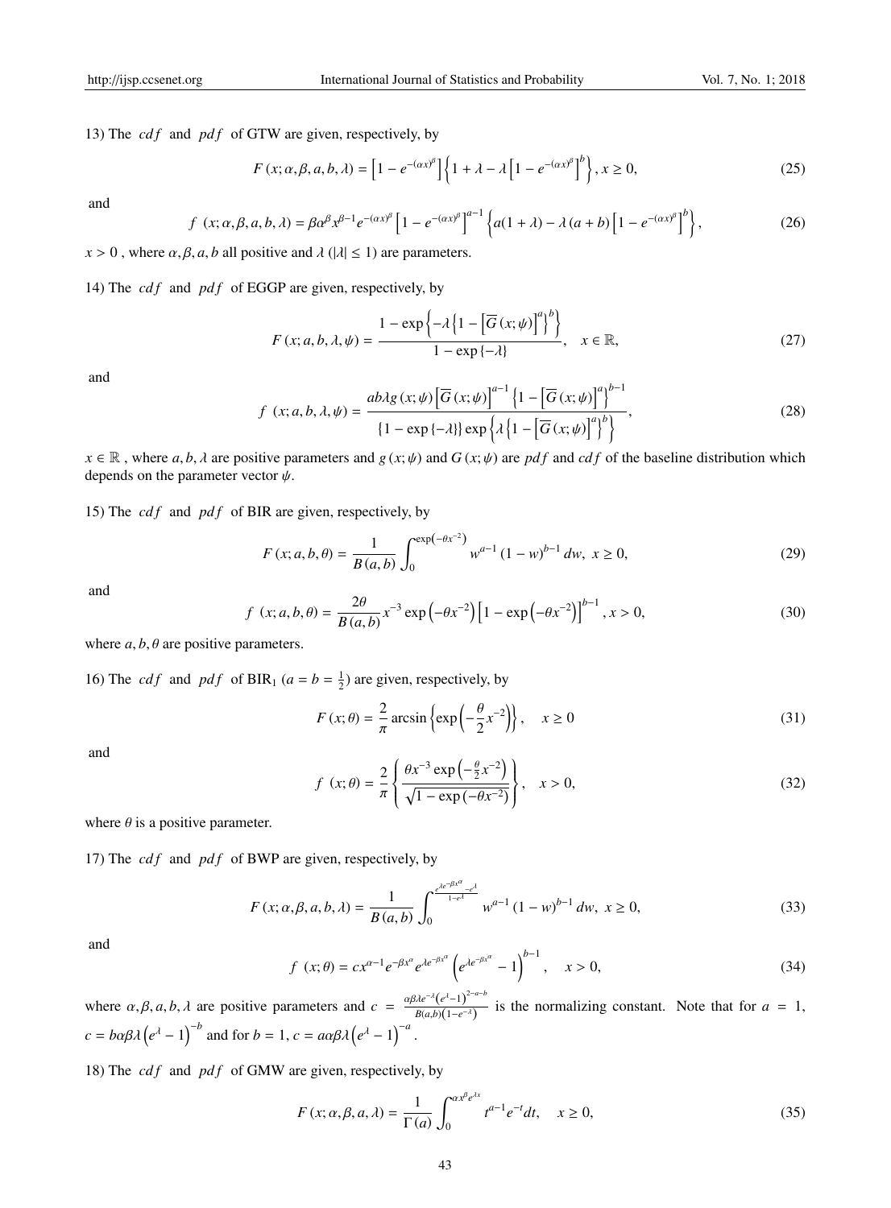13) The $cdf$ and $pdf$ of GTW are given, respectively, by

$$F(x;\alpha,\beta,a,b,\lambda) = \left[1-e^{-(\alpha x)^{\beta}}\right]\left\{1+\lambda-\lambda\left[1-e^{-(\alpha x)^{\beta}}\right]^{b}\right\}, x \geq 0, \tag{25}$$

and

$$f(x;\alpha,\beta,a,b,\lambda) = \beta\alpha^{\beta}x^{\beta-1}e^{-(\alpha x)^{\beta}}\left[1-e^{-(\alpha x)^{\beta}}\right]^{a-1}\left\{a(1+\lambda)-\lambda(a+b)\left[1-e^{-(\alpha x)^{\beta}}\right]^{b}\right\}, \tag{26}$$

$x > 0$ , where $\alpha, \beta, a, b$ all positive and $\lambda$ ($|\lambda| \leq 1$) are parameters.

14) The $cdf$ and $pdf$ of EGGP are given, respectively, by

$$F(x;a,b,\lambda,\psi) = \frac{1-\exp\left\{-\lambda\left\{1-\left[\overline{G}(x;\psi)\right]^{a}\right\}^{b}\right\}}{1-\exp\{-\lambda\}}, \quad x \in \mathbb{R}, \tag{27}$$

and

$$f(x;a,b,\lambda,\psi) = \frac{ab\lambda g(x;\psi)\left[\overline{G}(x;\psi)\right]^{a-1}\left\{1-\left[\overline{G}(x;\psi)\right]^{a}\right\}^{b-1}}{\{1-\exp\{-\lambda\}\}\exp\left\{\lambda\left\{1-\left[\overline{G}(x;\psi)\right]^{a}\right\}^{b}\right\}}, \tag{28}$$

$x \in \mathbb{R}$ , where $a, b, \lambda$ are positive parameters and $g(x;\psi)$ and $G(x;\psi)$ are $pdf$ and $cdf$ of the baseline distribution which depends on the parameter vector $\psi$.

15) The $cdf$ and $pdf$ of BIR are given, respectively, by

$$F(x;a,b,\theta) = \frac{1}{B(a,b)}\int_{0}^{\exp\left(-\theta x^{-2}\right)} w^{a-1}(1-w)^{b-1}\,dw, \; x \geq 0, \tag{29}$$

and

$$f(x;a,b,\theta) = \frac{2\theta}{B(a,b)}x^{-3}\exp\left(-\theta x^{-2}\right)\left[1-\exp\left(-\theta x^{-2}\right)\right]^{b-1}, x > 0, \tag{30}$$

where $a, b, \theta$ are positive parameters.

16) The $cdf$ and $pdf$ of $\text{BIR}_1$ ($a = b = \frac{1}{2}$) are given, respectively, by

$$F(x;\theta) = \frac{2}{\pi}\arcsin\left\{\exp\left(-\frac{\theta}{2}x^{-2}\right)\right\}, \quad x \geq 0 \tag{31}$$

and

$$f(x;\theta) = \frac{2}{\pi}\left\{\frac{\theta x^{-3}\exp\left(-\frac{\theta}{2}x^{-2}\right)}{\sqrt{1-\exp\left(-\theta x^{-2}\right)}}\right\}, \quad x > 0, \tag{32}$$

where $\theta$ is a positive parameter.

17) The $cdf$ and $pdf$ of BWP are given, respectively, by

$$F(x;\alpha,\beta,a,b,\lambda) = \frac{1}{B(a,b)}\int_{0}^{\frac{e^{\lambda e^{-\beta x^{\alpha}}}-e^{\lambda}}{1-e^{\lambda}}} w^{a-1}(1-w)^{b-1}\,dw, \; x \geq 0, \tag{33}$$

and

$$f(x;\theta) = cx^{\alpha-1}e^{-\beta x^{\alpha}}e^{\lambda e^{-\beta x^{\alpha}}}\left(e^{\lambda e^{-\beta x^{\alpha}}}-1\right)^{b-1}, \quad x > 0, \tag{34}$$

where $\alpha, \beta, a, b, \lambda$ are positive parameters and $c = \frac{\alpha\beta\lambda e^{-\lambda}\left(e^{\lambda}-1\right)^{2-a-b}}{B(a,b)\left(1-e^{-\lambda}\right)}$ is the normalizing constant. Note that for $a = 1$, $c = b\alpha\beta\lambda\left(e^{\lambda}-1\right)^{-b}$ and for $b = 1$, $c = a\alpha\beta\lambda\left(e^{\lambda}-1\right)^{-a}$.

18) The $cdf$ and $pdf$ of GMW are given, respectively, by

$$F(x;\alpha,\beta,a,\lambda) = \frac{1}{\Gamma(a)}\int_{0}^{\alpha x^{\beta}e^{\lambda x}} t^{a-1}e^{-t}\,dt, \quad x \geq 0, \tag{35}$$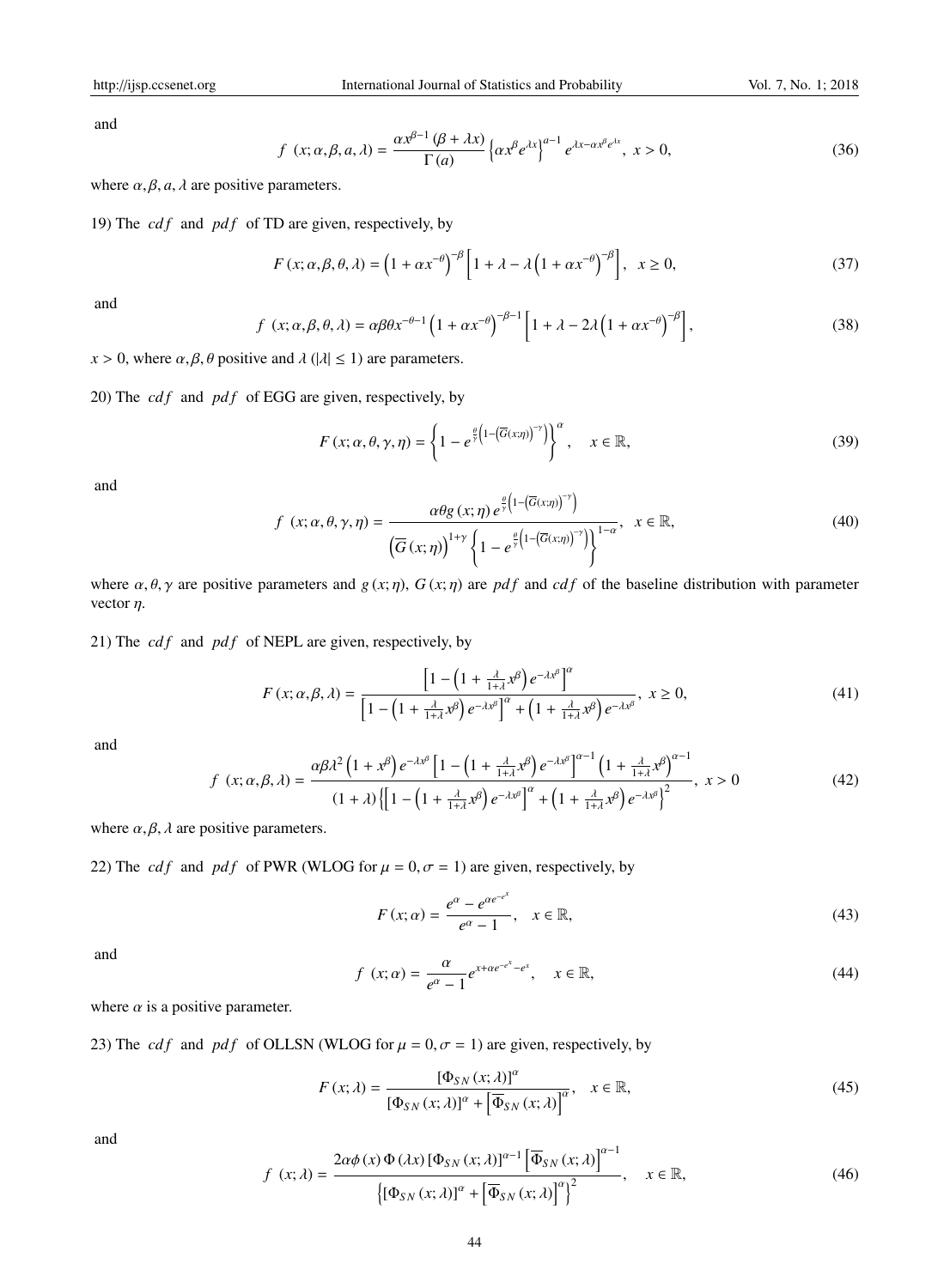and

$$f\ (x;\alpha,\beta,a,\lambda)=\frac{\alpha x^{\beta-1}(\beta+\lambda x)}{\Gamma(a)}\left\{\alpha x^{\beta}e^{\lambda x}\right\}^{a-1}e^{\lambda x-\alpha x^{\beta}e^{\lambda x}},\ x>0, \tag{36}$$

where $\alpha,\beta,a,\lambda$ are positive parameters.

19) The $cdf$ and $pdf$ of TD are given, respectively, by

$$F(x;\alpha,\beta,\theta,\lambda)=\left(1+\alpha x^{-\theta}\right)^{-\beta}\left[1+\lambda-\lambda\left(1+\alpha x^{-\theta}\right)^{-\beta}\right],\ \ x\geq 0, \tag{37}$$

and

$$f\ (x;\alpha,\beta,\theta,\lambda)=\alpha\beta\theta x^{-\theta-1}\left(1+\alpha x^{-\theta}\right)^{-\beta-1}\left[1+\lambda-2\lambda\left(1+\alpha x^{-\theta}\right)^{-\beta}\right], \tag{38}$$

$x>0$, where $\alpha,\beta,\theta$ positive and $\lambda$ ($|\lambda|\leq 1$) are parameters.

20) The $cdf$ and $pdf$ of EGG are given, respectively, by

$$F(x;\alpha,\theta,\gamma,\eta)=\left\{1-e^{\frac{\theta}{\gamma}\left(1-\left(\overline{G}(x;\eta)\right)^{-\gamma}\right)}\right\}^{\alpha},\quad x\in\mathbb{R}, \tag{39}$$

and

$$f\ (x;\alpha,\theta,\gamma,\eta)=\frac{\alpha\theta g(x;\eta)\,e^{\frac{\theta}{\gamma}\left(1-\left(\overline{G}(x;\eta)\right)^{-\gamma}\right)}}{\left(\overline{G}(x;\eta)\right)^{1+\gamma}\left\{1-e^{\frac{\theta}{\gamma}\left(1-\left(\overline{G}(x;\eta)\right)^{-\gamma}\right)}\right\}^{1-\alpha}},\ \ x\in\mathbb{R}, \tag{40}$$

where $\alpha,\theta,\gamma$ are positive parameters and $g(x;\eta)$, $G(x;\eta)$ are $pdf$ and $cdf$ of the baseline distribution with parameter vector $\eta$.

21) The $cdf$ and $pdf$ of NEPL are given, respectively, by

$$F(x;\alpha,\beta,\lambda)=\frac{\left[1-\left(1+\frac{\lambda}{1+\lambda}x^{\beta}\right)e^{-\lambda x^{\beta}}\right]^{\alpha}}{\left[1-\left(1+\frac{\lambda}{1+\lambda}x^{\beta}\right)e^{-\lambda x^{\beta}}\right]^{\alpha}+\left(1+\frac{\lambda}{1+\lambda}x^{\beta}\right)e^{-\lambda x^{\beta}}},\ x\geq 0, \tag{41}$$

and

$$f\ (x;\alpha,\beta,\lambda)=\frac{\alpha\beta\lambda^{2}\left(1+x^{\beta}\right)e^{-\lambda x^{\beta}}\left[1-\left(1+\frac{\lambda}{1+\lambda}x^{\beta}\right)e^{-\lambda x^{\beta}}\right]^{\alpha-1}\left(1+\frac{\lambda}{1+\lambda}x^{\beta}\right)^{\alpha-1}}{(1+\lambda)\left\{\left[1-\left(1+\frac{\lambda}{1+\lambda}x^{\beta}\right)e^{-\lambda x^{\beta}}\right]^{\alpha}+\left(1+\frac{\lambda}{1+\lambda}x^{\beta}\right)e^{-\lambda x^{\beta}}\right\}^{2}},\ x>0 \tag{42}$$

where $\alpha,\beta,\lambda$ are positive parameters.

22) The $cdf$ and $pdf$ of PWR (WLOG for $\mu=0,\sigma=1$) are given, respectively, by

$$F(x;\alpha)=\frac{e^{\alpha}-e^{\alpha e^{-e^{x}}}}{e^{\alpha}-1},\quad x\in\mathbb{R}, \tag{43}$$

and

$$f\ (x;\alpha)=\frac{\alpha}{e^{\alpha}-1}e^{x+\alpha e^{-e^{x}}-e^{x}},\quad x\in\mathbb{R}, \tag{44}$$

where $\alpha$ is a positive parameter.

23) The $cdf$ and $pdf$ of OLLSN (WLOG for $\mu=0,\sigma=1$) are given, respectively, by

$$F(x;\lambda)=\frac{\left[\Phi_{SN}(x;\lambda)\right]^{\alpha}}{\left[\Phi_{SN}(x;\lambda)\right]^{\alpha}+\left[\overline{\Phi}_{SN}(x;\lambda)\right]^{\alpha}},\quad x\in\mathbb{R}, \tag{45}$$

and

$$f\ (x;\lambda)=\frac{2\alpha\phi(x)\Phi(\lambda x)\left[\Phi_{SN}(x;\lambda)\right]^{\alpha-1}\left[\overline{\Phi}_{SN}(x;\lambda)\right]^{\alpha-1}}{\left\{\left[\Phi_{SN}(x;\lambda)\right]^{\alpha}+\left[\overline{\Phi}_{SN}(x;\lambda)\right]^{\alpha}\right\}^{2}},\quad x\in\mathbb{R}, \tag{46}$$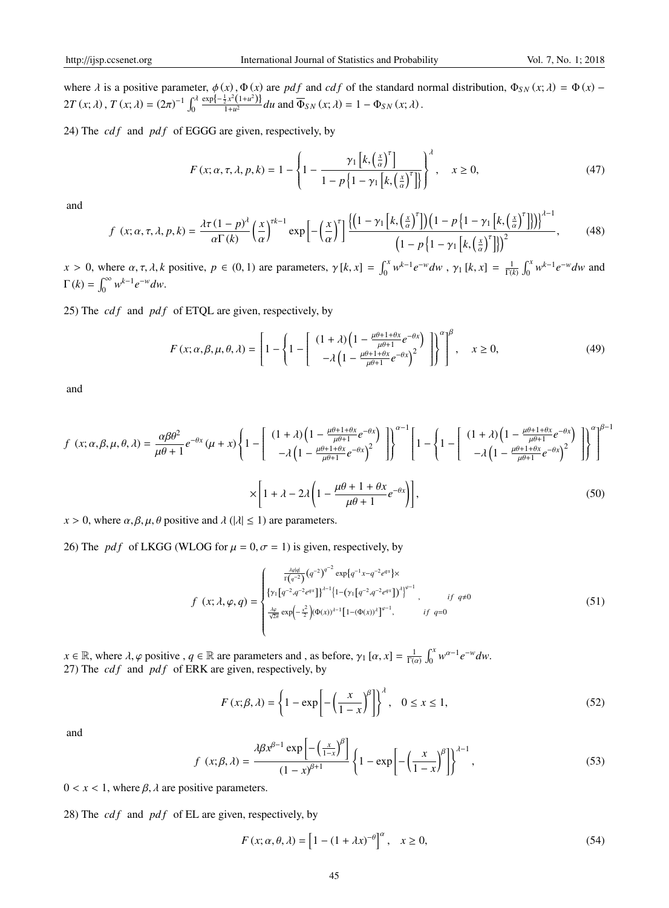where $\lambda$ is a positive parameter, $\phi(x), \Phi(x)$ are $pdf$ and $cdf$ of the standard normal distribution, $\Phi_{SN}(x;\lambda) = \Phi(x) - 2T(x;\lambda)$, $T(x;\lambda) = (2\pi)^{-1}\int_0^{\lambda} \frac{\exp\left\{-\frac{1}{2}x^2(1+u^2)\right\}}{1+u^2}du$ and $\overline{\Phi}_{SN}(x;\lambda) = 1 - \Phi_{SN}(x;\lambda)$.

24) The $cdf$ and $pdf$ of EGGG are given, respectively, by

$$F(x;\alpha,\tau,\lambda,p,k) = 1 - \left\{1 - \frac{\gamma_1\left[k,\left(\frac{x}{\alpha}\right)^{\tau}\right]}{1 - p\left\{1 - \gamma_1\left[k,\left(\frac{x}{\alpha}\right)^{\tau}\right]\right\}}\right\}^{\lambda}, \quad x \geq 0, \tag{47}$$

and

$$f(x;\alpha,\tau,\lambda,p,k) = \frac{\lambda\tau(1-p)^{\lambda}}{\alpha\Gamma(k)}\left(\frac{x}{\alpha}\right)^{\tau k-1}\exp\left[-\left(\frac{x}{\alpha}\right)^{\tau}\right]\frac{\left\{\left(1-\gamma_1\left[k,\left(\frac{x}{\alpha}\right)^{\tau}\right]\right)\left(1-p\left\{1-\gamma_1\left[k,\left(\frac{x}{\alpha}\right)^{\tau}\right]\right\}\right)\right\}^{\lambda-1}}{\left(1-p\left\{1-\gamma_1\left[k,\left(\frac{x}{\alpha}\right)^{\tau}\right]\right\}\right)^2}, \tag{48}$$

$x > 0$, where $\alpha,\tau,\lambda,k$ positive, $p \in (0,1)$ are parameters, $\gamma[k,x] = \int_0^x w^{k-1}e^{-w}dw$, $\gamma_1[k,x] = \frac{1}{\Gamma(k)}\int_0^x w^{k-1}e^{-w}dw$ and $\Gamma(k) = \int_0^{\infty} w^{k-1}e^{-w}dw$.

25) The $cdf$ and $pdf$ of ETQL are given, respectively, by

$$F(x;\alpha,\beta,\mu,\theta,\lambda) = \left[1 - \left\{1 - \left[\begin{array}{c}(1+\lambda)\left(1-\frac{\mu\theta+1+\theta x}{\mu\theta+1}e^{-\theta x}\right)\\ -\lambda\left(1-\frac{\mu\theta+1+\theta x}{\mu\theta+1}e^{-\theta x}\right)^2\end{array}\right]\right\}^{\alpha}\right]^{\beta}, \quad x \geq 0, \tag{49}$$

and

$$f(x;\alpha,\beta,\mu,\theta,\lambda) = \frac{\alpha\beta\theta^2}{\mu\theta+1}e^{-\theta x}(\mu+x)\left\{1 - \left[\begin{array}{c}(1+\lambda)\left(1-\frac{\mu\theta+1+\theta x}{\mu\theta+1}e^{-\theta x}\right)\\ -\lambda\left(1-\frac{\mu\theta+1+\theta x}{\mu\theta+1}e^{-\theta x}\right)^2\end{array}\right]\right\}^{\alpha-1}\left[1 - \left\{1 - \left[\begin{array}{c}(1+\lambda)\left(1-\frac{\mu\theta+1+\theta x}{\mu\theta+1}e^{-\theta x}\right)\\ -\lambda\left(1-\frac{\mu\theta+1+\theta x}{\mu\theta+1}e^{-\theta x}\right)^2\end{array}\right]\right\}^{\alpha}\right]^{\beta-1}$$

$$\times\left[1+\lambda-2\lambda\left(1-\frac{\mu\theta+1+\theta x}{\mu\theta+1}e^{-\theta x}\right)\right], \tag{50}$$

$x > 0$, where $\alpha,\beta,\mu,\theta$ positive and $\lambda$ ($|\lambda| \leq 1$) are parameters.

26) The $pdf$ of LKGG (WLOG for $\mu = 0, \sigma = 1$) is given, respectively, by

$$f(x;\lambda,\varphi,q) = \begin{cases} \frac{\lambda\varphi|q|}{\Gamma(q^{-2})}\left(q^{-2}\right)^{q^{-2}}\exp\left\{q^{-1}x - q^{-2}e^{qx}\right\}\times \\ \left\{\gamma_1\left[q^{-2},q^{-2}e^{qx}\right]\right\}^{\lambda-1}\left\{1-\left(\gamma_1\left[q^{-2},q^{-2}e^{qx}\right]\right)^{\lambda}\right\}^{\varphi-1}, & if\ q \neq 0 \\ \frac{\lambda\varphi}{\sqrt{2\pi}}\exp\left(-\frac{x^2}{2}\right)(\Phi(x))^{\lambda-1}\left[1-(\Phi(x))^{\lambda}\right]^{\varphi-1}, & if\ q = 0 \end{cases} \tag{51}$$

$x \in \mathbb{R}$, where $\lambda,\varphi$ positive, $q \in \mathbb{R}$ are parameters and , as before, $\gamma_1[\alpha,x] = \frac{1}{\Gamma(\alpha)}\int_0^x w^{\alpha-1}e^{-w}dw$.

27) The $cdf$ and $pdf$ of ERK are given, respectively, by

$$F(x;\beta,\lambda) = \left\{1 - \exp\left[-\left(\frac{x}{1-x}\right)^{\beta}\right]\right\}^{\lambda}, \quad 0 \leq x \leq 1, \tag{52}$$

and

$$f(x;\beta,\lambda) = \frac{\lambda\beta x^{\beta-1}\exp\left[-\left(\frac{x}{1-x}\right)^{\beta}\right]}{(1-x)^{\beta+1}}\left\{1 - \exp\left[-\left(\frac{x}{1-x}\right)^{\beta}\right]\right\}^{\lambda-1}, \tag{53}$$

$0 < x < 1$, where $\beta,\lambda$ are positive parameters.

28) The $cdf$ and $pdf$ of EL are given, respectively, by

$$F(x;\alpha,\theta,\lambda) = \left[1 - (1+\lambda x)^{-\theta}\right]^{\alpha}, \quad x \geq 0, \tag{54}$$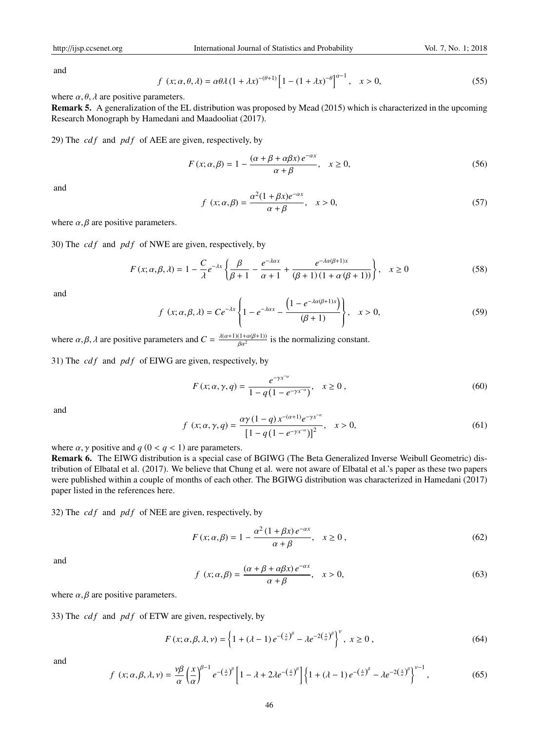and

$$f\ (x; \alpha, \theta, \lambda) = \alpha\theta\lambda\,(1+\lambda x)^{-(\theta+1)}\left[1-(1+\lambda x)^{-\theta}\right]^{\alpha-1}, \quad x > 0, \tag{55}$$

where $\alpha, \theta, \lambda$ are positive parameters.

**Remark 5.** A generalization of the EL distribution was proposed by Mead (2015) which is characterized in the upcoming Research Monograph by Hamedani and Maadooliat (2017).

29) The $cdf$ and $pdf$ of AEE are given, respectively, by

$$F(x; \alpha, \beta) = 1 - \frac{(\alpha+\beta+\alpha\beta x)\, e^{-\alpha x}}{\alpha+\beta}, \quad x \geq 0, \tag{56}$$

and

$$f\ (x; \alpha, \beta) = \frac{\alpha^2(1+\beta x)e^{-\alpha x}}{\alpha+\beta}, \quad x > 0, \tag{57}$$

where $\alpha, \beta$ are positive parameters.

30) The $cdf$ and $pdf$ of NWE are given, respectively, by

$$F(x; \alpha, \beta, \lambda) = 1 - \frac{C}{\lambda}e^{-\lambda x}\left\{\frac{\beta}{\beta+1} - \frac{e^{-\lambda\alpha x}}{\alpha+1} + \frac{e^{-\lambda\alpha(\beta+1)x}}{(\beta+1)(1+\alpha(\beta+1))}\right\}, \quad x \geq 0 \tag{58}$$

and

$$f\ (x; \alpha, \beta, \lambda) = Ce^{-\lambda x}\left\{1 - e^{-\lambda\alpha x} - \frac{\left(1-e^{-\lambda\alpha(\beta+1)x}\right)}{(\beta+1)}\right\}, \quad x > 0, \tag{59}$$

where $\alpha, \beta, \lambda$ are positive parameters and $C = \frac{\lambda(\alpha+1)(1+\alpha(\beta+1))}{\beta\alpha^2}$ is the normalizing constant.

31) The $cdf$ and $pdf$ of EIWG are given, respectively, by

$$F(x; \alpha, \gamma, q) = \frac{e^{-\gamma x^{-\alpha}}}{1-q\left(1-e^{-\gamma x^{-\alpha}}\right)}, \quad x \geq 0\,, \tag{60}$$

and

$$f\ (x; \alpha, \gamma, q) = \frac{\alpha\gamma\,(1-q)\,x^{-(\alpha+1)}e^{-\gamma x^{-\alpha}}}{\left[1-q\left(1-e^{-\gamma x^{-\alpha}}\right)\right]^2}, \quad x > 0, \tag{61}$$

where $\alpha, \gamma$ positive and $q$ $(0 < q < 1)$ are parameters.

**Remark 6.** The EIWG distribution is a special case of BGIWG (The Beta Generalized Inverse Weibull Geometric) distribution of Elbatal et al. (2017). We believe that Chung et al. were not aware of Elbatal et al.'s paper as these two papers were published within a couple of months of each other. The BGIWG distribution was characterized in Hamedani (2017) paper listed in the references here.

32) The $cdf$ and $pdf$ of NEE are given, respectively, by

$$F(x; \alpha, \beta) = 1 - \frac{\alpha^2\,(1+\beta x)\, e^{-\alpha x}}{\alpha+\beta}, \quad x \geq 0\,, \tag{62}$$

and

$$f\ (x; \alpha, \beta) = \frac{(\alpha+\beta+\alpha\beta x)\, e^{-\alpha x}}{\alpha+\beta}, \quad x > 0, \tag{63}$$

where $\alpha, \beta$ are positive parameters.

33) The $cdf$ and $pdf$ of ETW are given, respectively, by

$$F(x; \alpha, \beta, \lambda, \nu) = \left\{1 + (\lambda-1)\, e^{-\left(\frac{x}{\alpha}\right)^\beta} - \lambda e^{-2\left(\frac{x}{\alpha}\right)^\beta}\right\}^\nu, \ x \geq 0\,, \tag{64}$$

and

$$f\ (x; \alpha, \beta, \lambda, \nu) = \frac{\nu\beta}{\alpha}\left(\frac{x}{\alpha}\right)^{\beta-1} e^{-\left(\frac{x}{\alpha}\right)^\beta}\left[1-\lambda+2\lambda e^{-\left(\frac{x}{\alpha}\right)^\beta}\right]\left\{1+(\lambda-1)\, e^{-\left(\frac{x}{\alpha}\right)^\beta} - \lambda e^{-2\left(\frac{x}{\alpha}\right)^\beta}\right\}^{\nu-1}, \tag{65}$$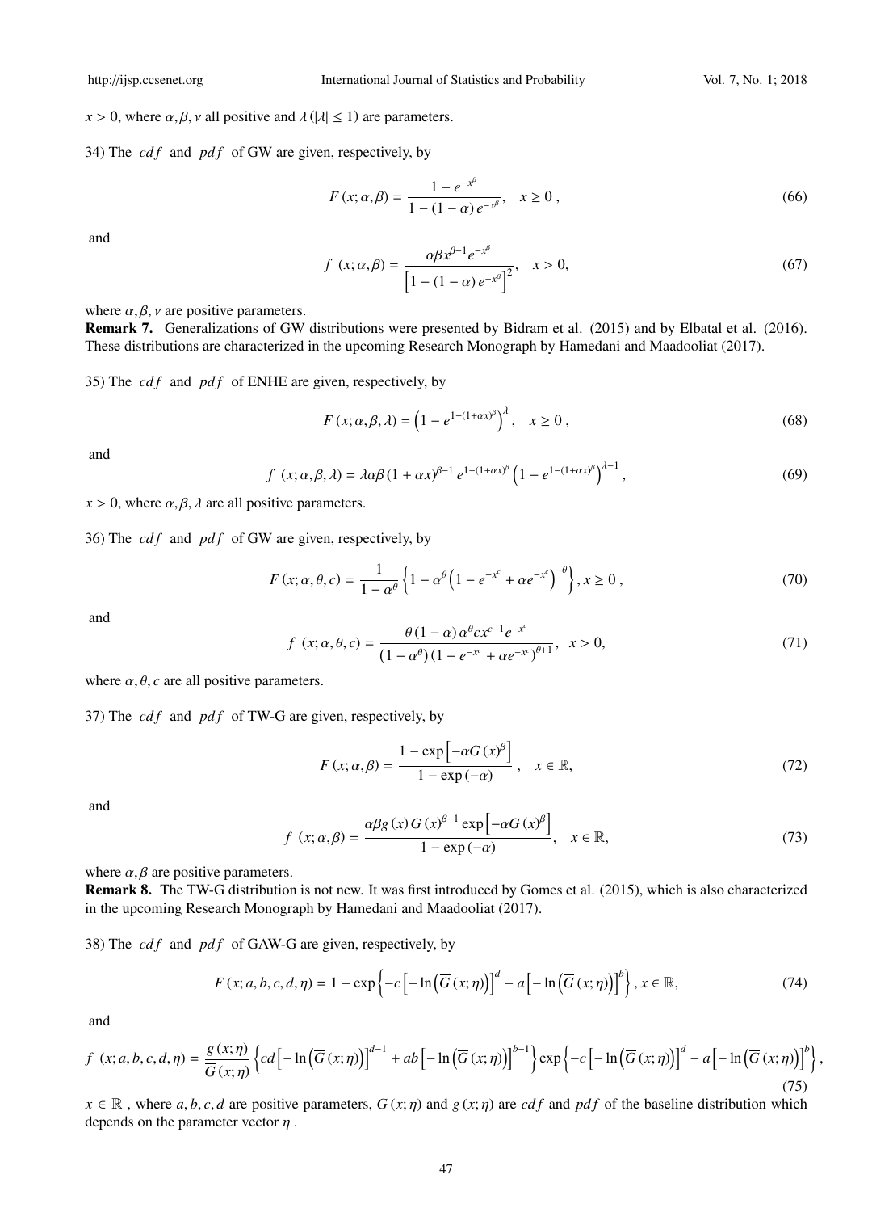$x > 0$, where $\alpha, \beta, \nu$ all positive and $\lambda\,(|\lambda| \leq 1)$ are parameters.

34) The $cdf$ and $pdf$ of GW are given, respectively, by

$$F(x; \alpha, \beta) = \frac{1 - e^{-x^{\beta}}}{1 - (1-\alpha)\, e^{-x^{\beta}}}, \quad x \geq 0\,, \tag{66}$$

and

$$f\,(x; \alpha, \beta) = \frac{\alpha\beta x^{\beta-1} e^{-x^{\beta}}}{\left[1 - (1-\alpha)\, e^{-x^{\beta}}\right]^{2}}, \quad x > 0, \tag{67}$$

where $\alpha, \beta, \nu$ are positive parameters.

**Remark 7.** Generalizations of GW distributions were presented by Bidram et al. (2015) and by Elbatal et al. (2016). These distributions are characterized in the upcoming Research Monograph by Hamedani and Maadooliat (2017).

35) The $cdf$ and $pdf$ of ENHE are given, respectively, by

$$F(x; \alpha, \beta, \lambda) = \left(1 - e^{1-(1+\alpha x)^{\beta}}\right)^{\lambda}, \quad x \geq 0\,, \tag{68}$$

and

$$f\,(x; \alpha, \beta, \lambda) = \lambda\alpha\beta\,(1+\alpha x)^{\beta-1}\, e^{1-(1+\alpha x)^{\beta}} \left(1 - e^{1-(1+\alpha x)^{\beta}}\right)^{\lambda-1}, \tag{69}$$

$x > 0$, where $\alpha, \beta, \lambda$ are all positive parameters.

36) The $cdf$ and $pdf$ of GW are given, respectively, by

$$F(x; \alpha, \theta, c) = \frac{1}{1-\alpha^{\theta}} \left\{1 - \alpha^{\theta}\left(1 - e^{-x^{c}} + \alpha e^{-x^{c}}\right)^{-\theta}\right\}, x \geq 0\,, \tag{70}$$

and

$$f\,(x; \alpha, \theta, c) = \frac{\theta\,(1-\alpha)\,\alpha^{\theta} c x^{c-1} e^{-x^{c}}}{(1-\alpha^{\theta})\,(1 - e^{-x^{c}} + \alpha e^{-x^{c}})^{\theta+1}}, \quad x > 0, \tag{71}$$

where $\alpha, \theta, c$ are all positive parameters.

37) The $cdf$ and $pdf$ of TW-G are given, respectively, by

$$F(x; \alpha, \beta) = \frac{1 - \exp\left[-\alpha G(x)^{\beta}\right]}{1 - \exp(-\alpha)}\,, \quad x \in \mathbb{R}, \tag{72}$$

and

$$f\,(x; \alpha, \beta) = \frac{\alpha\beta g(x)\, G(x)^{\beta-1} \exp\left[-\alpha G(x)^{\beta}\right]}{1 - \exp(-\alpha)}, \quad x \in \mathbb{R}, \tag{73}$$

where $\alpha, \beta$ are positive parameters.

**Remark 8.** The TW-G distribution is not new. It was first introduced by Gomes et al. (2015), which is also characterized in the upcoming Research Monograph by Hamedani and Maadooliat (2017).

38) The $cdf$ and $pdf$ of GAW-G are given, respectively, by

$$F(x; a, b, c, d, \eta) = 1 - \exp\left\{-c\left[-\ln\left(\overline{G}(x;\eta)\right)\right]^{d} - a\left[-\ln\left(\overline{G}(x;\eta)\right)\right]^{b}\right\}, x \in \mathbb{R}, \tag{74}$$

and

$$f\,(x; a, b, c, d, \eta) = \frac{g(x;\eta)}{\overline{G}(x;\eta)} \left\{cd\left[-\ln\left(\overline{G}(x;\eta)\right)\right]^{d-1} + ab\left[-\ln\left(\overline{G}(x;\eta)\right)\right]^{b-1}\right\} \exp\left\{-c\left[-\ln\left(\overline{G}(x;\eta)\right)\right]^{d} - a\left[-\ln\left(\overline{G}(x;\eta)\right)\right]^{b}\right\}, \tag{75}$$

$x \in \mathbb{R}$ , where $a, b, c, d$ are positive parameters, $G(x;\eta)$ and $g(x;\eta)$ are $cdf$ and $pdf$ of the baseline distribution which depends on the parameter vector $\eta$ .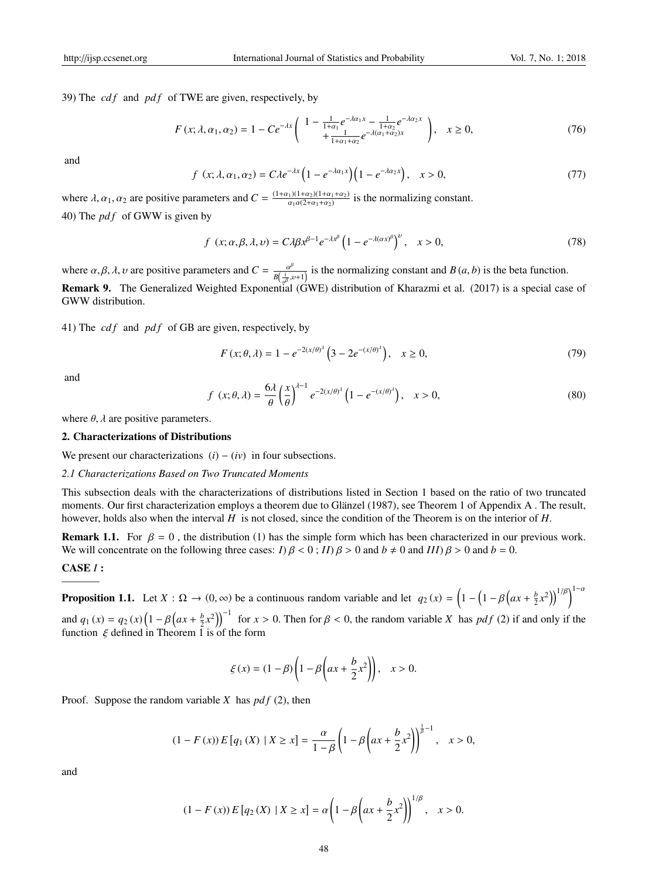39) The $cdf$ and $pdf$ of TWE are given, respectively, by

$$F(x;\lambda,\alpha_1,\alpha_2) = 1 - Ce^{-\lambda x}\left(\begin{array}{c} 1 - \frac{1}{1+\alpha_1}e^{-\lambda\alpha_1 x} - \frac{1}{1+\alpha_2}e^{-\lambda\alpha_2 x} \\ + \frac{1}{1+\alpha_1+\alpha_2}e^{-\lambda(\alpha_1+\alpha_2)x} \end{array}\right), \quad x \geq 0, \tag{76}$$

and

$$f(x;\lambda,\alpha_1,\alpha_2) = C\lambda e^{-\lambda x}\left(1 - e^{-\lambda\alpha_1 x}\right)\left(1 - e^{-\lambda\alpha_2 x}\right), \quad x > 0, \tag{77}$$

where $\lambda, \alpha_1, \alpha_2$ are positive parameters and $C = \frac{(1+\alpha_1)(1+\alpha_2)(1+\alpha_1+\alpha_2)}{\alpha_1\alpha(2+\alpha_1+\alpha_2)}$ is the normalizing constant.

40) The $pdf$ of GWW is given by

$$f(x;\alpha,\beta,\lambda,\upsilon) = C\lambda\beta x^{\beta-1}e^{-\lambda x^\beta}\left(1 - e^{-\lambda(\alpha x)^\beta}\right)^\upsilon, \quad x > 0, \tag{78}$$

where $\alpha, \beta, \lambda, \upsilon$ are positive parameters and $C = \frac{\alpha^\beta}{B\left(\frac{1}{\alpha^\beta},\upsilon+1\right)}$ is the normalizing constant and $B(a,b)$ is the beta function.

**Remark 9.** The Generalized Weighted Exponential (GWE) distribution of Kharazmi et al. (2017) is a special case of GWW distribution.

41) The $cdf$ and $pdf$ of GB are given, respectively, by

$$F(x;\theta,\lambda) = 1 - e^{-2(x/\theta)^\lambda}\left(3 - 2e^{-(x/\theta)^\lambda}\right), \quad x \geq 0, \tag{79}$$

and

$$f(x;\theta,\lambda) = \frac{6\lambda}{\theta}\left(\frac{x}{\theta}\right)^{\lambda-1}e^{-2(x/\theta)^\lambda}\left(1 - e^{-(x/\theta)^\lambda}\right), \quad x > 0, \tag{80}$$

where $\theta, \lambda$ are positive parameters.

## 2. Characterizations of Distributions

We present our characterizations $(i) - (iv)$ in four subsections.

### *2.1 Characterizations Based on Two Truncated Moments*

This subsection deals with the characterizations of distributions listed in Section 1 based on the ratio of two truncated moments. Our first characterization employs a theorem due to Glänzel (1987), see Theorem 1 of Appendix A . The result, however, holds also when the interval $H$ is not closed, since the condition of the Theorem is on the interior of $H$.

**Remark 1.1.** For $\beta = 0$ , the distribution (1) has the simple form which has been characterized in our previous work. We will concentrate on the following three cases: $I)\ \beta < 0$ ; $II)\ \beta > 0$ and $b \neq 0$ and $III)\ \beta > 0$ and $b = 0$.

**CASE $I$ :**

**Proposition 1.1.** Let $X : \Omega \to (0,\infty)$ be a continuous random variable and let $q_2(x) = \left(1 - \left(1 - \beta\left(ax + \frac{b}{2}x^2\right)\right)^{1/\beta}\right)^{1-\alpha}$ and $q_1(x) = q_2(x)\left(1 - \beta\left(ax + \frac{b}{2}x^2\right)\right)^{-1}$ for $x > 0$. Then for $\beta < 0$, the random variable $X$ has $pdf$ (2) if and only if the function $\xi$ defined in Theorem 1 is of the form

$$\xi(x) = (1-\beta)\left(1 - \beta\left(ax + \frac{b}{2}x^2\right)\right), \quad x > 0.$$

Proof. Suppose the random variable $X$ has $pdf$ (2), then

$$(1 - F(x))E\left[q_1(X) \mid X \geq x\right] = \frac{\alpha}{1-\beta}\left(1 - \beta\left(ax + \frac{b}{2}x^2\right)\right)^{\frac{1}{\beta}-1}, \quad x > 0,$$

and

$$(1 - F(x))E\left[q_2(X) \mid X \geq x\right] = \alpha\left(1 - \beta\left(ax + \frac{b}{2}x^2\right)\right)^{1/\beta}, \quad x > 0.$$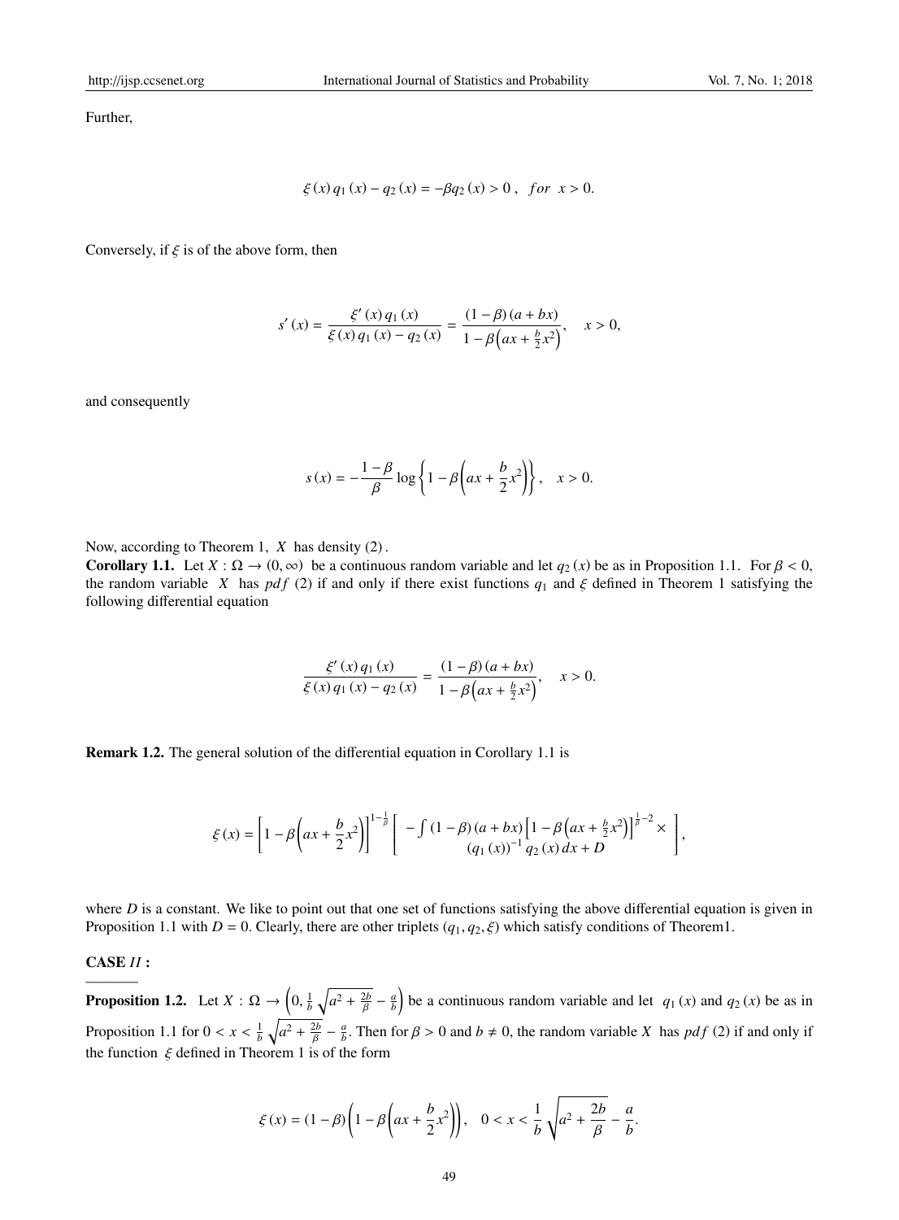Further,

$$\xi(x)\, q_1(x) - q_2(x) = -\beta q_2(x) > 0\,, \quad for \;\; x > 0.$$

Conversely, if $\xi$ is of the above form, then

$$s'(x) = \frac{\xi'(x)\, q_1(x)}{\xi(x)\, q_1(x) - q_2(x)} = \frac{(1-\beta)(a+bx)}{1-\beta\left(ax+\frac{b}{2}x^2\right)}, \quad x > 0,$$

and consequently

$$s(x) = -\frac{1-\beta}{\beta}\log\left\{1-\beta\left(ax+\frac{b}{2}x^2\right)\right\}, \quad x > 0.$$

Now, according to Theorem 1, $X$ has density (2).

**Corollary 1.1.** Let $X : \Omega \to (0, \infty)$ be a continuous random variable and let $q_2(x)$ be as in Proposition 1.1. For $\beta < 0$, the random variable $X$ has $pdf$ (2) if and only if there exist functions $q_1$ and $\xi$ defined in Theorem 1 satisfying the following differential equation

$$\frac{\xi'(x)\, q_1(x)}{\xi(x)\, q_1(x) - q_2(x)} = \frac{(1-\beta)(a+bx)}{1-\beta\left(ax+\frac{b}{2}x^2\right)}, \quad x > 0.$$

**Remark 1.2.** The general solution of the differential equation in Corollary 1.1 is

$$\xi(x) = \left[1-\beta\left(ax+\frac{b}{2}x^2\right)\right]^{1-\frac{1}{\beta}}\left[\begin{array}{c} -\int (1-\beta)(a+bx)\left[1-\beta\left(ax+\frac{b}{2}x^2\right)\right]^{\frac{1}{\beta}-2}\times \\ (q_1(x))^{-1}\, q_2(x)\, dx + D \end{array}\right],$$

where $D$ is a constant. We like to point out that one set of functions satisfying the above differential equation is given in Proposition 1.1 with $D = 0$. Clearly, there are other triplets $(q_1, q_2, \xi)$ which satisfy conditions of Theorem1.

**CASE $II$ :**

**Proposition 1.2.** Let $X : \Omega \to \left(0, \frac{1}{b}\sqrt{a^2+\frac{2b}{\beta}}-\frac{a}{b}\right)$ be a continuous random variable and let $q_1(x)$ and $q_2(x)$ be as in Proposition 1.1 for $0 < x < \frac{1}{b}\sqrt{a^2+\frac{2b}{\beta}}-\frac{a}{b}$. Then for $\beta > 0$ and $b \neq 0$, the random variable $X$ has $pdf$ (2) if and only if the function $\xi$ defined in Theorem 1 is of the form

$$\xi(x) = (1-\beta)\left(1-\beta\left(ax+\frac{b}{2}x^2\right)\right), \quad 0 < x < \frac{1}{b}\sqrt{a^2+\frac{2b}{\beta}}-\frac{a}{b}.$$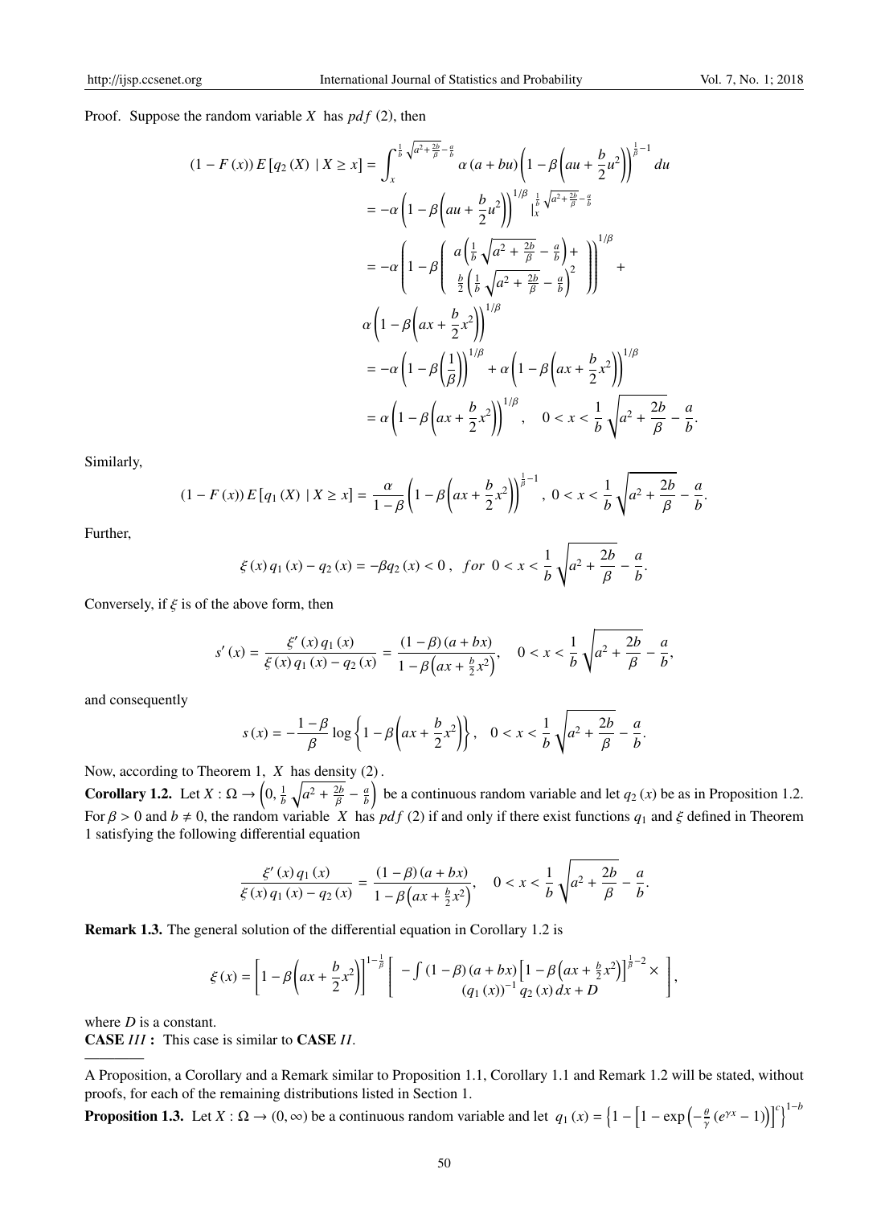Proof. Suppose the random variable $X$ has $pdf$ (2), then

$$
\begin{aligned}
(1-F(x)) E\left[q_2(X) \mid X \geq x\right] &= \int_x^{\frac{1}{b}\sqrt{a^2+\frac{2b}{\beta}}-\frac{a}{b}} \alpha(a+bu)\left(1-\beta\left(au+\frac{b}{2}u^2\right)\right)^{\frac{1}{\beta}-1} du \\
&= -\alpha\left(1-\beta\left(au+\frac{b}{2}u^2\right)\right)^{1/\beta} \Big|_x^{\frac{1}{b}\sqrt{a^2+\frac{2b}{\beta}}-\frac{a}{b}} \\
&= -\alpha\left(1-\beta\left(\begin{array}{c} a\left(\frac{1}{b}\sqrt{a^2+\frac{2b}{\beta}}-\frac{a}{b}\right)+ \\ \frac{b}{2}\left(\frac{1}{b}\sqrt{a^2+\frac{2b}{\beta}}-\frac{a}{b}\right)^2 \end{array}\right)\right)^{1/\beta} + \\
&\quad \alpha\left(1-\beta\left(ax+\frac{b}{2}x^2\right)\right)^{1/\beta} \\
&= -\alpha\left(1-\beta\left(\frac{1}{\beta}\right)\right)^{1/\beta}+\alpha\left(1-\beta\left(ax+\frac{b}{2}x^2\right)\right)^{1/\beta} \\
&= \alpha\left(1-\beta\left(ax+\frac{b}{2}x^2\right)\right)^{1/\beta}, \quad 0<x<\frac{1}{b}\sqrt{a^2+\frac{2b}{\beta}}-\frac{a}{b}.
\end{aligned}
$$

Similarly,

$$
(1-F(x)) E\left[q_1(X) \mid X \geq x\right] = \frac{\alpha}{1-\beta}\left(1-\beta\left(ax+\frac{b}{2}x^2\right)\right)^{\frac{1}{\beta}-1}, \; 0<x<\frac{1}{b}\sqrt{a^2+\frac{2b}{\beta}}-\frac{a}{b}.
$$

Further,

$$
\xi(x) q_1(x) - q_2(x) = -\beta q_2(x) < 0, \;\; for \;\; 0<x<\frac{1}{b}\sqrt{a^2+\frac{2b}{\beta}}-\frac{a}{b}.
$$

Conversely, if $\xi$ is of the above form, then

$$
s'(x) = \frac{\xi'(x) q_1(x)}{\xi(x) q_1(x) - q_2(x)} = \frac{(1-\beta)(a+bx)}{1-\beta\left(ax+\frac{b}{2}x^2\right)}, \quad 0<x<\frac{1}{b}\sqrt{a^2+\frac{2b}{\beta}}-\frac{a}{b},
$$

and consequently

$$
s(x) = -\frac{1-\beta}{\beta}\log\left\{1-\beta\left(ax+\frac{b}{2}x^2\right)\right\}, \quad 0<x<\frac{1}{b}\sqrt{a^2+\frac{2b}{\beta}}-\frac{a}{b}.
$$

Now, according to Theorem 1, $X$ has density (2).

**Corollary 1.2.** Let $X : \Omega \rightarrow \left(0, \frac{1}{b}\sqrt{a^2+\frac{2b}{\beta}}-\frac{a}{b}\right)$ be a continuous random variable and let $q_2(x)$ be as in Proposition 1.2. For $\beta > 0$ and $b \neq 0$, the random variable $X$ has $pdf$ (2) if and only if there exist functions $q_1$ and $\xi$ defined in Theorem 1 satisfying the following differential equation

$$
\frac{\xi'(x) q_1(x)}{\xi(x) q_1(x) - q_2(x)} = \frac{(1-\beta)(a+bx)}{1-\beta\left(ax+\frac{b}{2}x^2\right)}, \quad 0<x<\frac{1}{b}\sqrt{a^2+\frac{2b}{\beta}}-\frac{a}{b}.
$$

**Remark 1.3.** The general solution of the differential equation in Corollary 1.2 is

$$
\xi(x) = \left[1-\beta\left(ax+\frac{b}{2}x^2\right)\right]^{1-\frac{1}{\beta}} \left[\begin{array}{c} -\int(1-\beta)(a+bx)\left[1-\beta\left(ax+\frac{b}{2}x^2\right)\right]^{\frac{1}{\beta}-2} \times \\ (q_1(x))^{-1} q_2(x)\, dx + D \end{array}\right],
$$

where $D$ is a constant.

**CASE** $III$ **:** This case is similar to **CASE** $II$.

---

A Proposition, a Corollary and a Remark similar to Proposition 1.1, Corollary 1.1 and Remark 1.2 will be stated, without proofs, for each of the remaining distributions listed in Section 1.

**Proposition 1.3.** Let $X : \Omega \rightarrow (0, \infty)$ be a continuous random variable and let $q_1(x) = \left\{1-\left[1-\exp\left(-\frac{\theta}{\gamma}\left(e^{\gamma x}-1\right)\right)\right]^c\right\}^{1-b}$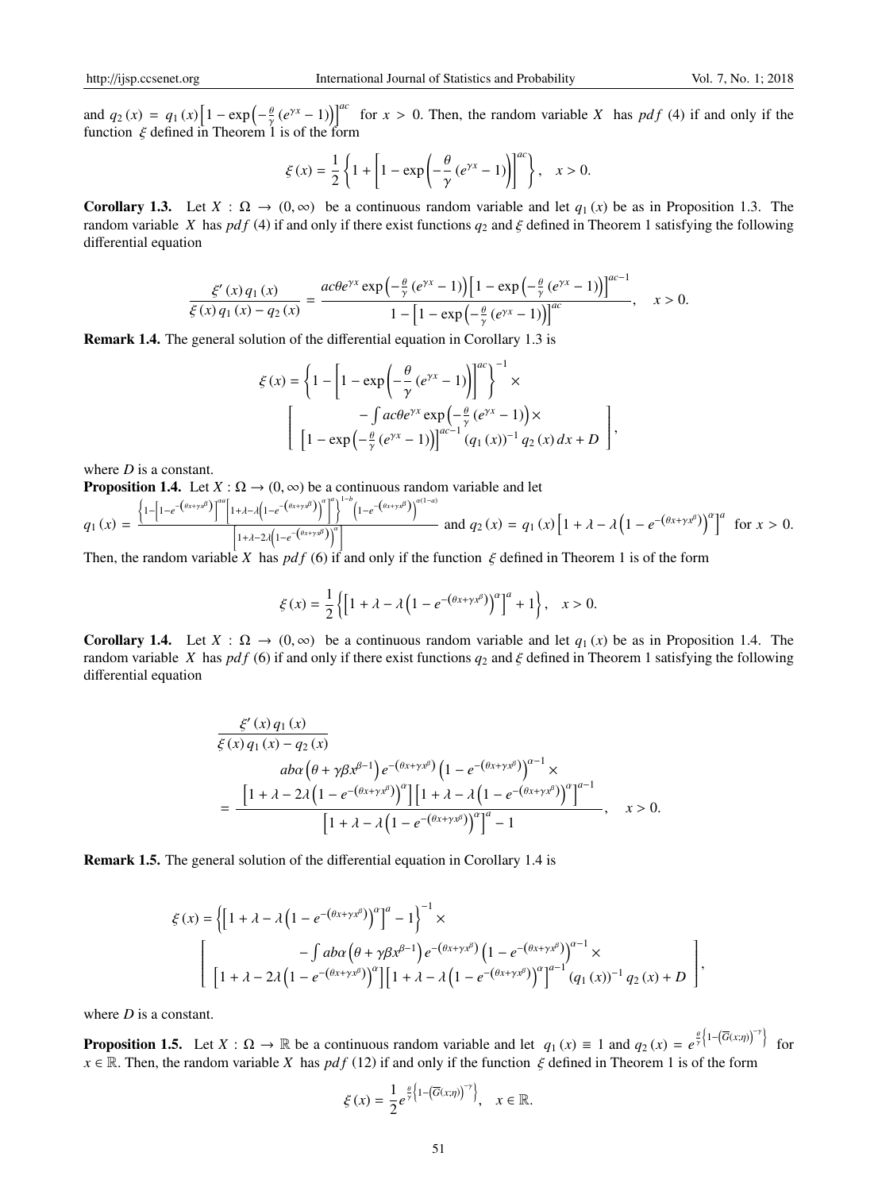and $q_2(x) = q_1(x)\left[1 - \exp\left(-\frac{\theta}{\gamma}\left(e^{\gamma x} - 1\right)\right)\right]^{ac}$ for $x > 0$. Then, the random variable $X$ has $pdf$ (4) if and only if the function $\xi$ defined in Theorem 1 is of the form

$$\xi(x) = \frac{1}{2}\left\{1 + \left[1 - \exp\left(-\frac{\theta}{\gamma}\left(e^{\gamma x} - 1\right)\right)\right]^{ac}\right\}, \quad x > 0.$$

**Corollary 1.3.** Let $X : \Omega \to (0, \infty)$ be a continuous random variable and let $q_1(x)$ be as in Proposition 1.3. The random variable $X$ has $pdf$ (4) if and only if there exist functions $q_2$ and $\xi$ defined in Theorem 1 satisfying the following differential equation

$$\frac{\xi'(x)\, q_1(x)}{\xi(x)\, q_1(x) - q_2(x)} = \frac{ac\theta e^{\gamma x} \exp\left(-\frac{\theta}{\gamma}\left(e^{\gamma x} - 1\right)\right)\left[1 - \exp\left(-\frac{\theta}{\gamma}\left(e^{\gamma x} - 1\right)\right)\right]^{ac-1}}{1 - \left[1 - \exp\left(-\frac{\theta}{\gamma}\left(e^{\gamma x} - 1\right)\right)\right]^{ac}}, \quad x > 0.$$

**Remark 1.4.** The general solution of the differential equation in Corollary 1.3 is

$$\xi(x) = \left\{1 - \left[1 - \exp\left(-\frac{\theta}{\gamma}\left(e^{\gamma x} - 1\right)\right)\right]^{ac}\right\}^{-1} \times \left[\begin{array}{c} -\int ac\theta e^{\gamma x} \exp\left(-\frac{\theta}{\gamma}\left(e^{\gamma x} - 1\right)\right) \times \\ \left[1 - \exp\left(-\frac{\theta}{\gamma}\left(e^{\gamma x} - 1\right)\right)\right]^{ac-1} \left(q_1(x)\right)^{-1} q_2(x)\, dx + D \end{array}\right],$$

where $D$ is a constant.

**Proposition 1.4.** Let $X : \Omega \to (0, \infty)$ be a continuous random variable and let

$q_1(x) = \dfrac{\left\{1 - \left[1 - e^{-\left(\theta x + \gamma x^{\beta}\right)}\right]^{\alpha a}\left[1 + \lambda - \lambda\left(1 - e^{-\left(\theta x + \gamma x^{\beta}\right)}\right)^{\alpha}\right]^{a}\right\}^{1-b}\left(1 - e^{-\left(\theta x + \gamma x^{\beta}\right)}\right)^{\alpha(1-a)}}{\left[1 + \lambda - 2\lambda\left(1 - e^{-\left(\theta x + \gamma x^{\beta}\right)}\right)^{\alpha}\right]}$ and $q_2(x) = q_1(x)\left[1 + \lambda - \lambda\left(1 - e^{-\left(\theta x + \gamma x^{\beta}\right)}\right)^{\alpha}\right]^{a}$ for $x > 0$.

Then, the random variable $X$ has $pdf$ (6) if and only if the function $\xi$ defined in Theorem 1 is of the form

$$\xi(x) = \frac{1}{2}\left\{\left[1 + \lambda - \lambda\left(1 - e^{-\left(\theta x + \gamma x^{\beta}\right)}\right)^{\alpha}\right]^{a} + 1\right\}, \quad x > 0.$$

**Corollary 1.4.** Let $X : \Omega \to (0, \infty)$ be a continuous random variable and let $q_1(x)$ be as in Proposition 1.4. The random variable $X$ has $pdf$ (6) if and only if there exist functions $q_2$ and $\xi$ defined in Theorem 1 satisfying the following differential equation

$$\frac{\xi'(x)\, q_1(x)}{\xi(x)\, q_1(x) - q_2(x)} = \frac{\begin{array}{c} ab\alpha\left(\theta + \gamma\beta x^{\beta-1}\right) e^{-\left(\theta x + \gamma x^{\beta}\right)}\left(1 - e^{-\left(\theta x + \gamma x^{\beta}\right)}\right)^{\alpha-1} \times \\ \left[1 + \lambda - 2\lambda\left(1 - e^{-\left(\theta x + \gamma x^{\beta}\right)}\right)^{\alpha}\right]\left[1 + \lambda - \lambda\left(1 - e^{-\left(\theta x + \gamma x^{\beta}\right)}\right)^{\alpha}\right]^{a-1} \end{array}}{\left[1 + \lambda - \lambda\left(1 - e^{-\left(\theta x + \gamma x^{\beta}\right)}\right)^{\alpha}\right]^{a} - 1}, \quad x > 0.$$

**Remark 1.5.** The general solution of the differential equation in Corollary 1.4 is

$$\xi(x) = \left\{\left[1 + \lambda - \lambda\left(1 - e^{-\left(\theta x + \gamma x^{\beta}\right)}\right)^{\alpha}\right]^{a} - 1\right\}^{-1} \times \left[\begin{array}{c} -\int ab\alpha\left(\theta + \gamma\beta x^{\beta-1}\right) e^{-\left(\theta x + \gamma x^{\beta}\right)}\left(1 - e^{-\left(\theta x + \gamma x^{\beta}\right)}\right)^{\alpha-1} \times \\ \left[1 + \lambda - 2\lambda\left(1 - e^{-\left(\theta x + \gamma x^{\beta}\right)}\right)^{\alpha}\right]\left[1 + \lambda - \lambda\left(1 - e^{-\left(\theta x + \gamma x^{\beta}\right)}\right)^{\alpha}\right]^{a-1} \left(q_1(x)\right)^{-1} q_2(x) + D \end{array}\right],$$

where $D$ is a constant.

**Proposition 1.5.** Let $X : \Omega \to \mathbb{R}$ be a continuous random variable and let $q_1(x) \equiv 1$ and $q_2(x) = e^{\frac{\theta}{\gamma}\left\{1 - \left(\overline{G}(x;\eta)\right)^{-\gamma}\right\}}$ for $x \in \mathbb{R}$. Then, the random variable $X$ has $pdf$ (12) if and only if the function $\xi$ defined in Theorem 1 is of the form

$$\xi(x) = \frac{1}{2} e^{\frac{\theta}{\gamma}\left\{1 - \left(\overline{G}(x;\eta)\right)^{-\gamma}\right\}}, \quad x \in \mathbb{R}.$$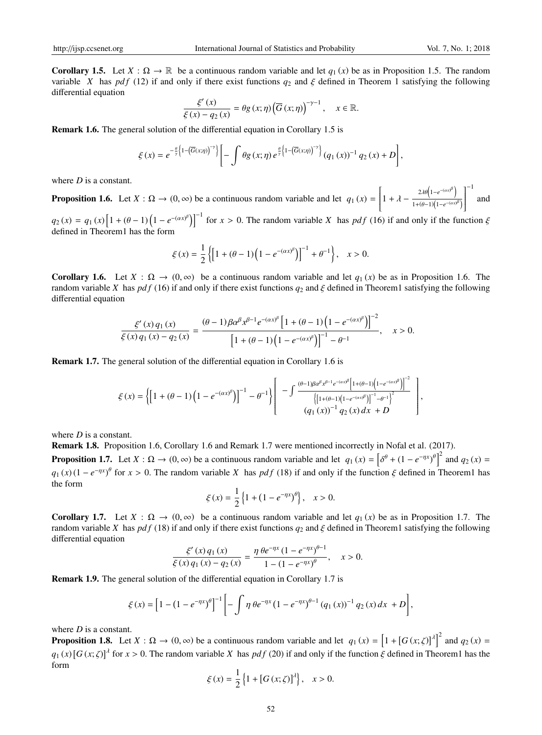**Corollary 1.5.** Let $X : \Omega \rightarrow \mathbb{R}$ be a continuous random variable and let $q_1(x)$ be as in Proposition 1.5. The random variable $X$ has $pdf$ (12) if and only if there exist functions $q_2$ and $\xi$ defined in Theorem 1 satisfying the following differential equation

$$\frac{\xi'(x)}{\xi(x) - q_2(x)} = \theta g(x;\eta)\left(\overline{G}(x;\eta)\right)^{-\gamma-1}, \quad x \in \mathbb{R}.$$

**Remark 1.6.** The general solution of the differential equation in Corollary 1.5 is

$$\xi(x) = e^{-\frac{\theta}{\gamma}\left\{1-\left(\overline{G}(x;\eta)\right)^{-\gamma}\right\}}\left[-\int \theta g(x;\eta)\, e^{\frac{\theta}{\gamma}\left\{1-\left(\overline{G}(x;\eta)\right)^{-\gamma}\right\}}(q_1(x))^{-1} q_2(x) + D\right],$$

where $D$ is a constant.

**Proposition 1.6.** Let $X : \Omega \rightarrow (0,\infty)$ be a continuous random variable and let $q_1(x) = \left[1 + \lambda - \frac{2\lambda\theta\left(1-e^{-(\alpha x)^\beta}\right)}{1+(\theta-1)\left(1-e^{-(\alpha x)^\beta}\right)}\right]^{-1}$ and $q_2(x) = q_1(x)\left[1 + (\theta-1)\left(1-e^{-(\alpha x)^\beta}\right)\right]^{-1}$ for $x > 0$. The random variable $X$ has $pdf$ (16) if and only if the function $\xi$ defined in Theorem1 has the form

$$\xi(x) = \frac{1}{2}\left\{\left[1 + (\theta-1)\left(1-e^{-(\alpha x)^\beta}\right)\right]^{-1} + \theta^{-1}\right\}, \quad x > 0.$$

**Corollary 1.6.** Let $X : \Omega \rightarrow (0,\infty)$ be a continuous random variable and let $q_1(x)$ be as in Proposition 1.6. The random variable $X$ has $pdf$ (16) if and only if there exist functions $q_2$ and $\xi$ defined in Theorem1 satisfying the following differential equation

$$\frac{\xi'(x)\, q_1(x)}{\xi(x)\, q_1(x) - q_2(x)} = \frac{(\theta-1)\beta\alpha^\beta x^{\beta-1}e^{-(\alpha x)^\beta}\left[1 + (\theta-1)\left(1-e^{-(\alpha x)^\beta}\right)\right]^{-2}}{\left[1 + (\theta-1)\left(1-e^{-(\alpha x)^\beta}\right)\right]^{-1} - \theta^{-1}}, \quad x > 0.$$

**Remark 1.7.** The general solution of the differential equation in Corollary 1.6 is

$$\xi(x) = \left\{\left[1 + (\theta-1)\left(1-e^{-(\alpha x)^\beta}\right)\right]^{-1} - \theta^{-1}\right\}\left[-\int \frac{(\theta-1)\beta\alpha^\beta x^{\beta-1}e^{-(\alpha x)^\beta}\left[1+(\theta-1)\left(1-e^{-(\alpha x)^\beta}\right)\right]^{-2}}{\left\{\left[1+(\theta-1)\left(1-e^{-(\alpha x)^\beta}\right)\right]^{-1}-\theta^{-1}\right\}^2}(q_1(x))^{-1} q_2(x)\, dx + D\right],$$

where $D$ is a constant.

**Remark 1.8.** Proposition 1.6, Corollary 1.6 and Remark 1.7 were mentioned incorrectly in Nofal et al. (2017).

**Proposition 1.7.** Let $X : \Omega \rightarrow (0,\infty)$ be a continuous random variable and let $q_1(x) = \left[\delta^\theta + (1-e^{-\eta x})^\theta\right]^2$ and $q_2(x) = q_1(x)(1-e^{-\eta x})^\theta$ for $x > 0$. The random variable $X$ has $pdf$ (18) if and only if the function $\xi$ defined in Theorem1 has the form

$$\xi(x) = \frac{1}{2}\left\{1 + (1-e^{-\eta x})^\theta\right\}, \quad x > 0.$$

**Corollary 1.7.** Let $X : \Omega \rightarrow (0,\infty)$ be a continuous random variable and let $q_1(x)$ be as in Proposition 1.7. The random variable $X$ has $pdf$ (18) if and only if there exist functions $q_2$ and $\xi$ defined in Theorem1 satisfying the following differential equation

$$\frac{\xi'(x)\, q_1(x)}{\xi(x)\, q_1(x) - q_2(x)} = \frac{\eta\,\theta e^{-\eta x}(1-e^{-\eta x})^{\theta-1}}{1-(1-e^{-\eta x})^\theta}, \quad x > 0.$$

**Remark 1.9.** The general solution of the differential equation in Corollary 1.7 is

$$\xi(x) = \left[1-(1-e^{-\eta x})^\theta\right]^{-1}\left[-\int \eta\,\theta e^{-\eta x}(1-e^{-\eta x})^{\theta-1}(q_1(x))^{-1} q_2(x)\, dx + D\right],$$

where $D$ is a constant.

**Proposition 1.8.** Let $X : \Omega \rightarrow (0,\infty)$ be a continuous random variable and let $q_1(x) = \left[1 + [G(x;\zeta)]^\lambda\right]^2$ and $q_2(x) = q_1(x)[G(x;\zeta)]^\lambda$ for $x > 0$. The random variable $X$ has $pdf$ (20) if and only if the function $\xi$ defined in Theorem1 has the form

$$\xi(x) = \frac{1}{2}\left\{1 + [G(x;\zeta)]^\lambda\right\}, \quad x > 0.$$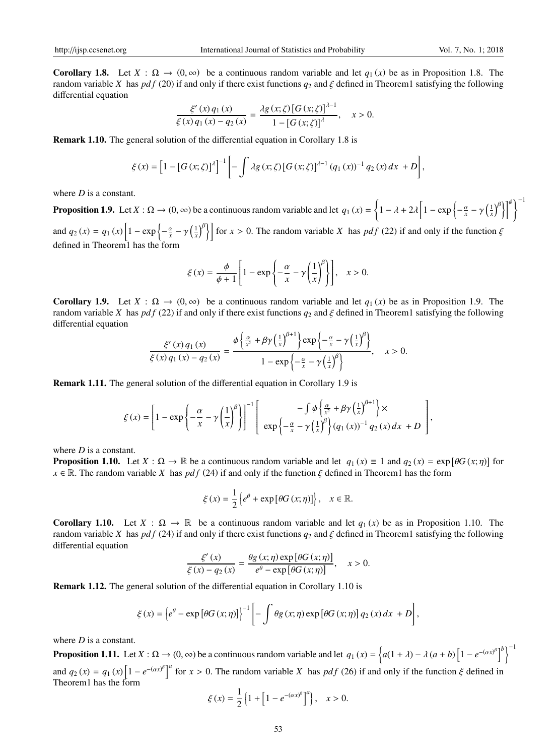**Corollary 1.8.** Let $X : \Omega \to (0, \infty)$ be a continuous random variable and let $q_1(x)$ be as in Proposition 1.8. The random variable $X$ has $pdf$ (20) if and only if there exist functions $q_2$ and $\xi$ defined in Theorem1 satisfying the following differential equation

$$\frac{\xi'(x) q_1(x)}{\xi(x) q_1(x) - q_2(x)} = \frac{\lambda g(x;\zeta) [G(x;\zeta)]^{\lambda-1}}{1 - [G(x;\zeta)]^{\lambda}}, \quad x > 0.$$

**Remark 1.10.** The general solution of the differential equation in Corollary 1.8 is

$$\xi(x) = \left[1 - [G(x;\zeta)]^{\lambda}\right]^{-1} \left[-\int \lambda g(x;\zeta) [G(x;\zeta)]^{\lambda-1} (q_1(x))^{-1} q_2(x)\, dx + D\right],$$

where $D$ is a constant.

**Proposition 1.9.** Let $X : \Omega \to (0, \infty)$ be a continuous random variable and let $q_1(x) = \left\{1 - \lambda + 2\lambda \left[1 - \exp\left\{-\frac{\alpha}{x} - \gamma\left(\frac{1}{x}\right)^{\beta}\right\}\right]^{\phi}\right\}^{-1}$ and $q_2(x) = q_1(x)\left[1 - \exp\left\{-\frac{\alpha}{x} - \gamma\left(\frac{1}{x}\right)^{\beta}\right\}\right]$ for $x > 0$. The random variable $X$ has $pdf$ (22) if and only if the function $\xi$ defined in Theorem1 has the form

$$\xi(x) = \frac{\phi}{\phi + 1}\left[1 - \exp\left\{-\frac{\alpha}{x} - \gamma\left(\frac{1}{x}\right)^{\beta}\right\}\right], \quad x > 0.$$

**Corollary 1.9.** Let $X : \Omega \to (0, \infty)$ be a continuous random variable and let $q_1(x)$ be as in Proposition 1.9. The random variable $X$ has $pdf$ (22) if and only if there exist functions $q_2$ and $\xi$ defined in Theorem1 satisfying the following differential equation

$$\frac{\xi'(x) q_1(x)}{\xi(x) q_1(x) - q_2(x)} = \frac{\phi\left\{\frac{\alpha}{x^2} + \beta\gamma\left(\frac{1}{x}\right)^{\beta+1}\right\}\exp\left\{-\frac{\alpha}{x} - \gamma\left(\frac{1}{x}\right)^{\beta}\right\}}{1 - \exp\left\{-\frac{\alpha}{x} - \gamma\left(\frac{1}{x}\right)^{\beta}\right\}}, \quad x > 0.$$

**Remark 1.11.** The general solution of the differential equation in Corollary 1.9 is

$$\xi(x) = \left[1 - \exp\left\{-\frac{\alpha}{x} - \gamma\left(\frac{1}{x}\right)^{\beta}\right\}\right]^{-1}\left[\begin{array}{c} -\int \phi\left\{\frac{\alpha}{x^2} + \beta\gamma\left(\frac{1}{x}\right)^{\beta+1}\right\} \times \\ \exp\left\{-\frac{\alpha}{x} - \gamma\left(\frac{1}{x}\right)^{\beta}\right\}(q_1(x))^{-1} q_2(x)\, dx + D \end{array}\right],$$

where $D$ is a constant.

**Proposition 1.10.** Let $X : \Omega \to \mathbb{R}$ be a continuous random variable and let $q_1(x) \equiv 1$ and $q_2(x) = \exp[\theta G(x;\eta)]$ for $x \in \mathbb{R}$. The random variable $X$ has $pdf$ (24) if and only if the function $\xi$ defined in Theorem1 has the form

$$\xi(x) = \frac{1}{2}\left\{e^{\theta} + \exp[\theta G(x;\eta)]\right\}, \quad x \in \mathbb{R}.$$

**Corollary 1.10.** Let $X : \Omega \to \mathbb{R}$ be a continuous random variable and let $q_1(x)$ be as in Proposition 1.10. The random variable $X$ has $pdf$ (24) if and only if there exist functions $q_2$ and $\xi$ defined in Theorem1 satisfying the following differential equation

$$\frac{\xi'(x)}{\xi(x) - q_2(x)} = \frac{\theta g(x;\eta)\exp[\theta G(x;\eta)]}{e^{\theta} - \exp[\theta G(x;\eta)]}, \quad x > 0.$$

**Remark 1.12.** The general solution of the differential equation in Corollary 1.10 is

$$\xi(x) = \left\{e^{\theta} - \exp[\theta G(x;\eta)]\right\}^{-1}\left[-\int \theta g(x;\eta)\exp[\theta G(x;\eta)]\, q_2(x)\, dx + D\right],$$

where $D$ is a constant.

**Proposition 1.11.** Let $X : \Omega \to (0, \infty)$ be a continuous random variable and let $q_1(x) = \left\{a(1+\lambda) - \lambda(a+b)\left[1 - e^{-(\alpha x)^{\beta}}\right]^{b}\right\}^{-1}$ and $q_2(x) = q_1(x)\left[1 - e^{-(\alpha x)^{\beta}}\right]^{a}$ for $x > 0$. The random variable $X$ has $pdf$ (26) if and only if the function $\xi$ defined in Theorem1 has the form

$$\xi(x) = \frac{1}{2}\left\{1 + \left[1 - e^{-(\alpha x)^{\beta}}\right]^{a}\right\}, \quad x > 0.$$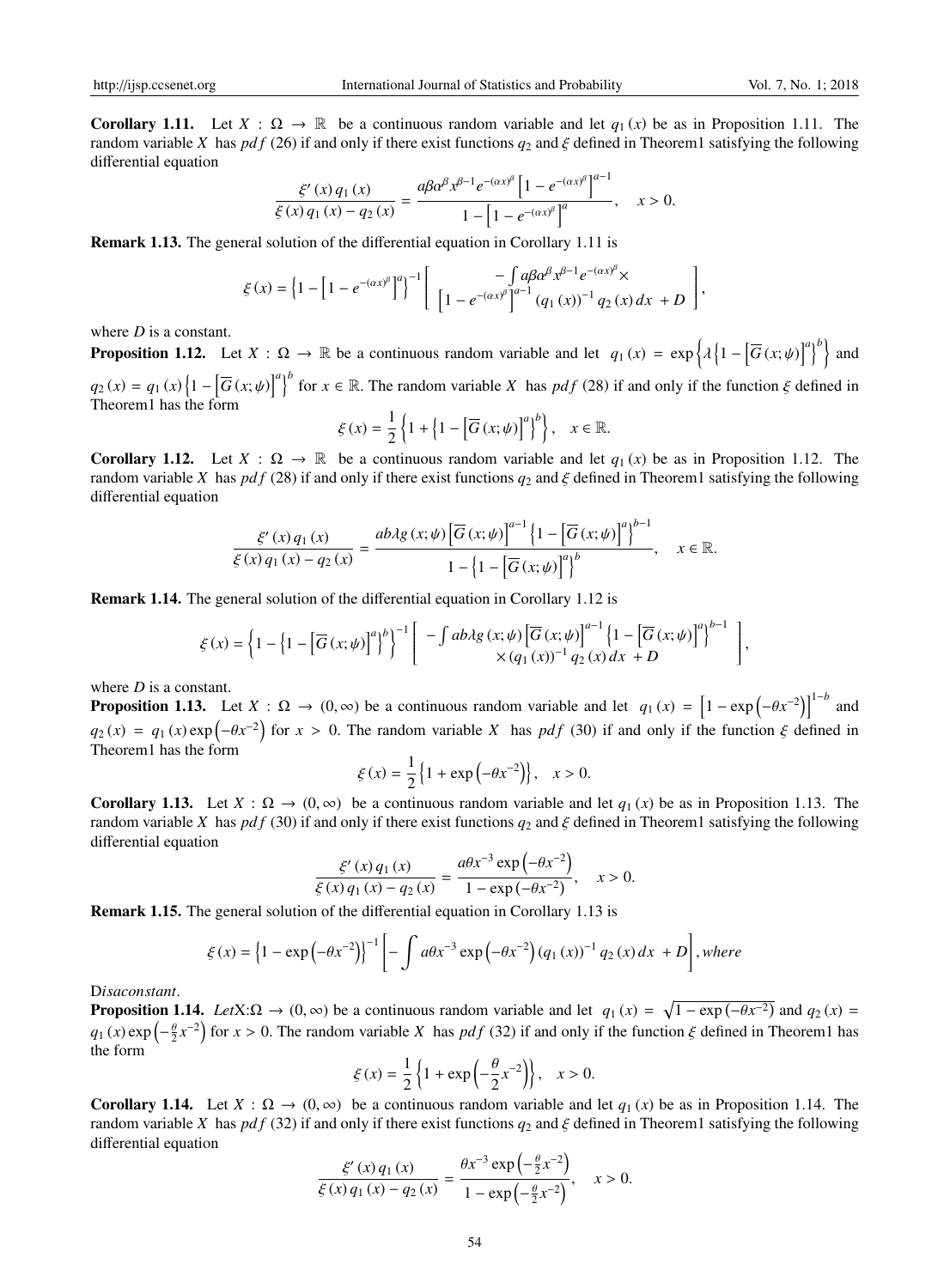**Corollary 1.11.** Let $X : \Omega \to \mathbb{R}$ be a continuous random variable and let $q_1(x)$ be as in Proposition 1.11. The random variable $X$ has $pdf$ (26) if and only if there exist functions $q_2$ and $\xi$ defined in Theorem1 satisfying the following differential equation

$$\frac{\xi'(x)\,q_1(x)}{\xi(x)\,q_1(x)-q_2(x)} = \frac{a\beta\alpha^{\beta}x^{\beta-1}e^{-(\alpha x)^{\beta}}\left[1-e^{-(\alpha x)^{\beta}}\right]^{a-1}}{1-\left[1-e^{-(\alpha x)^{\beta}}\right]^{a}}, \quad x>0.$$

**Remark 1.13.** The general solution of the differential equation in Corollary 1.11 is

$$\xi(x) = \left\{1-\left[1-e^{-(\alpha x)^{\beta}}\right]^{a}\right\}^{-1}\left[\begin{array}{c}-\int a\beta\alpha^{\beta}x^{\beta-1}e^{-(\alpha x)^{\beta}}\times \\ \left[1-e^{-(\alpha x)^{\beta}}\right]^{a-1}(q_1(x))^{-1}q_2(x)\,dx\ +D\end{array}\right],$$

where $D$ is a constant.

**Proposition 1.12.** Let $X : \Omega \to \mathbb{R}$ be a continuous random variable and let $q_1(x) = \exp\left\{\lambda\left\{1-\left[\overline{G}(x;\psi)\right]^{a}\right\}^{b}\right\}$ and $q_2(x) = q_1(x)\left\{1-\left[\overline{G}(x;\psi)\right]^{a}\right\}^{b}$ for $x \in \mathbb{R}$. The random variable $X$ has $pdf$ (28) if and only if the function $\xi$ defined in Theorem1 has the form

$$\xi(x) = \frac{1}{2}\left\{1+\left\{1-\left[\overline{G}(x;\psi)\right]^{a}\right\}^{b}\right\}, \quad x \in \mathbb{R}.$$

**Corollary 1.12.** Let $X : \Omega \to \mathbb{R}$ be a continuous random variable and let $q_1(x)$ be as in Proposition 1.12. The random variable $X$ has $pdf$ (28) if and only if there exist functions $q_2$ and $\xi$ defined in Theorem1 satisfying the following differential equation

$$\frac{\xi'(x)\,q_1(x)}{\xi(x)\,q_1(x)-q_2(x)} = \frac{ab\lambda g(x;\psi)\left[\overline{G}(x;\psi)\right]^{a-1}\left\{1-\left[\overline{G}(x;\psi)\right]^{a}\right\}^{b-1}}{1-\left\{1-\left[\overline{G}(x;\psi)\right]^{a}\right\}^{b}}, \quad x \in \mathbb{R}.$$

**Remark 1.14.** The general solution of the differential equation in Corollary 1.12 is

$$\xi(x) = \left\{1-\left\{1-\left[\overline{G}(x;\psi)\right]^{a}\right\}^{b}\right\}^{-1}\left[\begin{array}{c}-\int ab\lambda g(x;\psi)\left[\overline{G}(x;\psi)\right]^{a-1}\left\{1-\left[\overline{G}(x;\psi)\right]^{a}\right\}^{b-1} \\ \times(q_1(x))^{-1}q_2(x)\,dx\ +D\end{array}\right],$$

where $D$ is a constant.

**Proposition 1.13.** Let $X : \Omega \to (0,\infty)$ be a continuous random variable and let $q_1(x) = \left[1-\exp\left(-\theta x^{-2}\right)\right]^{1-b}$ and $q_2(x) = q_1(x)\exp\left(-\theta x^{-2}\right)$ for $x > 0$. The random variable $X$ has $pdf$ (30) if and only if the function $\xi$ defined in Theorem1 has the form

$$\xi(x) = \frac{1}{2}\left\{1+\exp\left(-\theta x^{-2}\right)\right\}, \quad x>0.$$

**Corollary 1.13.** Let $X : \Omega \to (0,\infty)$ be a continuous random variable and let $q_1(x)$ be as in Proposition 1.13. The random variable $X$ has $pdf$ (30) if and only if there exist functions $q_2$ and $\xi$ defined in Theorem1 satisfying the following differential equation

$$\frac{\xi'(x)\,q_1(x)}{\xi(x)\,q_1(x)-q_2(x)} = \frac{a\theta x^{-3}\exp\left(-\theta x^{-2}\right)}{1-\exp\left(-\theta x^{-2}\right)}, \quad x>0.$$

**Remark 1.15.** The general solution of the differential equation in Corollary 1.13 is

$$\xi(x) = \left\{1-\exp\left(-\theta x^{-2}\right)\right\}^{-1}\left[-\int a\theta x^{-3}\exp\left(-\theta x^{-2}\right)(q_1(x))^{-1}q_2(x)\,dx\ +D\right], where$$

$D$ *is a constant*.

**Proposition 1.14.** *Let* $X:\Omega \to (0,\infty)$ be a continuous random variable and let $q_1(x) = \sqrt{1-\exp\left(-\theta x^{-2}\right)}$ and $q_2(x) = q_1(x)\exp\left(-\frac{\theta}{2}x^{-2}\right)$ for $x > 0$. The random variable $X$ has $pdf$ (32) if and only if the function $\xi$ defined in Theorem1 has the form

$$\xi(x) = \frac{1}{2}\left\{1+\exp\left(-\frac{\theta}{2}x^{-2}\right)\right\}, \quad x>0.$$

**Corollary 1.14.** Let $X : \Omega \to (0,\infty)$ be a continuous random variable and let $q_1(x)$ be as in Proposition 1.14. The random variable $X$ has $pdf$ (32) if and only if there exist functions $q_2$ and $\xi$ defined in Theorem1 satisfying the following differential equation

$$\frac{\xi'(x)\,q_1(x)}{\xi(x)\,q_1(x)-q_2(x)} = \frac{\theta x^{-3}\exp\left(-\frac{\theta}{2}x^{-2}\right)}{1-\exp\left(-\frac{\theta}{2}x^{-2}\right)}, \quad x>0.$$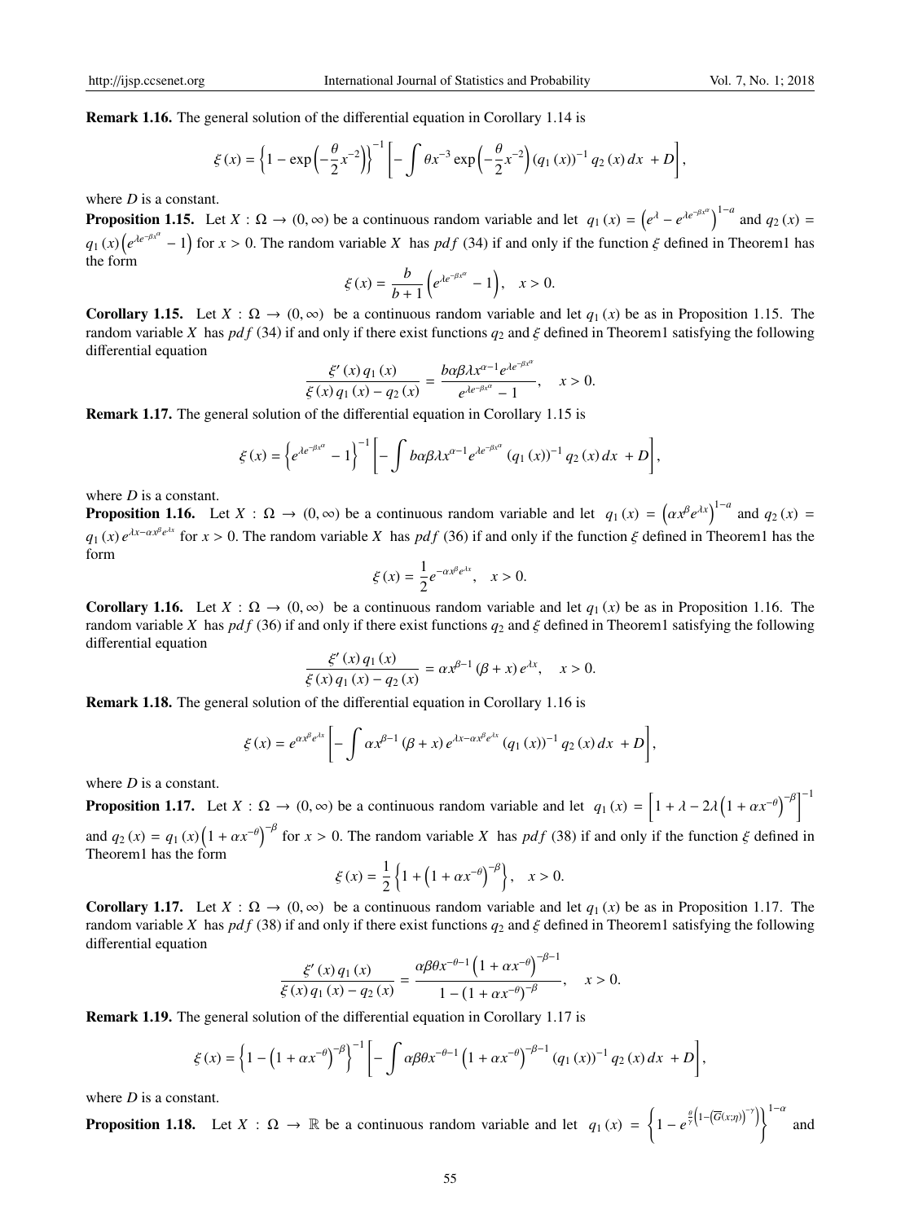**Remark 1.16.** The general solution of the differential equation in Corollary 1.14 is

$$\xi(x) = \left\{1 - \exp\left(-\frac{\theta}{2}x^{-2}\right)\right\}^{-1} \left[-\int \theta x^{-3} \exp\left(-\frac{\theta}{2}x^{-2}\right)(q_1(x))^{-1} q_2(x)\, dx \;+ D\right],$$

where $D$ is a constant.

**Proposition 1.15.** Let $X : \Omega \to (0, \infty)$ be a continuous random variable and let $q_1(x) = \left(e^{\lambda} - e^{\lambda e^{-\beta x^{\alpha}}}\right)^{1-a}$ and $q_2(x) = q_1(x)\left(e^{\lambda e^{-\beta x^{\alpha}}} - 1\right)$ for $x > 0$. The random variable $X$ has $pdf$ (34) if and only if the function $\xi$ defined in Theorem1 has the form

$$\xi(x) = \frac{b}{b+1}\left(e^{\lambda e^{-\beta x^{\alpha}}} - 1\right), \quad x > 0.$$

**Corollary 1.15.** Let $X : \Omega \to (0, \infty)$ be a continuous random variable and let $q_1(x)$ be as in Proposition 1.15. The random variable $X$ has $pdf$ (34) if and only if there exist functions $q_2$ and $\xi$ defined in Theorem1 satisfying the following differential equation

$$\frac{\xi'(x)\, q_1(x)}{\xi(x)\, q_1(x) - q_2(x)} = \frac{b\alpha\beta\lambda x^{\alpha-1} e^{\lambda e^{-\beta x^{\alpha}}}}{e^{\lambda e^{-\beta x^{\alpha}}} - 1}, \quad x > 0.$$

**Remark 1.17.** The general solution of the differential equation in Corollary 1.15 is

$$\xi(x) = \left\{e^{\lambda e^{-\beta x^{\alpha}}} - 1\right\}^{-1} \left[-\int b\alpha\beta\lambda x^{\alpha-1} e^{\lambda e^{-\beta x^{\alpha}}} (q_1(x))^{-1} q_2(x)\, dx \;+ D\right],$$

where $D$ is a constant.

**Proposition 1.16.** Let $X : \Omega \to (0, \infty)$ be a continuous random variable and let $q_1(x) = \left(\alpha x^{\beta} e^{\lambda x}\right)^{1-a}$ and $q_2(x) = q_1(x)\, e^{\lambda x - \alpha x^{\beta} e^{\lambda x}}$ for $x > 0$. The random variable $X$ has $pdf$ (36) if and only if the function $\xi$ defined in Theorem1 has the form

$$\xi(x) = \frac{1}{2} e^{-\alpha x^{\beta} e^{\lambda x}}, \quad x > 0.$$

**Corollary 1.16.** Let $X : \Omega \to (0, \infty)$ be a continuous random variable and let $q_1(x)$ be as in Proposition 1.16. The random variable $X$ has $pdf$ (36) if and only if there exist functions $q_2$ and $\xi$ defined in Theorem1 satisfying the following differential equation

$$\frac{\xi'(x)\, q_1(x)}{\xi(x)\, q_1(x) - q_2(x)} = \alpha x^{\beta-1} (\beta + x)\, e^{\lambda x}, \quad x > 0.$$

**Remark 1.18.** The general solution of the differential equation in Corollary 1.16 is

$$\xi(x) = e^{\alpha x^{\beta} e^{\lambda x}} \left[-\int \alpha x^{\beta-1} (\beta + x)\, e^{\lambda x - \alpha x^{\beta} e^{\lambda x}} (q_1(x))^{-1} q_2(x)\, dx \;+ D\right],$$

where $D$ is a constant.

**Proposition 1.17.** Let $X : \Omega \to (0, \infty)$ be a continuous random variable and let $q_1(x) = \left[1 + \lambda - 2\lambda\left(1 + \alpha x^{-\theta}\right)^{-\beta}\right]^{-1}$ and $q_2(x) = q_1(x)\left(1 + \alpha x^{-\theta}\right)^{-\beta}$ for $x > 0$. The random variable $X$ has $pdf$ (38) if and only if the function $\xi$ defined in Theorem1 has the form

$$\xi(x) = \frac{1}{2}\left\{1 + \left(1 + \alpha x^{-\theta}\right)^{-\beta}\right\}, \quad x > 0.$$

**Corollary 1.17.** Let $X : \Omega \to (0, \infty)$ be a continuous random variable and let $q_1(x)$ be as in Proposition 1.17. The random variable $X$ has $pdf$ (38) if and only if there exist functions $q_2$ and $\xi$ defined in Theorem1 satisfying the following differential equation

$$\frac{\xi'(x)\, q_1(x)}{\xi(x)\, q_1(x) - q_2(x)} = \frac{\alpha\beta\theta x^{-\theta-1}\left(1 + \alpha x^{-\theta}\right)^{-\beta-1}}{1 - \left(1 + \alpha x^{-\theta}\right)^{-\beta}}, \quad x > 0.$$

**Remark 1.19.** The general solution of the differential equation in Corollary 1.17 is

$$\xi(x) = \left\{1 - \left(1 + \alpha x^{-\theta}\right)^{-\beta}\right\}^{-1} \left[-\int \alpha\beta\theta x^{-\theta-1}\left(1 + \alpha x^{-\theta}\right)^{-\beta-1} (q_1(x))^{-1} q_2(x)\, dx \;+ D\right],$$

where $D$ is a constant.

**Proposition 1.18.** Let $X : \Omega \to \mathbb{R}$ be a continuous random variable and let $q_1(x) = \left\{1 - e^{\frac{\theta}{\gamma}\left(1 - \left(\overline{G}(x;\eta)\right)^{-\gamma}\right)}\right\}^{1-\alpha}$ and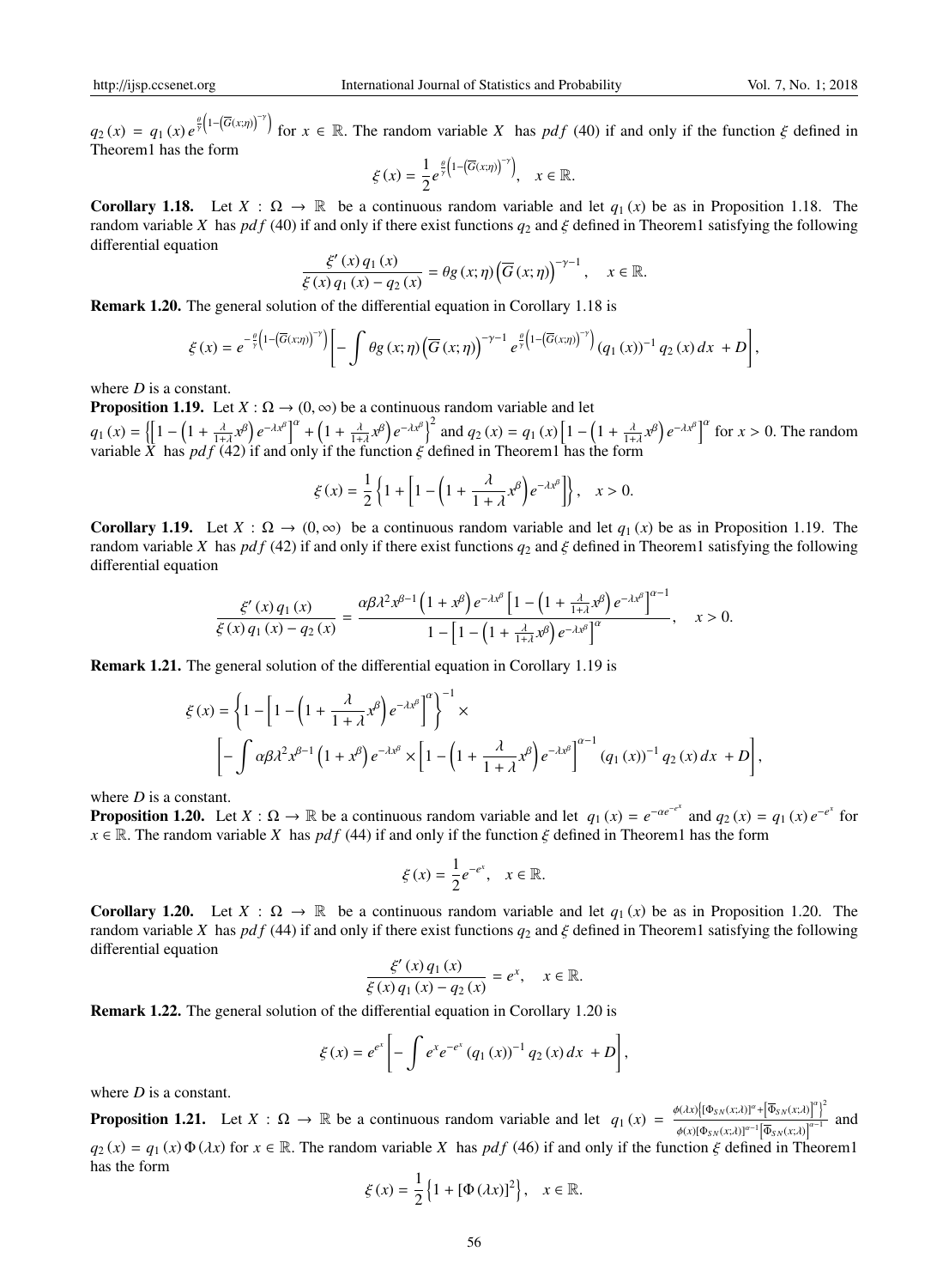$q_2(x) = q_1(x) e^{\frac{\theta}{\gamma}\left(1-\left(\overline{G}(x;\eta)\right)^{-\gamma}\right)}$ for $x \in \mathbb{R}$. The random variable $X$ has $pdf$ (40) if and only if the function $\xi$ defined in Theorem1 has the form

$$\xi(x) = \frac{1}{2} e^{\frac{\theta}{\gamma}\left(1-\left(\overline{G}(x;\eta)\right)^{-\gamma}\right)}, \quad x \in \mathbb{R}.$$

**Corollary 1.18.** Let $X : \Omega \to \mathbb{R}$ be a continuous random variable and let $q_1(x)$ be as in Proposition 1.18. The random variable $X$ has $pdf$ (40) if and only if there exist functions $q_2$ and $\xi$ defined in Theorem1 satisfying the following differential equation

$$\frac{\xi'(x) q_1(x)}{\xi(x) q_1(x) - q_2(x)} = \theta g(x;\eta) \left(\overline{G}(x;\eta)\right)^{-\gamma-1}, \quad x \in \mathbb{R}.$$

**Remark 1.20.** The general solution of the differential equation in Corollary 1.18 is

$$\xi(x) = e^{-\frac{\theta}{\gamma}\left(1-\left(\overline{G}(x;\eta)\right)^{-\gamma}\right)} \left[ -\int \theta g(x;\eta) \left(\overline{G}(x;\eta)\right)^{-\gamma-1} e^{\frac{\theta}{\gamma}\left(1-\left(\overline{G}(x;\eta)\right)^{-\gamma}\right)} (q_1(x))^{-1} q_2(x)\, dx + D \right],$$

where $D$ is a constant.

**Proposition 1.19.** Let $X : \Omega \to (0, \infty)$ be a continuous random variable and let $q_1(x) = \left\{ \left[1 - \left(1 + \frac{\lambda}{1+\lambda} x^\beta\right) e^{-\lambda x^\beta}\right]^\alpha + \left(1 + \frac{\lambda}{1+\lambda} x^\beta\right) e^{-\lambda x^\beta} \right\}^2$ and $q_2(x) = q_1(x) \left[1 - \left(1 + \frac{\lambda}{1+\lambda} x^\beta\right) e^{-\lambda x^\beta}\right]^\alpha$ for $x > 0$. The random variable $X$ has $pdf$ (42) if and only if the function $\xi$ defined in Theorem1 has the form

$$\xi(x) = \frac{1}{2} \left\{ 1 + \left[ 1 - \left(1 + \frac{\lambda}{1+\lambda} x^\beta\right) e^{-\lambda x^\beta} \right] \right\}, \quad x > 0.$$

**Corollary 1.19.** Let $X : \Omega \to (0, \infty)$ be a continuous random variable and let $q_1(x)$ be as in Proposition 1.19. The random variable $X$ has $pdf$ (42) if and only if there exist functions $q_2$ and $\xi$ defined in Theorem1 satisfying the following differential equation

$$\frac{\xi'(x) q_1(x)}{\xi(x) q_1(x) - q_2(x)} = \frac{\alpha\beta\lambda^2 x^{\beta-1} \left(1 + x^\beta\right) e^{-\lambda x^\beta} \left[1 - \left(1 + \frac{\lambda}{1+\lambda} x^\beta\right) e^{-\lambda x^\beta}\right]^{\alpha-1}}{1 - \left[1 - \left(1 + \frac{\lambda}{1+\lambda} x^\beta\right) e^{-\lambda x^\beta}\right]^\alpha}, \quad x > 0.$$

**Remark 1.21.** The general solution of the differential equation in Corollary 1.19 is

$$\xi(x) = \left\{ 1 - \left[ 1 - \left(1 + \frac{\lambda}{1+\lambda} x^\beta\right) e^{-\lambda x^\beta} \right]^\alpha \right\}^{-1} \times$$
$$\left[ -\int \alpha\beta\lambda^2 x^{\beta-1} \left(1 + x^\beta\right) e^{-\lambda x^\beta} \times \left[ 1 - \left(1 + \frac{\lambda}{1+\lambda} x^\beta\right) e^{-\lambda x^\beta} \right]^{\alpha-1} (q_1(x))^{-1} q_2(x)\, dx + D \right],$$

where $D$ is a constant.

**Proposition 1.20.** Let $X : \Omega \to \mathbb{R}$ be a continuous random variable and let $q_1(x) = e^{-\alpha e^{-e^x}}$ and $q_2(x) = q_1(x) e^{-e^x}$ for $x \in \mathbb{R}$. The random variable $X$ has $pdf$ (44) if and only if the function $\xi$ defined in Theorem1 has the form

$$\xi(x) = \frac{1}{2} e^{-e^x}, \quad x \in \mathbb{R}.$$

**Corollary 1.20.** Let $X : \Omega \to \mathbb{R}$ be a continuous random variable and let $q_1(x)$ be as in Proposition 1.20. The random variable $X$ has $pdf$ (44) if and only if there exist functions $q_2$ and $\xi$ defined in Theorem1 satisfying the following differential equation

$$\frac{\xi'(x) q_1(x)}{\xi(x) q_1(x) - q_2(x)} = e^x, \quad x \in \mathbb{R}.$$

**Remark 1.22.** The general solution of the differential equation in Corollary 1.20 is

$$\xi(x) = e^{e^x} \left[ -\int e^x e^{-e^x} (q_1(x))^{-1} q_2(x)\, dx + D \right],$$

where $D$ is a constant.

**Proposition 1.21.** Let $X : \Omega \to \mathbb{R}$ be a continuous random variable and let $q_1(x) = \frac{\phi(\lambda x)\left\{[\Phi_{SN}(x;\lambda)]^\alpha + \left[\overline{\Phi}_{SN}(x;\lambda)\right]^\alpha\right\}^2}{\phi(x)[\Phi_{SN}(x;\lambda)]^{\alpha-1}\left[\overline{\Phi}_{SN}(x;\lambda)\right]^{\alpha-1}}$ and $q_2(x) = q_1(x) \Phi(\lambda x)$ for $x \in \mathbb{R}$. The random variable $X$ has $pdf$ (46) if and only if the function $\xi$ defined in Theorem1 has the form

$$\xi(x) = \frac{1}{2} \left\{ 1 + [\Phi(\lambda x)]^2 \right\}, \quad x \in \mathbb{R}.$$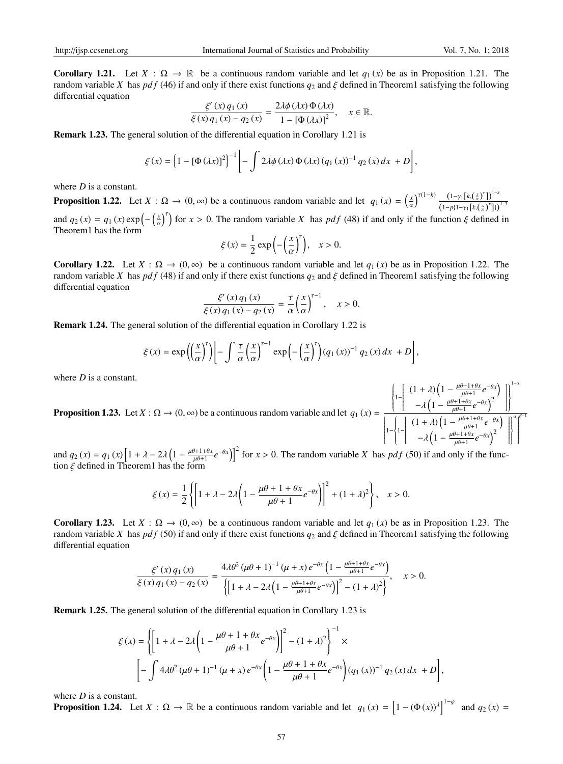**Corollary 1.21.** Let $X : \Omega \to \mathbb{R}$ be a continuous random variable and let $q_1(x)$ be as in Proposition 1.21. The random variable $X$ has $pdf$ (46) if and only if there exist functions $q_2$ and $\xi$ defined in Theorem1 satisfying the following differential equation

$$\frac{\xi'(x)\, q_1(x)}{\xi(x)\, q_1(x) - q_2(x)} = \frac{2\lambda\phi(\lambda x)\,\Phi(\lambda x)}{1 - [\Phi(\lambda x)]^2}, \quad x \in \mathbb{R}.$$

**Remark 1.23.** The general solution of the differential equation in Corollary 1.21 is

$$\xi(x) = \left\{1 - [\Phi(\lambda x)]^2\right\}^{-1}\left[-\int 2\lambda\phi(\lambda x)\,\Phi(\lambda x)\,(q_1(x))^{-1}\, q_2(x)\, dx \; + D\right],$$

where $D$ is a constant.

**Proposition 1.22.** Let $X : \Omega \to (0,\infty)$ be a continuous random variable and let $q_1(x) = \left(\frac{x}{\alpha}\right)^{\tau(1-k)} \frac{\left(1-\gamma_1\left[k,\left(\frac{x}{\alpha}\right)^{\tau}\right]\right)^{1-\lambda}}{\left(1-p\{1-\gamma_1\left[k,\left(\frac{x}{\alpha}\right)^{\tau}\right]\}\right)^{\lambda-3}}$ and $q_2(x) = q_1(x)\exp\left(-\left(\frac{x}{\alpha}\right)^{\tau}\right)$ for $x > 0$. The random variable $X$ has $pdf$ (48) if and only if the function $\xi$ defined in Theorem1 has the form

$$\xi(x) = \frac{1}{2}\exp\left(-\left(\frac{x}{\alpha}\right)^{\tau}\right), \quad x > 0.$$

**Corollary 1.22.** Let $X : \Omega \to (0,\infty)$ be a continuous random variable and let $q_1(x)$ be as in Proposition 1.22. The random variable $X$ has $pdf$ (48) if and only if there exist functions $q_2$ and $\xi$ defined in Theorem1 satisfying the following differential equation

$$\frac{\xi'(x)\, q_1(x)}{\xi(x)\, q_1(x) - q_2(x)} = \frac{\tau}{\alpha}\left(\frac{x}{\alpha}\right)^{\tau-1}, \quad x > 0.$$

**Remark 1.24.** The general solution of the differential equation in Corollary 1.22 is

$$\xi(x) = \exp\left(\left(\frac{x}{\alpha}\right)^{\tau}\right)\left[-\int \frac{\tau}{\alpha}\left(\frac{x}{\alpha}\right)^{\tau-1}\exp\left(-\left(\frac{x}{\alpha}\right)^{\tau}\right)(q_1(x))^{-1}\, q_2(x)\, dx \; + D\right],$$

where $D$ is a constant.

**Proposition 1.23.** Let $X : \Omega \to (0,\infty)$ be a continuous random variable and let
$$q_1(x) = \frac{\left\{1-\left[\begin{array}{c}(1+\lambda)\left(1-\frac{\mu\theta+1+\theta x}{\mu\theta+1}e^{-\theta x}\right)\\ -\lambda\left(1-\frac{\mu\theta+1+\theta x}{\mu\theta+1}e^{-\theta x}\right)^2\end{array}\right]\right\}^{1-\alpha}}{\left[1-\left\{1-\left[\begin{array}{c}(1+\lambda)\left(1-\frac{\mu\theta+1+\theta x}{\mu\theta+1}e^{-\theta x}\right)\\ -\lambda\left(1-\frac{\mu\theta+1+\theta x}{\mu\theta+1}e^{-\theta x}\right)^2\end{array}\right]\right\}^{\alpha}\right]^{\beta-1}}$$
and $q_2(x) = q_1(x)\left[1+\lambda-2\lambda\left(1-\frac{\mu\theta+1+\theta x}{\mu\theta+1}e^{-\theta x}\right)\right]^2$ for $x > 0$. The random variable $X$ has $pdf$ (50) if and only if the function $\xi$ defined in Theorem1 has the form

$$\xi(x) = \frac{1}{2}\left\{\left[1+\lambda-2\lambda\left(1-\frac{\mu\theta+1+\theta x}{\mu\theta+1}e^{-\theta x}\right)\right]^2 + (1+\lambda)^2\right\}, \quad x > 0.$$

**Corollary 1.23.** Let $X : \Omega \to (0,\infty)$ be a continuous random variable and let $q_1(x)$ be as in Proposition 1.23. The random variable $X$ has $pdf$ (50) if and only if there exist functions $q_2$ and $\xi$ defined in Theorem1 satisfying the following differential equation

$$\frac{\xi'(x)\, q_1(x)}{\xi(x)\, q_1(x) - q_2(x)} = \frac{4\lambda\theta^2(\mu\theta+1)^{-1}(\mu+x)\,e^{-\theta x}\left(1-\frac{\mu\theta+1+\theta x}{\mu\theta+1}e^{-\theta x}\right)}{\left\{\left[1+\lambda-2\lambda\left(1-\frac{\mu\theta+1+\theta x}{\mu\theta+1}e^{-\theta x}\right)\right]^2 - (1+\lambda)^2\right\}}, \quad x > 0.$$

**Remark 1.25.** The general solution of the differential equation in Corollary 1.23 is

$$\xi(x) = \left\{\left[1+\lambda-2\lambda\left(1-\frac{\mu\theta+1+\theta x}{\mu\theta+1}e^{-\theta x}\right)\right]^2 - (1+\lambda)^2\right\}^{-1} \times$$
$$\left[-\int 4\lambda\theta^2(\mu\theta+1)^{-1}(\mu+x)\,e^{-\theta x}\left(1-\frac{\mu\theta+1+\theta x}{\mu\theta+1}e^{-\theta x}\right)(q_1(x))^{-1}\, q_2(x)\, dx \; + D\right],$$

where $D$ is a constant.

**Proposition 1.24.** Let $X : \Omega \to \mathbb{R}$ be a continuous random variable and let $q_1(x) = \left[1-(\Phi(x))^{\lambda}\right]^{1-\varphi}$ and $q_2(x) =$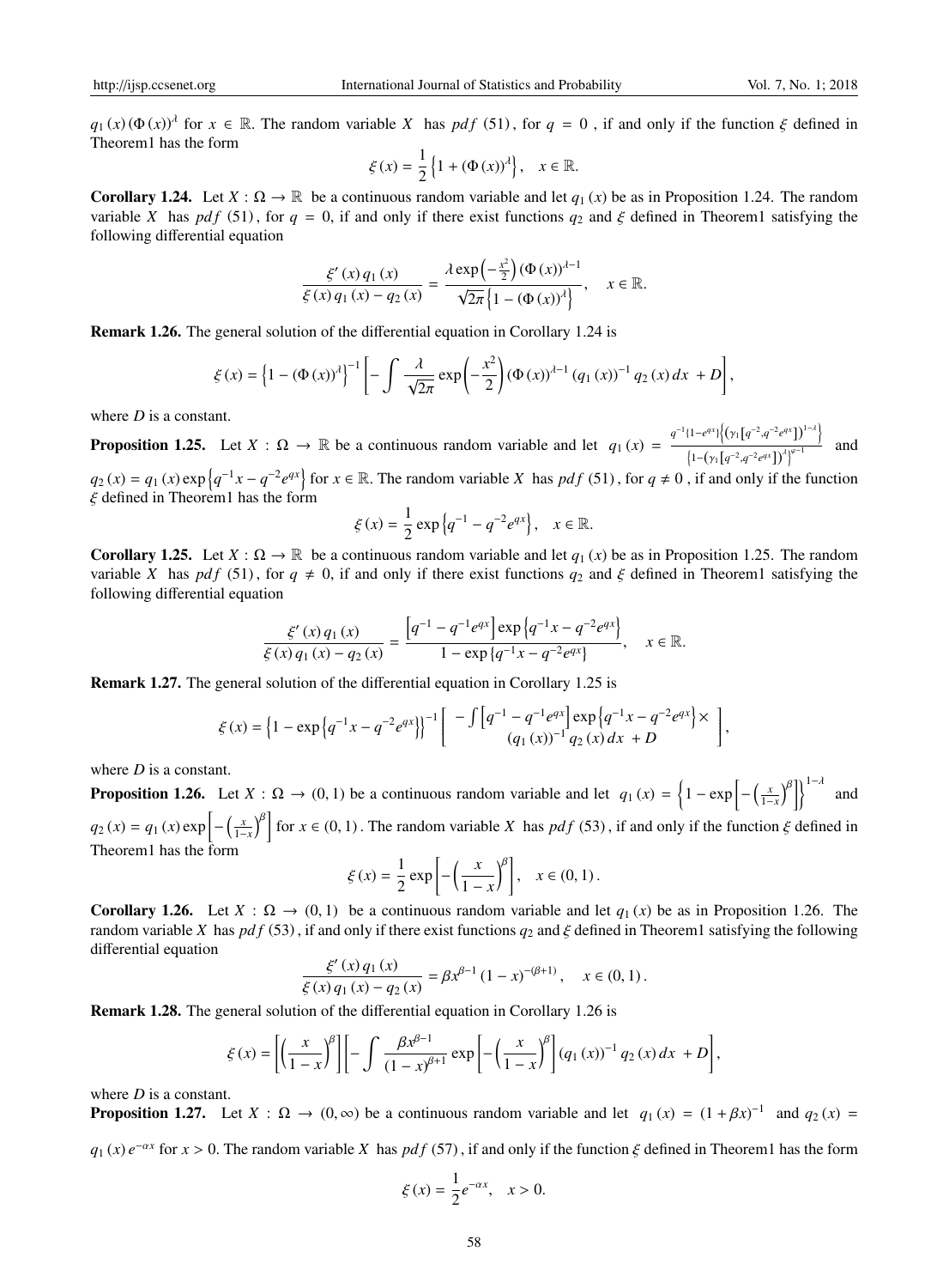$q_1(x)(\Phi(x))^{\lambda}$ for $x \in \mathbb{R}$. The random variable $X$ has $pdf$ (51), for $q = 0$, if and only if the function $\xi$ defined in Theorem1 has the form

$$\xi(x) = \frac{1}{2}\left\{1 + (\Phi(x))^{\lambda}\right\}, \quad x \in \mathbb{R}.$$

**Corollary 1.24.** Let $X : \Omega \to \mathbb{R}$ be a continuous random variable and let $q_1(x)$ be as in Proposition 1.24. The random variable $X$ has $pdf$ (51), for $q = 0$, if and only if there exist functions $q_2$ and $\xi$ defined in Theorem1 satisfying the following differential equation

$$\frac{\xi'(x)\,q_1(x)}{\xi(x)\,q_1(x) - q_2(x)} = \frac{\lambda \exp\left(-\frac{x^2}{2}\right)(\Phi(x))^{\lambda-1}}{\sqrt{2\pi}\left\{1 - (\Phi(x))^{\lambda}\right\}}, \quad x \in \mathbb{R}.$$

**Remark 1.26.** The general solution of the differential equation in Corollary 1.24 is

$$\xi(x) = \left\{1 - (\Phi(x))^{\lambda}\right\}^{-1}\left[-\int \frac{\lambda}{\sqrt{2\pi}} \exp\left(-\frac{x^2}{2}\right)(\Phi(x))^{\lambda-1}(q_1(x))^{-1} q_2(x)\,dx + D\right],$$

where $D$ is a constant.

**Proposition 1.25.** Let $X : \Omega \to \mathbb{R}$ be a continuous random variable and let $q_1(x) = \frac{q^{-1}\{1-e^{qx}\}\left\{\left(\gamma_1\left[q^{-2}, q^{-2}e^{qx}\right]\right)^{1-\lambda}\right\}}{\left\{1-\left(\gamma_1\left[q^{-2}, q^{-2}e^{qx}\right]\right)^{\lambda}\right\}^{\varphi-1}}$ and $q_2(x) = q_1(x)\exp\left\{q^{-1}x - q^{-2}e^{qx}\right\}$ for $x \in \mathbb{R}$. The random variable $X$ has $pdf$ (51), for $q \neq 0$, if and only if the function $\xi$ defined in Theorem1 has the form

$$\xi(x) = \frac{1}{2}\exp\left\{q^{-1} - q^{-2}e^{qx}\right\}, \quad x \in \mathbb{R}.$$

**Corollary 1.25.** Let $X : \Omega \to \mathbb{R}$ be a continuous random variable and let $q_1(x)$ be as in Proposition 1.25. The random variable $X$ has $pdf$ (51), for $q \neq 0$, if and only if there exist functions $q_2$ and $\xi$ defined in Theorem1 satisfying the following differential equation

$$\frac{\xi'(x)\,q_1(x)}{\xi(x)\,q_1(x) - q_2(x)} = \frac{\left[q^{-1} - q^{-1}e^{qx}\right]\exp\left\{q^{-1}x - q^{-2}e^{qx}\right\}}{1 - \exp\left\{q^{-1}x - q^{-2}e^{qx}\right\}}, \quad x \in \mathbb{R}.$$

**Remark 1.27.** The general solution of the differential equation in Corollary 1.25 is

$$\xi(x) = \left\{1 - \exp\left\{q^{-1}x - q^{-2}e^{qx}\right\}\right\}^{-1}\left[\begin{array}{c} -\int\left[q^{-1} - q^{-1}e^{qx}\right]\exp\left\{q^{-1}x - q^{-2}e^{qx}\right\} \times \\ (q_1(x))^{-1} q_2(x)\,dx + D \end{array}\right],$$

where $D$ is a constant.

**Proposition 1.26.** Let $X : \Omega \to (0, 1)$ be a continuous random variable and let $q_1(x) = \left\{1 - \exp\left[-\left(\frac{x}{1-x}\right)^{\beta}\right]\right\}^{1-\lambda}$ and $q_2(x) = q_1(x)\exp\left[-\left(\frac{x}{1-x}\right)^{\beta}\right]$ for $x \in (0, 1)$. The random variable $X$ has $pdf$ (53), if and only if the function $\xi$ defined in Theorem1 has the form

$$\xi(x) = \frac{1}{2}\exp\left[-\left(\frac{x}{1-x}\right)^{\beta}\right], \quad x \in (0, 1).$$

**Corollary 1.26.** Let $X : \Omega \to (0, 1)$ be a continuous random variable and let $q_1(x)$ be as in Proposition 1.26. The random variable $X$ has $pdf$ (53), if and only if there exist functions $q_2$ and $\xi$ defined in Theorem1 satisfying the following differential equation

$$\frac{\xi'(x)\,q_1(x)}{\xi(x)\,q_1(x) - q_2(x)} = \beta x^{\beta-1}(1-x)^{-(\beta+1)}, \quad x \in (0, 1).$$

**Remark 1.28.** The general solution of the differential equation in Corollary 1.26 is

$$\xi(x) = \left[\left(\frac{x}{1-x}\right)^{\beta}\right]\left[-\int \frac{\beta x^{\beta-1}}{(1-x)^{\beta+1}} \exp\left[-\left(\frac{x}{1-x}\right)^{\beta}\right](q_1(x))^{-1} q_2(x)\,dx + D\right],$$

where $D$ is a constant.

**Proposition 1.27.** Let $X : \Omega \to (0, \infty)$ be a continuous random variable and let $q_1(x) = (1 + \beta x)^{-1}$ and $q_2(x) = q_1(x)\,e^{-\alpha x}$ for $x > 0$. The random variable $X$ has $pdf$ (57), if and only if the function $\xi$ defined in Theorem1 has the form

$$\xi(x) = \frac{1}{2}e^{-\alpha x}, \quad x > 0.$$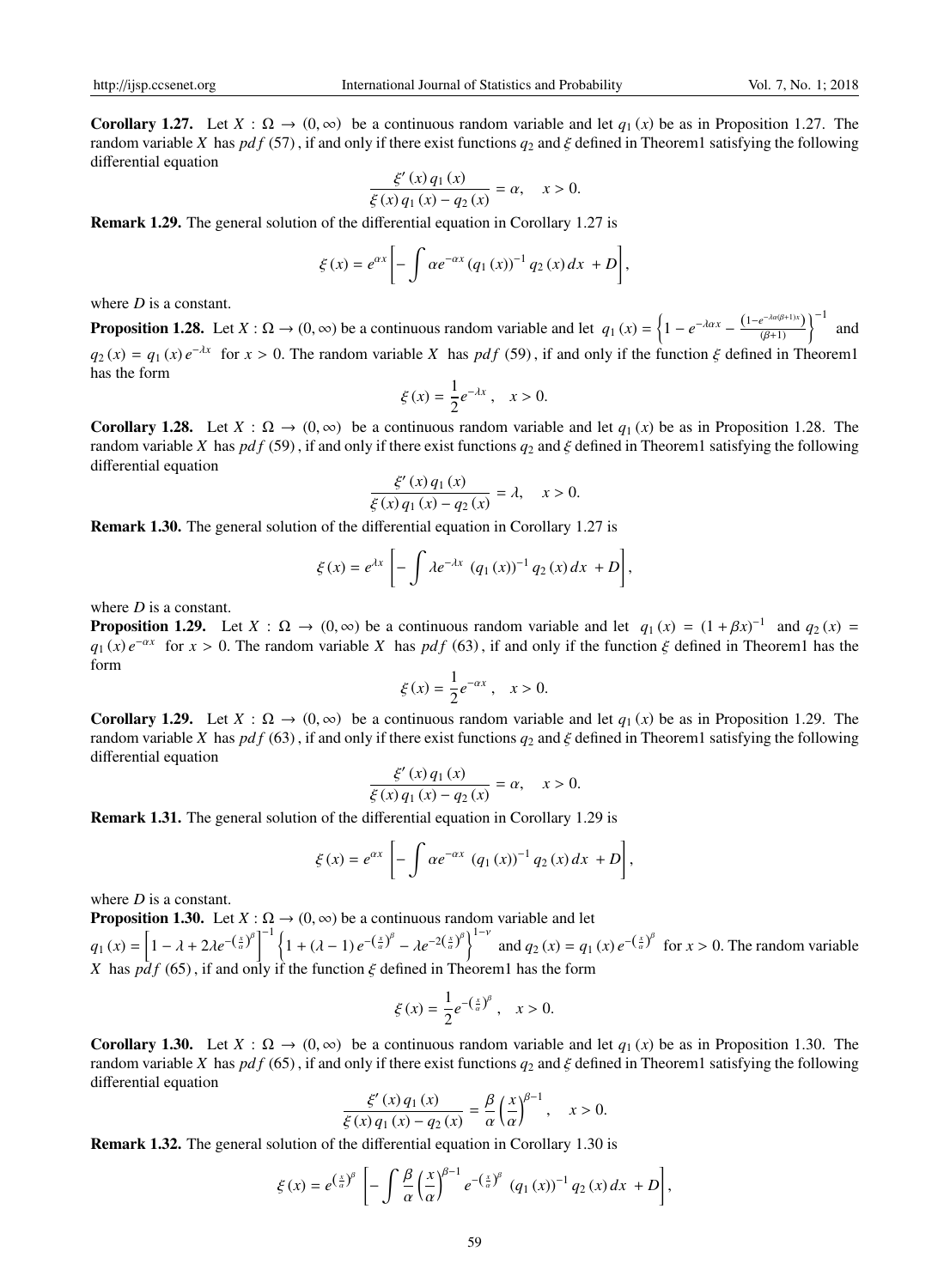**Corollary 1.27.** Let $X : \Omega \to (0, \infty)$ be a continuous random variable and let $q_1(x)$ be as in Proposition 1.27. The random variable $X$ has $pdf$ (57), if and only if there exist functions $q_2$ and $\xi$ defined in Theorem1 satisfying the following differential equation

$$\frac{\xi'(x) q_1(x)}{\xi(x) q_1(x) - q_2(x)} = \alpha, \quad x > 0.$$

**Remark 1.29.** The general solution of the differential equation in Corollary 1.27 is

$$\xi(x) = e^{\alpha x}\left[-\int \alpha e^{-\alpha x} (q_1(x))^{-1} q_2(x)\, dx + D\right],$$

where $D$ is a constant.

**Proposition 1.28.** Let $X : \Omega \to (0, \infty)$ be a continuous random variable and let $q_1(x) = \left\{1 - e^{-\lambda\alpha x} - \frac{\left(1-e^{-\lambda\alpha(\beta+1)x}\right)}{(\beta+1)}\right\}^{-1}$ and $q_2(x) = q_1(x) e^{-\lambda x}$ for $x > 0$. The random variable $X$ has $pdf$ (59), if and only if the function $\xi$ defined in Theorem1 has the form

$$\xi(x) = \frac{1}{2} e^{-\lambda x}, \quad x > 0.$$

**Corollary 1.28.** Let $X : \Omega \to (0, \infty)$ be a continuous random variable and let $q_1(x)$ be as in Proposition 1.28. The random variable $X$ has $pdf$ (59), if and only if there exist functions $q_2$ and $\xi$ defined in Theorem1 satisfying the following differential equation

$$\frac{\xi'(x) q_1(x)}{\xi(x) q_1(x) - q_2(x)} = \lambda, \quad x > 0.$$

**Remark 1.30.** The general solution of the differential equation in Corollary 1.27 is

$$\xi(x) = e^{\lambda x}\left[-\int \lambda e^{-\lambda x} (q_1(x))^{-1} q_2(x)\, dx + D\right],$$

where $D$ is a constant.

**Proposition 1.29.** Let $X : \Omega \to (0, \infty)$ be a continuous random variable and let $q_1(x) = (1 + \beta x)^{-1}$ and $q_2(x) = q_1(x) e^{-\alpha x}$ for $x > 0$. The random variable $X$ has $pdf$ (63), if and only if the function $\xi$ defined in Theorem1 has the form

$$\xi(x) = \frac{1}{2} e^{-\alpha x}, \quad x > 0.$$

**Corollary 1.29.** Let $X : \Omega \to (0, \infty)$ be a continuous random variable and let $q_1(x)$ be as in Proposition 1.29. The random variable $X$ has $pdf$ (63), if and only if there exist functions $q_2$ and $\xi$ defined in Theorem1 satisfying the following differential equation

$$\frac{\xi'(x) q_1(x)}{\xi(x) q_1(x) - q_2(x)} = \alpha, \quad x > 0.$$

**Remark 1.31.** The general solution of the differential equation in Corollary 1.29 is

$$\xi(x) = e^{\alpha x}\left[-\int \alpha e^{-\alpha x} (q_1(x))^{-1} q_2(x)\, dx + D\right],$$

where $D$ is a constant.

**Proposition 1.30.** Let $X : \Omega \to (0, \infty)$ be a continuous random variable and let
$q_1(x) = \left[1 - \lambda + 2\lambda e^{-\left(\frac{x}{\alpha}\right)^\beta}\right]^{-1} \left\{1 + (\lambda - 1) e^{-\left(\frac{x}{\alpha}\right)^\beta} - \lambda e^{-2\left(\frac{x}{\alpha}\right)^\beta}\right\}^{1-\nu}$ and $q_2(x) = q_1(x) e^{-\left(\frac{x}{\alpha}\right)^\beta}$ for $x > 0$. The random variable $X$ has $pdf$ (65), if and only if the function $\xi$ defined in Theorem1 has the form

$$\xi(x) = \frac{1}{2} e^{-\left(\frac{x}{\alpha}\right)^\beta}, \quad x > 0.$$

**Corollary 1.30.** Let $X : \Omega \to (0, \infty)$ be a continuous random variable and let $q_1(x)$ be as in Proposition 1.30. The random variable $X$ has $pdf$ (65), if and only if there exist functions $q_2$ and $\xi$ defined in Theorem1 satisfying the following differential equation

$$\frac{\xi'(x) q_1(x)}{\xi(x) q_1(x) - q_2(x)} = \frac{\beta}{\alpha}\left(\frac{x}{\alpha}\right)^{\beta-1}, \quad x > 0.$$

**Remark 1.32.** The general solution of the differential equation in Corollary 1.30 is

$$\xi(x) = e^{\left(\frac{x}{\alpha}\right)^\beta}\left[-\int \frac{\beta}{\alpha}\left(\frac{x}{\alpha}\right)^{\beta-1} e^{-\left(\frac{x}{\alpha}\right)^\beta} (q_1(x))^{-1} q_2(x)\, dx + D\right],$$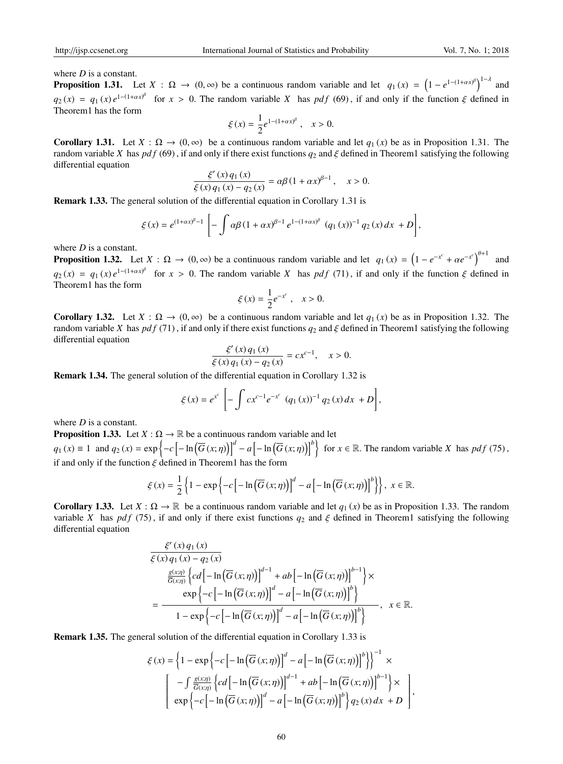where $D$ is a constant.

**Proposition 1.31.** Let $X : \Omega \to (0, \infty)$ be a continuous random variable and let $q_1(x) = \left(1 - e^{1-(1+\alpha x)^{\beta}}\right)^{1-\lambda}$ and $q_2(x) = q_1(x) e^{1-(1+\alpha x)^{\beta}}$ for $x > 0$. The random variable $X$ has $pdf$ (69), if and only if the function $\xi$ defined in Theorem1 has the form

$$\xi(x) = \frac{1}{2} e^{1-(1+\alpha x)^{\beta}}, \quad x > 0.$$

**Corollary 1.31.** Let $X : \Omega \to (0, \infty)$ be a continuous random variable and let $q_1(x)$ be as in Proposition 1.31. The random variable $X$ has $pdf$ (69), if and only if there exist functions $q_2$ and $\xi$ defined in Theorem1 satisfying the following differential equation

$$\frac{\xi'(x) q_1(x)}{\xi(x) q_1(x) - q_2(x)} = \alpha\beta (1 + \alpha x)^{\beta-1}, \quad x > 0.$$

**Remark 1.33.** The general solution of the differential equation in Corollary 1.31 is

$$\xi(x) = e^{(1+\alpha x)^{\beta}-1} \left[ -\int \alpha\beta (1 + \alpha x)^{\beta-1} e^{1-(1+\alpha x)^{\beta}} (q_1(x))^{-1} q_2(x) dx + D \right],$$

where $D$ is a constant.

**Proposition 1.32.** Let $X : \Omega \to (0, \infty)$ be a continuous random variable and let $q_1(x) = \left(1 - e^{-x^c} + \alpha e^{-x^c}\right)^{\theta+1}$ and $q_2(x) = q_1(x) e^{1-(1+\alpha x)^{\beta}}$ for $x > 0$. The random variable $X$ has $pdf$ (71), if and only if the function $\xi$ defined in Theorem1 has the form

$$\xi(x) = \frac{1}{2} e^{-x^c}, \quad x > 0.$$

**Corollary 1.32.** Let $X : \Omega \to (0, \infty)$ be a continuous random variable and let $q_1(x)$ be as in Proposition 1.32. The random variable $X$ has $pdf$ (71), if and only if there exist functions $q_2$ and $\xi$ defined in Theorem1 satisfying the following differential equation

$$\frac{\xi'(x) q_1(x)}{\xi(x) q_1(x) - q_2(x)} = c x^{c-1}, \quad x > 0.$$

**Remark 1.34.** The general solution of the differential equation in Corollary 1.32 is

$$\xi(x) = e^{x^c} \left[ -\int c x^{c-1} e^{-x^c} (q_1(x))^{-1} q_2(x) dx + D \right],$$

where $D$ is a constant.

**Proposition 1.33.** Let $X : \Omega \to \mathbb{R}$ be a continuous random variable and let
$q_1(x) \equiv 1$ and $q_2(x) = \exp\left\{-c\left[-\ln\left(\overline{G}(x;\eta)\right)\right]^d - a\left[-\ln\left(\overline{G}(x;\eta)\right)\right]^b\right\}$ for $x \in \mathbb{R}$. The random variable $X$ has $pdf$ (75), if and only if the function $\xi$ defined in Theorem1 has the form

$$\xi(x) = \frac{1}{2}\left\{1 - \exp\left\{-c\left[-\ln\left(\overline{G}(x;\eta)\right)\right]^d - a\left[-\ln\left(\overline{G}(x;\eta)\right)\right]^b\right\}\right\}, \ x \in \mathbb{R}.$$

**Corollary 1.33.** Let $X : \Omega \to \mathbb{R}$ be a continuous random variable and let $q_1(x)$ be as in Proposition 1.33. The random variable $X$ has $pdf$ (75), if and only if there exist functions $q_2$ and $\xi$ defined in Theorem1 satisfying the following differential equation

$$\frac{\xi'(x) q_1(x)}{\xi(x) q_1(x) - q_2(x)} = \frac{\frac{g(x;\eta)}{\overline{G}(x;\eta)}\left\{cd\left[-\ln\left(\overline{G}(x;\eta)\right)\right]^{d-1} + ab\left[-\ln\left(\overline{G}(x;\eta)\right)\right]^{b-1}\right\} \times \exp\left\{-c\left[-\ln\left(\overline{G}(x;\eta)\right)\right]^d - a\left[-\ln\left(\overline{G}(x;\eta)\right)\right]^b\right\}}{1 - \exp\left\{-c\left[-\ln\left(\overline{G}(x;\eta)\right)\right]^d - a\left[-\ln\left(\overline{G}(x;\eta)\right)\right]^b\right\}}, \quad x \in \mathbb{R}.$$

**Remark 1.35.** The general solution of the differential equation in Corollary 1.33 is

$$\xi(x) = \left\{1 - \exp\left\{-c\left[-\ln\left(\overline{G}(x;\eta)\right)\right]^d - a\left[-\ln\left(\overline{G}(x;\eta)\right)\right]^b\right\}\right\}^{-1} \times \left[ \begin{array}{c} -\int \frac{g(x;\eta)}{\overline{G}(x;\eta)}\left\{cd\left[-\ln\left(\overline{G}(x;\eta)\right)\right]^{d-1} + ab\left[-\ln\left(\overline{G}(x;\eta)\right)\right]^{b-1}\right\} \times \\ \exp\left\{-c\left[-\ln\left(\overline{G}(x;\eta)\right)\right]^d - a\left[-\ln\left(\overline{G}(x;\eta)\right)\right]^b\right\} q_2(x) dx + D \end{array} \right],$$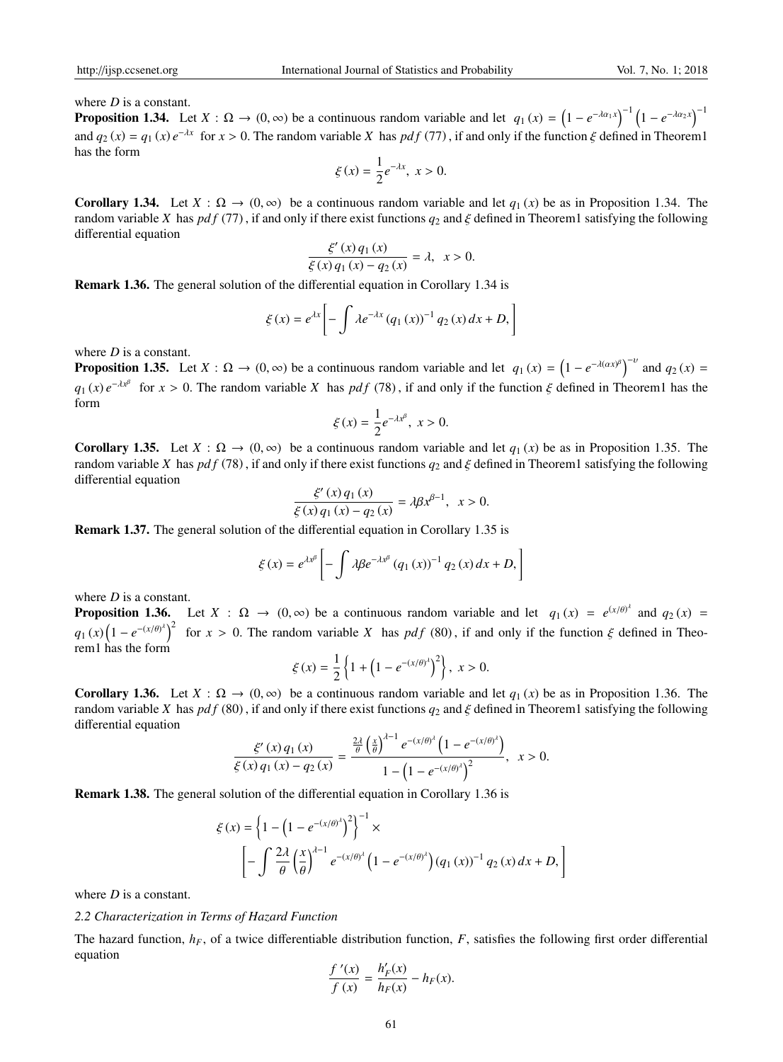where $D$ is a constant.

**Proposition 1.34.** Let $X : \Omega \rightarrow (0, \infty)$ be a continuous random variable and let $q_1(x) = \left(1 - e^{-\lambda\alpha_1 x}\right)^{-1}\left(1 - e^{-\lambda\alpha_2 x}\right)^{-1}$ and $q_2(x) = q_1(x)e^{-\lambda x}$ for $x > 0$. The random variable $X$ has $pdf$ (77), if and only if the function $\xi$ defined in Theorem1 has the form

$$\xi(x) = \frac{1}{2}e^{-\lambda x}, \ x > 0.$$

**Corollary 1.34.** Let $X : \Omega \rightarrow (0, \infty)$ be a continuous random variable and let $q_1(x)$ be as in Proposition 1.34. The random variable $X$ has $pdf$ (77), if and only if there exist functions $q_2$ and $\xi$ defined in Theorem1 satisfying the following differential equation

$$\frac{\xi'(x)q_1(x)}{\xi(x)q_1(x) - q_2(x)} = \lambda, \quad x > 0.$$

**Remark 1.36.** The general solution of the differential equation in Corollary 1.34 is

$$\xi(x) = e^{\lambda x}\left[-\int \lambda e^{-\lambda x}(q_1(x))^{-1} q_2(x)\,dx + D,\right]$$

where $D$ is a constant.

**Proposition 1.35.** Let $X : \Omega \rightarrow (0, \infty)$ be a continuous random variable and let $q_1(x) = \left(1 - e^{-\lambda(\alpha x)^{\beta}}\right)^{-\upsilon}$ and $q_2(x) = q_1(x)e^{-\lambda x^{\beta}}$ for $x > 0$. The random variable $X$ has $pdf$ (78), if and only if the function $\xi$ defined in Theorem1 has the form

$$\xi(x) = \frac{1}{2}e^{-\lambda x^{\beta}}, \ x > 0.$$

**Corollary 1.35.** Let $X : \Omega \rightarrow (0, \infty)$ be a continuous random variable and let $q_1(x)$ be as in Proposition 1.35. The random variable $X$ has $pdf$ (78), if and only if there exist functions $q_2$ and $\xi$ defined in Theorem1 satisfying the following differential equation

$$\frac{\xi'(x)q_1(x)}{\xi(x)q_1(x) - q_2(x)} = \lambda\beta x^{\beta-1}, \quad x > 0.$$

**Remark 1.37.** The general solution of the differential equation in Corollary 1.35 is

$$\xi(x) = e^{\lambda x^{\beta}}\left[-\int \lambda\beta e^{-\lambda x^{\beta}}(q_1(x))^{-1} q_2(x)\,dx + D,\right]$$

where $D$ is a constant.

**Proposition 1.36.** Let $X : \Omega \rightarrow (0, \infty)$ be a continuous random variable and let $q_1(x) = e^{(x/\theta)^{\lambda}}$ and $q_2(x) = q_1(x)\left(1 - e^{-(x/\theta)^{\lambda}}\right)^2$ for $x > 0$. The random variable $X$ has $pdf$ (80), if and only if the function $\xi$ defined in Theorem1 has the form

$$\xi(x) = \frac{1}{2}\left\{1 + \left(1 - e^{-(x/\theta)^{\lambda}}\right)^2\right\}, \ x > 0.$$

**Corollary 1.36.** Let $X : \Omega \rightarrow (0, \infty)$ be a continuous random variable and let $q_1(x)$ be as in Proposition 1.36. The random variable $X$ has $pdf$ (80), if and only if there exist functions $q_2$ and $\xi$ defined in Theorem1 satisfying the following differential equation

$$\frac{\xi'(x)q_1(x)}{\xi(x)q_1(x) - q_2(x)} = \frac{\frac{2\lambda}{\theta}\left(\frac{x}{\theta}\right)^{\lambda-1} e^{-(x/\theta)^{\lambda}}\left(1 - e^{-(x/\theta)^{\lambda}}\right)}{1 - \left(1 - e^{-(x/\theta)^{\lambda}}\right)^2}, \quad x > 0.$$

**Remark 1.38.** The general solution of the differential equation in Corollary 1.36 is

$$\xi(x) = \left\{1 - \left(1 - e^{-(x/\theta)^{\lambda}}\right)^2\right\}^{-1} \times$$
$$\left[-\int \frac{2\lambda}{\theta}\left(\frac{x}{\theta}\right)^{\lambda-1} e^{-(x/\theta)^{\lambda}}\left(1 - e^{-(x/\theta)^{\lambda}}\right)(q_1(x))^{-1} q_2(x)\,dx + D,\right]$$

where $D$ is a constant.

### *2.2 Characterization in Terms of Hazard Function*

The hazard function, $h_F$, of a twice differentiable distribution function, $F$, satisfies the following first order differential equation

$$\frac{f'(x)}{f(x)} = \frac{h_F'(x)}{h_F(x)} - h_F(x).$$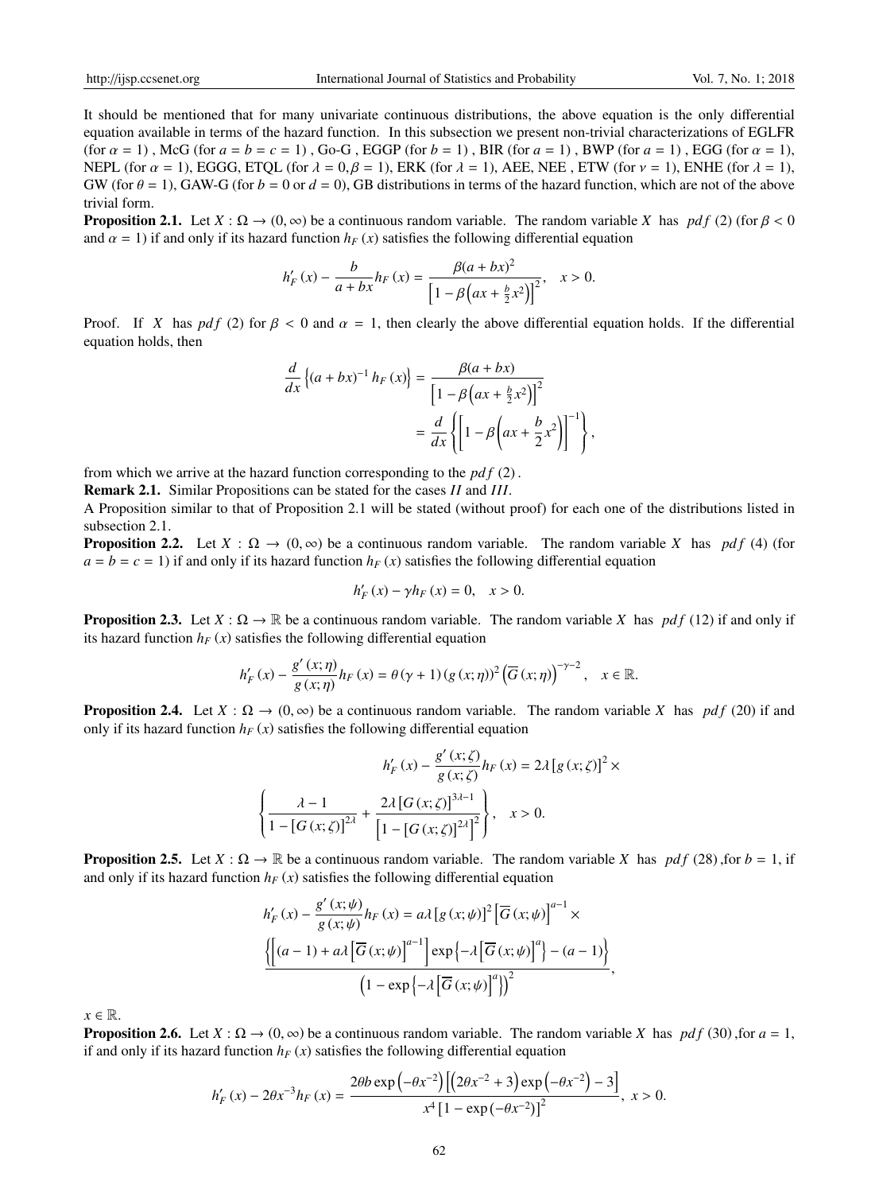It should be mentioned that for many univariate continuous distributions, the above equation is the only differential equation available in terms of the hazard function. In this subsection we present non-trivial characterizations of EGLFR (for $\alpha = 1$) , McG (for $a = b = c = 1$) , Go-G , EGGP (for $b = 1$) , BIR (for $a = 1$) , BWP (for $a = 1$) , EGG (for $\alpha = 1$), NEPL (for $\alpha = 1$), EGGG, ETQL (for $\lambda = 0, \beta = 1$), ERK (for $\lambda = 1$), AEE, NEE , ETW (for $\nu = 1$), ENHE (for $\lambda = 1$), GW (for $\theta = 1$), GAW-G (for $b = 0$ or $d = 0$), GB distributions in terms of the hazard function, which are not of the above trivial form.

**Proposition 2.1.** Let $X : \Omega \to (0, \infty)$ be a continuous random variable. The random variable $X$ has $pdf$ (2) (for $\beta < 0$ and $\alpha = 1$) if and only if its hazard function $h_F(x)$ satisfies the following differential equation

$$h'_F(x) - \frac{b}{a + bx} h_F(x) = \frac{\beta(a + bx)^2}{\left[1 - \beta\left(ax + \frac{b}{2}x^2\right)\right]^2}, \quad x > 0.$$

Proof. If $X$ has $pdf$ (2) for $\beta < 0$ and $\alpha = 1$, then clearly the above differential equation holds. If the differential equation holds, then

$$\frac{d}{dx}\left\{(a + bx)^{-1} h_F(x)\right\} = \frac{\beta(a + bx)}{\left[1 - \beta\left(ax + \frac{b}{2}x^2\right)\right]^2}$$
$$= \frac{d}{dx}\left\{\left[1 - \beta\left(ax + \frac{b}{2}x^2\right)\right]^{-1}\right\},$$

from which we arrive at the hazard function corresponding to the $pdf$ (2).

**Remark 2.1.** Similar Propositions can be stated for the cases $II$ and $III$.

A Proposition similar to that of Proposition 2.1 will be stated (without proof) for each one of the distributions listed in subsection 2.1.

**Proposition 2.2.** Let $X : \Omega \to (0, \infty)$ be a continuous random variable. The random variable $X$ has $pdf$ (4) (for $a = b = c = 1$) if and only if its hazard function $h_F(x)$ satisfies the following differential equation

$$h'_F(x) - \gamma h_F(x) = 0, \quad x > 0.$$

**Proposition 2.3.** Let $X : \Omega \to \mathbb{R}$ be a continuous random variable. The random variable $X$ has $pdf$ (12) if and only if its hazard function $h_F(x)$ satisfies the following differential equation

$$h'_F(x) - \frac{g'(x;\eta)}{g(x;\eta)} h_F(x) = \theta(\gamma + 1)(g(x;\eta))^2 \left(\overline{G}(x;\eta)\right)^{-\gamma-2}, \quad x \in \mathbb{R}.$$

**Proposition 2.4.** Let $X : \Omega \to (0, \infty)$ be a continuous random variable. The random variable $X$ has $pdf$ (20) if and only if its hazard function $h_F(x)$ satisfies the following differential equation

$$h'_F(x) - \frac{g'(x;\zeta)}{g(x;\zeta)} h_F(x) = 2\lambda \left[g(x;\zeta)\right]^2 \times$$
$$\left\{\frac{\lambda - 1}{1 - \left[G(x;\zeta)\right]^{2\lambda}} + \frac{2\lambda \left[G(x;\zeta)\right]^{3\lambda-1}}{\left[1 - \left[G(x;\zeta)\right]^{2\lambda}\right]^2}\right\}, \quad x > 0.$$

**Proposition 2.5.** Let $X : \Omega \to \mathbb{R}$ be a continuous random variable. The random variable $X$ has $pdf$ (28) ,for $b = 1$, if and only if its hazard function $h_F(x)$ satisfies the following differential equation

$$h'_F(x) - \frac{g'(x;\psi)}{g(x;\psi)} h_F(x) = a\lambda \left[g(x;\psi)\right]^2 \left[\overline{G}(x;\psi)\right]^{a-1} \times$$
$$\frac{\left\{\left[(a-1) + a\lambda\left[\overline{G}(x;\psi)\right]^{a-1}\right]\exp\left\{-\lambda\left[\overline{G}(x;\psi)\right]^{a}\right\} - (a-1)\right\}}{\left(1 - \exp\left\{-\lambda\left[\overline{G}(x;\psi)\right]^{a}\right\}\right)^2},$$

$x \in \mathbb{R}$.

**Proposition 2.6.** Let $X : \Omega \to (0, \infty)$ be a continuous random variable. The random variable $X$ has $pdf$ (30) ,for $a = 1$, if and only if its hazard function $h_F(x)$ satisfies the following differential equation

$$h'_F(x) - 2\theta x^{-3} h_F(x) = \frac{2\theta b \exp\left(-\theta x^{-2}\right)\left[\left(2\theta x^{-2} + 3\right)\exp\left(-\theta x^{-2}\right) - 3\right]}{x^4\left[1 - \exp\left(-\theta x^{-2}\right)\right]^2}, \; x > 0.$$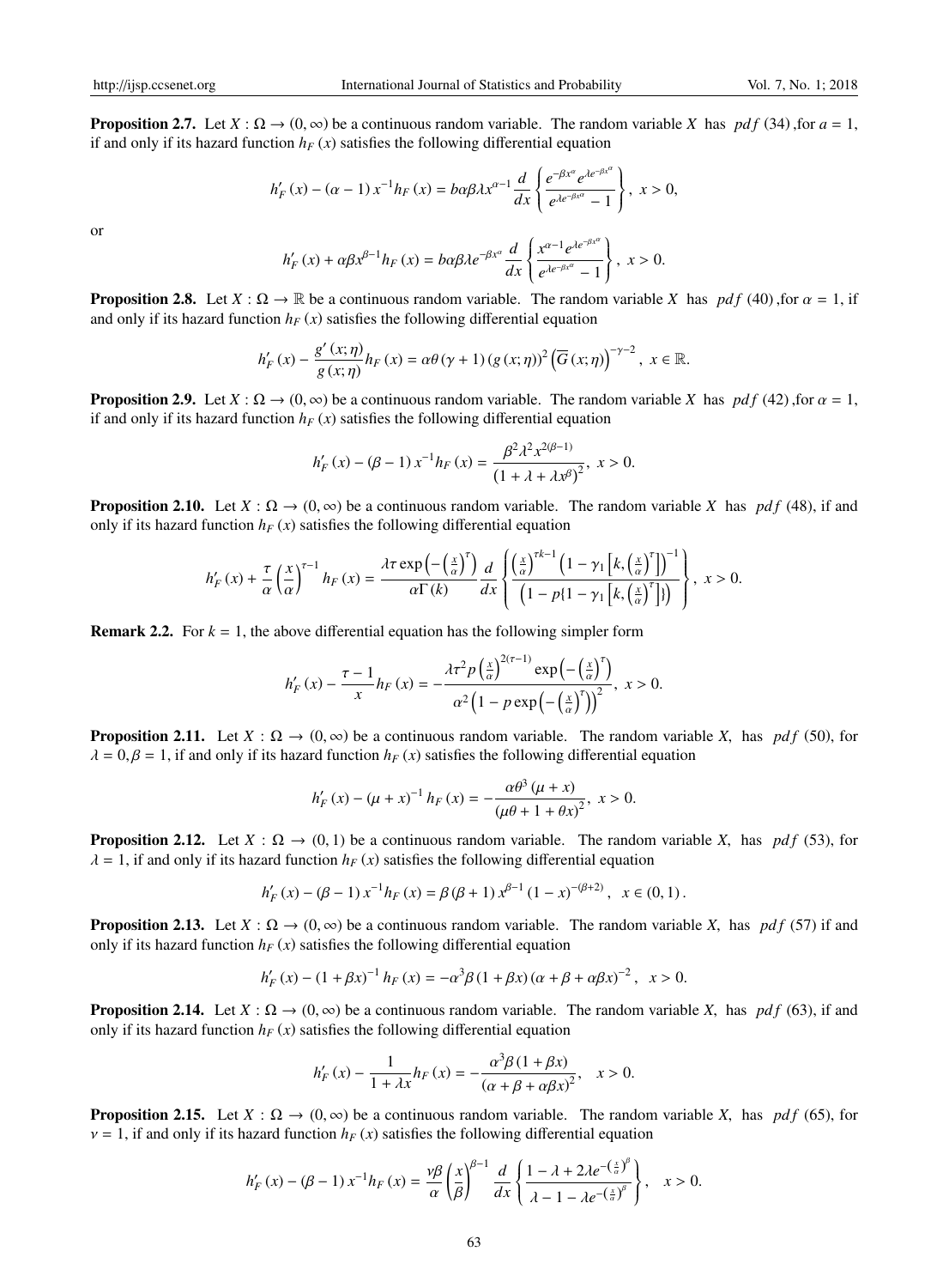**Proposition 2.7.** Let $X : \Omega \to (0, \infty)$ be a continuous random variable. The random variable $X$ has $pdf$ (34) ,for $a = 1$, if and only if its hazard function $h_F(x)$ satisfies the following differential equation

$$h_F'(x) - (\alpha - 1)x^{-1}h_F(x) = b\alpha\beta\lambda x^{\alpha-1}\frac{d}{dx}\left\{\frac{e^{-\beta x^{\alpha}}e^{\lambda e^{-\beta x^{\alpha}}}}{e^{\lambda e^{-\beta x^{\alpha}}} - 1}\right\},\ x > 0,$$

or

$$h_F'(x) + \alpha\beta x^{\beta-1}h_F(x) = b\alpha\beta\lambda e^{-\beta x^{\alpha}}\frac{d}{dx}\left\{\frac{x^{\alpha-1}e^{\lambda e^{-\beta x^{\alpha}}}}{e^{\lambda e^{-\beta x^{\alpha}}} - 1}\right\},\ x > 0.$$

**Proposition 2.8.** Let $X : \Omega \to \mathbb{R}$ be a continuous random variable. The random variable $X$ has $pdf$ (40) ,for $\alpha = 1$, if and only if its hazard function $h_F(x)$ satisfies the following differential equation

$$h_F'(x) - \frac{g'(x;\eta)}{g(x;\eta)}h_F(x) = \alpha\theta(\gamma + 1)(g(x;\eta))^2\left(\overline{G}(x;\eta)\right)^{-\gamma-2},\ x \in \mathbb{R}.$$

**Proposition 2.9.** Let $X : \Omega \to (0, \infty)$ be a continuous random variable. The random variable $X$ has $pdf$ (42) ,for $\alpha = 1$, if and only if its hazard function $h_F(x)$ satisfies the following differential equation

$$h_F'(x) - (\beta - 1)x^{-1}h_F(x) = \frac{\beta^2\lambda^2x^{2(\beta-1)}}{\left(1 + \lambda + \lambda x^{\beta}\right)^2},\ x > 0.$$

**Proposition 2.10.** Let $X : \Omega \to (0, \infty)$ be a continuous random variable. The random variable $X$ has $pdf$ (48), if and only if its hazard function $h_F(x)$ satisfies the following differential equation

$$h_F'(x) + \frac{\tau}{\alpha}\left(\frac{x}{\alpha}\right)^{\tau-1}h_F(x) = \frac{\lambda\tau\exp\left(-\left(\frac{x}{\alpha}\right)^{\tau}\right)}{\alpha\Gamma(k)}\frac{d}{dx}\left\{\frac{\left(\frac{x}{\alpha}\right)^{\tau k-1}\left(1 - \gamma_1\left[k,\left(\frac{x}{\alpha}\right)^{\tau}\right]\right)^{-1}}{\left(1 - p\{1 - \gamma_1\left[k,\left(\frac{x}{\alpha}\right)^{\tau}\right]\}\right)}\right\},\ x > 0.$$

**Remark 2.2.** For $k = 1$, the above differential equation has the following simpler form

$$h_F'(x) - \frac{\tau - 1}{x}h_F(x) = -\frac{\lambda\tau^2p\left(\frac{x}{\alpha}\right)^{2(\tau-1)}\exp\left(-\left(\frac{x}{\alpha}\right)^{\tau}\right)}{\alpha^2\left(1 - p\exp\left(-\left(\frac{x}{\alpha}\right)^{\tau}\right)\right)^2},\ x > 0.$$

**Proposition 2.11.** Let $X : \Omega \to (0, \infty)$ be a continuous random variable. The random variable $X$, has $pdf$ (50), for $\lambda = 0, \beta = 1$, if and only if its hazard function $h_F(x)$ satisfies the following differential equation

$$h_F'(x) - (\mu + x)^{-1}h_F(x) = -\frac{\alpha\theta^3(\mu + x)}{(\mu\theta + 1 + \theta x)^2},\ x > 0.$$

**Proposition 2.12.** Let $X : \Omega \to (0, 1)$ be a continuous random variable. The random variable $X$, has $pdf$ (53), for $\lambda = 1$, if and only if its hazard function $h_F(x)$ satisfies the following differential equation

$$h_F'(x) - (\beta - 1)x^{-1}h_F(x) = \beta(\beta + 1)x^{\beta-1}(1 - x)^{-(\beta+2)},\ \ x \in (0, 1).$$

**Proposition 2.13.** Let $X : \Omega \to (0, \infty)$ be a continuous random variable. The random variable $X$, has $pdf$ (57) if and only if its hazard function $h_F(x)$ satisfies the following differential equation

$$h_F'(x) - (1 + \beta x)^{-1}h_F(x) = -\alpha^3\beta(1 + \beta x)(\alpha + \beta + \alpha\beta x)^{-2},\ \ x > 0.$$

**Proposition 2.14.** Let $X : \Omega \to (0, \infty)$ be a continuous random variable. The random variable $X$, has $pdf$ (63), if and only if its hazard function $h_F(x)$ satisfies the following differential equation

$$h_F'(x) - \frac{1}{1 + \lambda x}h_F(x) = -\frac{\alpha^3\beta(1 + \beta x)}{(\alpha + \beta + \alpha\beta x)^2},\quad x > 0.$$

**Proposition 2.15.** Let $X : \Omega \to (0, \infty)$ be a continuous random variable. The random variable $X$, has $pdf$ (65), for $\nu = 1$, if and only if its hazard function $h_F(x)$ satisfies the following differential equation

$$h_F'(x) - (\beta - 1)x^{-1}h_F(x) = \frac{\nu\beta}{\alpha}\left(\frac{x}{\beta}\right)^{\beta-1}\frac{d}{dx}\left\{\frac{1 - \lambda + 2\lambda e^{-\left(\frac{x}{\alpha}\right)^{\beta}}}{\lambda - 1 - \lambda e^{-\left(\frac{x}{\alpha}\right)^{\beta}}}\right\},\quad x > 0.$$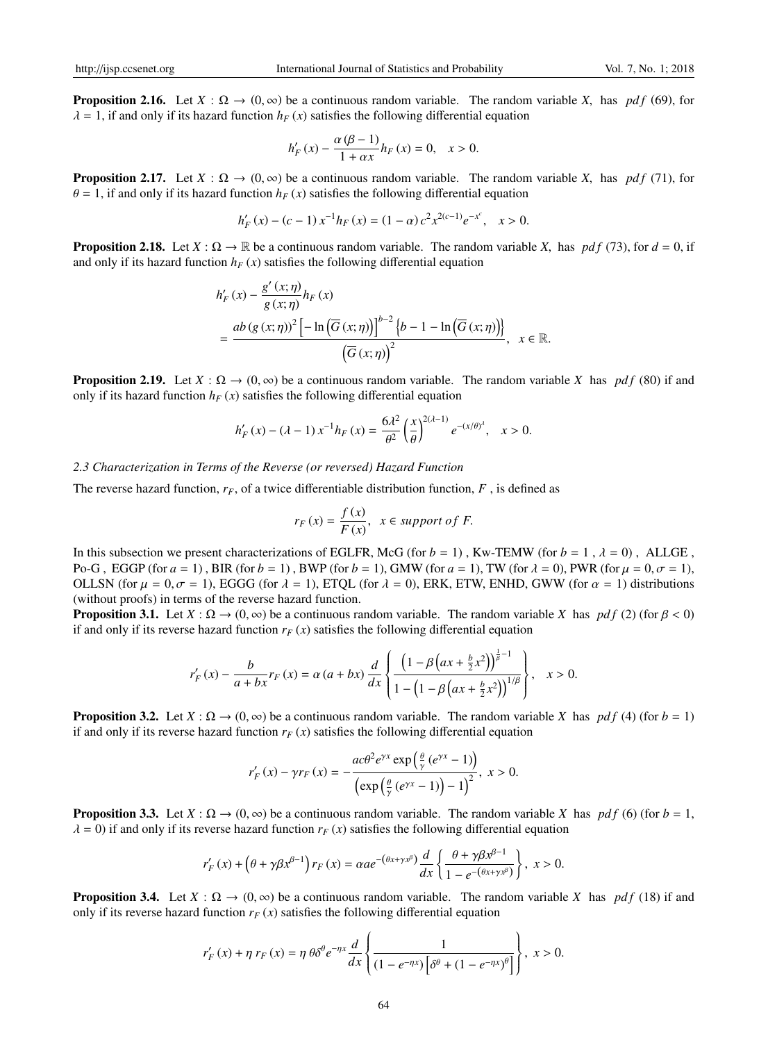**Proposition 2.16.** Let $X : \Omega \to (0, \infty)$ be a continuous random variable. The random variable $X$, has $pdf$ (69), for $\lambda = 1$, if and only if its hazard function $h_F(x)$ satisfies the following differential equation

$$h'_F(x) - \frac{\alpha(\beta - 1)}{1 + \alpha x} h_F(x) = 0, \quad x > 0.$$

**Proposition 2.17.** Let $X : \Omega \to (0, \infty)$ be a continuous random variable. The random variable $X$, has $pdf$ (71), for $\theta = 1$, if and only if its hazard function $h_F(x)$ satisfies the following differential equation

$$h'_F(x) - (c - 1)x^{-1} h_F(x) = (1 - \alpha) c^2 x^{2(c-1)} e^{-x^c}, \quad x > 0.$$

**Proposition 2.18.** Let $X : \Omega \to \mathbb{R}$ be a continuous random variable. The random variable $X$, has $pdf$ (73), for $d = 0$, if and only if its hazard function $h_F(x)$ satisfies the following differential equation

$$\begin{aligned} &h'_F(x) - \frac{g'(x;\eta)}{g(x;\eta)} h_F(x) \\ &= \frac{ab(g(x;\eta))^2 \left[-\ln\left(\overline{G}(x;\eta)\right)\right]^{b-2} \left\{b - 1 - \ln\left(\overline{G}(x;\eta)\right)\right\}}{\left(\overline{G}(x;\eta)\right)^2}, \quad x \in \mathbb{R}. \end{aligned}$$

**Proposition 2.19.** Let $X : \Omega \to (0, \infty)$ be a continuous random variable. The random variable $X$ has $pdf$ (80) if and only if its hazard function $h_F(x)$ satisfies the following differential equation

$$h'_F(x) - (\lambda - 1)x^{-1} h_F(x) = \frac{6\lambda^2}{\theta^2} \left(\frac{x}{\theta}\right)^{2(\lambda-1)} e^{-(x/\theta)^\lambda}, \quad x > 0.$$

*2.3 Characterization in Terms of the Reverse (or reversed) Hazard Function*

The reverse hazard function, $r_F$, of a twice differentiable distribution function, $F$ , is defined as

$$r_F(x) = \frac{f(x)}{F(x)}, \quad x \in support\ of\ F.$$

In this subsection we present characterizations of EGLFR, McG (for $b = 1$) , Kw-TEMW (for $b = 1$ , $\lambda = 0$) , ALLGE , Po-G , EGGP (for $a = 1$) , BIR (for $b = 1$) , BWP (for $b = 1$), GMW (for $a = 1$), TW (for $\lambda = 0$), PWR (for $\mu = 0, \sigma = 1$), OLLSN (for $\mu = 0, \sigma = 1$), EGGG (for $\lambda = 1$), ETQL (for $\lambda = 0$), ERK, ETW, ENHD, GWW (for $\alpha = 1$) distributions (without proofs) in terms of the reverse hazard function.

**Proposition 3.1.** Let $X : \Omega \to (0, \infty)$ be a continuous random variable. The random variable $X$ has $pdf$ (2) (for $\beta < 0$) if and only if its reverse hazard function $r_F(x)$ satisfies the following differential equation

$$r'_F(x) - \frac{b}{a + bx} r_F(x) = \alpha(a + bx) \frac{d}{dx} \left\{ \frac{\left(1 - \beta\left(ax + \frac{b}{2}x^2\right)\right)^{\frac{1}{\beta}-1}}{1 - \left(1 - \beta\left(ax + \frac{b}{2}x^2\right)\right)^{1/\beta}} \right\}, \quad x > 0.$$

**Proposition 3.2.** Let $X : \Omega \to (0, \infty)$ be a continuous random variable. The random variable $X$ has $pdf$ (4) (for $b = 1$) if and only if its reverse hazard function $r_F(x)$ satisfies the following differential equation

$$r'_F(x) - \gamma r_F(x) = -\frac{ac\theta^2 e^{\gamma x} \exp\left(\frac{\theta}{\gamma}\left(e^{\gamma x} - 1\right)\right)}{\left(\exp\left(\frac{\theta}{\gamma}\left(e^{\gamma x} - 1\right)\right) - 1\right)^2}, \ x > 0.$$

**Proposition 3.3.** Let $X : \Omega \to (0, \infty)$ be a continuous random variable. The random variable $X$ has $pdf$ (6) (for $b = 1$, $\lambda = 0$) if and only if its reverse hazard function $r_F(x)$ satisfies the following differential equation

$$r'_F(x) + \left(\theta + \gamma\beta x^{\beta-1}\right) r_F(x) = \alpha a e^{-\left(\theta x + \gamma x^\beta\right)} \frac{d}{dx} \left\{ \frac{\theta + \gamma\beta x^{\beta-1}}{1 - e^{-\left(\theta x + \gamma x^\beta\right)}} \right\}, \ x > 0.$$

**Proposition 3.4.** Let $X : \Omega \to (0, \infty)$ be a continuous random variable. The random variable $X$ has $pdf$ (18) if and only if its reverse hazard function $r_F(x)$ satisfies the following differential equation

$$r'_F(x) + \eta\, r_F(x) = \eta\, \theta\delta^\theta e^{-\eta x} \frac{d}{dx} \left\{ \frac{1}{\left(1 - e^{-\eta x}\right)\left[\delta^\theta + \left(1 - e^{-\eta x}\right)^\theta\right]} \right\}, \ x > 0.$$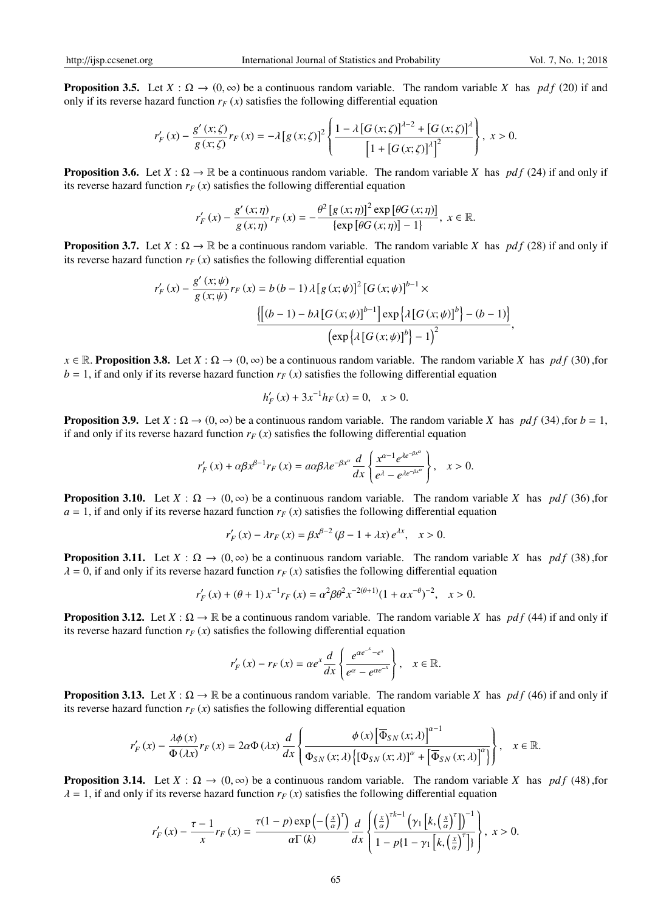**Proposition 3.5.** Let $X : \Omega \to (0, \infty)$ be a continuous random variable. The random variable $X$ has $pdf$ (20) if and only if its reverse hazard function $r_F(x)$ satisfies the following differential equation

$$r_F'(x) - \frac{g'(x;\zeta)}{g(x;\zeta)} r_F(x) = -\lambda \left[g(x;\zeta)\right]^2 \left\{ \frac{1 - \lambda \left[G(x;\zeta)\right]^{\lambda-2} + \left[G(x;\zeta)\right]^{\lambda}}{\left[1 + \left[G(x;\zeta)\right]^{\lambda}\right]^2} \right\}, \ x > 0.$$

**Proposition 3.6.** Let $X : \Omega \to \mathbb{R}$ be a continuous random variable. The random variable $X$ has $pdf$ (24) if and only if its reverse hazard function $r_F(x)$ satisfies the following differential equation

$$r_F'(x) - \frac{g'(x;\eta)}{g(x;\eta)} r_F(x) = -\frac{\theta^2 \left[g(x;\eta)\right]^2 \exp\left[\theta G(x;\eta)\right]}{\left\{\exp\left[\theta G(x;\eta)\right] - 1\right\}}, \ x \in \mathbb{R}.$$

**Proposition 3.7.** Let $X : \Omega \to \mathbb{R}$ be a continuous random variable. The random variable $X$ has $pdf$ (28) if and only if its reverse hazard function $r_F(x)$ satisfies the following differential equation

$$r_F'(x) - \frac{g'(x;\psi)}{g(x;\psi)} r_F(x) = b(b-1)\lambda \left[g(x;\psi)\right]^2 \left[G(x;\psi)\right]^{b-1} \times$$

$$\frac{\left\{\left[(b-1) - b\lambda \left[G(x;\psi)\right]^{b-1}\right] \exp\left\{\lambda \left[G(x;\psi)\right]^b\right\} - (b-1)\right\}}{\left(\exp\left\{\lambda \left[G(x;\psi)\right]^b\right\} - 1\right)^2},$$

$x \in \mathbb{R}$. **Proposition 3.8.** Let $X : \Omega \to (0, \infty)$ be a continuous random variable. The random variable $X$ has $pdf$ (30) ,for $b = 1$, if and only if its reverse hazard function $r_F(x)$ satisfies the following differential equation

$$h_F'(x) + 3x^{-1} h_F(x) = 0, \quad x > 0.$$

**Proposition 3.9.** Let $X : \Omega \to (0, \infty)$ be a continuous random variable. The random variable $X$ has $pdf$ (34) ,for $b = 1$, if and only if its reverse hazard function $r_F(x)$ satisfies the following differential equation

$$r_F'(x) + \alpha\beta x^{\beta-1} r_F(x) = a\alpha\beta\lambda e^{-\beta x^{\alpha}} \frac{d}{dx} \left\{ \frac{x^{\alpha-1} e^{\lambda e^{-\beta x^{\alpha}}}}{e^{\lambda} - e^{\lambda e^{-\beta x^{\alpha}}}} \right\}, \quad x > 0.$$

**Proposition 3.10.** Let $X : \Omega \to (0, \infty)$ be a continuous random variable. The random variable $X$ has $pdf$ (36) ,for $a = 1$, if and only if its reverse hazard function $r_F(x)$ satisfies the following differential equation

$$r_F'(x) - \lambda r_F(x) = \beta x^{\beta-2} (\beta - 1 + \lambda x) e^{\lambda x}, \quad x > 0.$$

**Proposition 3.11.** Let $X : \Omega \to (0, \infty)$ be a continuous random variable. The random variable $X$ has $pdf$ (38) ,for $\lambda = 0$, if and only if its reverse hazard function $r_F(x)$ satisfies the following differential equation

$$r_F'(x) + (\theta + 1) x^{-1} r_F(x) = \alpha^2 \beta \theta^2 x^{-2(\theta+1)} (1 + \alpha x^{-\theta})^{-2}, \quad x > 0.$$

**Proposition 3.12.** Let $X : \Omega \to \mathbb{R}$ be a continuous random variable. The random variable $X$ has $pdf$ (44) if and only if its reverse hazard function $r_F(x)$ satisfies the following differential equation

$$r_F'(x) - r_F(x) = \alpha e^x \frac{d}{dx} \left\{ \frac{e^{\alpha e^{-x} - e^x}}{e^{\alpha} - e^{\alpha e^{-x}}} \right\}, \quad x \in \mathbb{R}.$$

**Proposition 3.13.** Let $X : \Omega \to \mathbb{R}$ be a continuous random variable. The random variable $X$ has $pdf$ (46) if and only if its reverse hazard function $r_F(x)$ satisfies the following differential equation

$$r_F'(x) - \frac{\lambda\phi(x)}{\Phi(\lambda x)} r_F(x) = 2\alpha\Phi(\lambda x) \frac{d}{dx} \left\{ \frac{\phi(x) \left[\overline{\Phi}_{SN}(x;\lambda)\right]^{\alpha-1}}{\Phi_{SN}(x;\lambda) \left\{\left[\Phi_{SN}(x;\lambda)\right]^{\alpha} + \left[\overline{\Phi}_{SN}(x;\lambda)\right]^{\alpha}\right\}} \right\}, \quad x \in \mathbb{R}.$$

**Proposition 3.14.** Let $X : \Omega \to (0, \infty)$ be a continuous random variable. The random variable $X$ has $pdf$ (48) ,for $\lambda = 1$, if and only if its reverse hazard function $r_F(x)$ satisfies the following differential equation

$$r_F'(x) - \frac{\tau - 1}{x} r_F(x) = \frac{\tau(1-p)\exp\left(-\left(\frac{x}{\alpha}\right)^{\tau}\right)}{\alpha\Gamma(k)} \frac{d}{dx} \left\{ \frac{\left(\frac{x}{\alpha}\right)^{\tau k - 1} \left(\gamma_1\left[k, \left(\frac{x}{\alpha}\right)^{\tau}\right]\right)^{-1}}{1 - p\{1 - \gamma_1\left[k, \left(\frac{x}{\alpha}\right)^{\tau}\right]\}} \right\}, \ x > 0.$$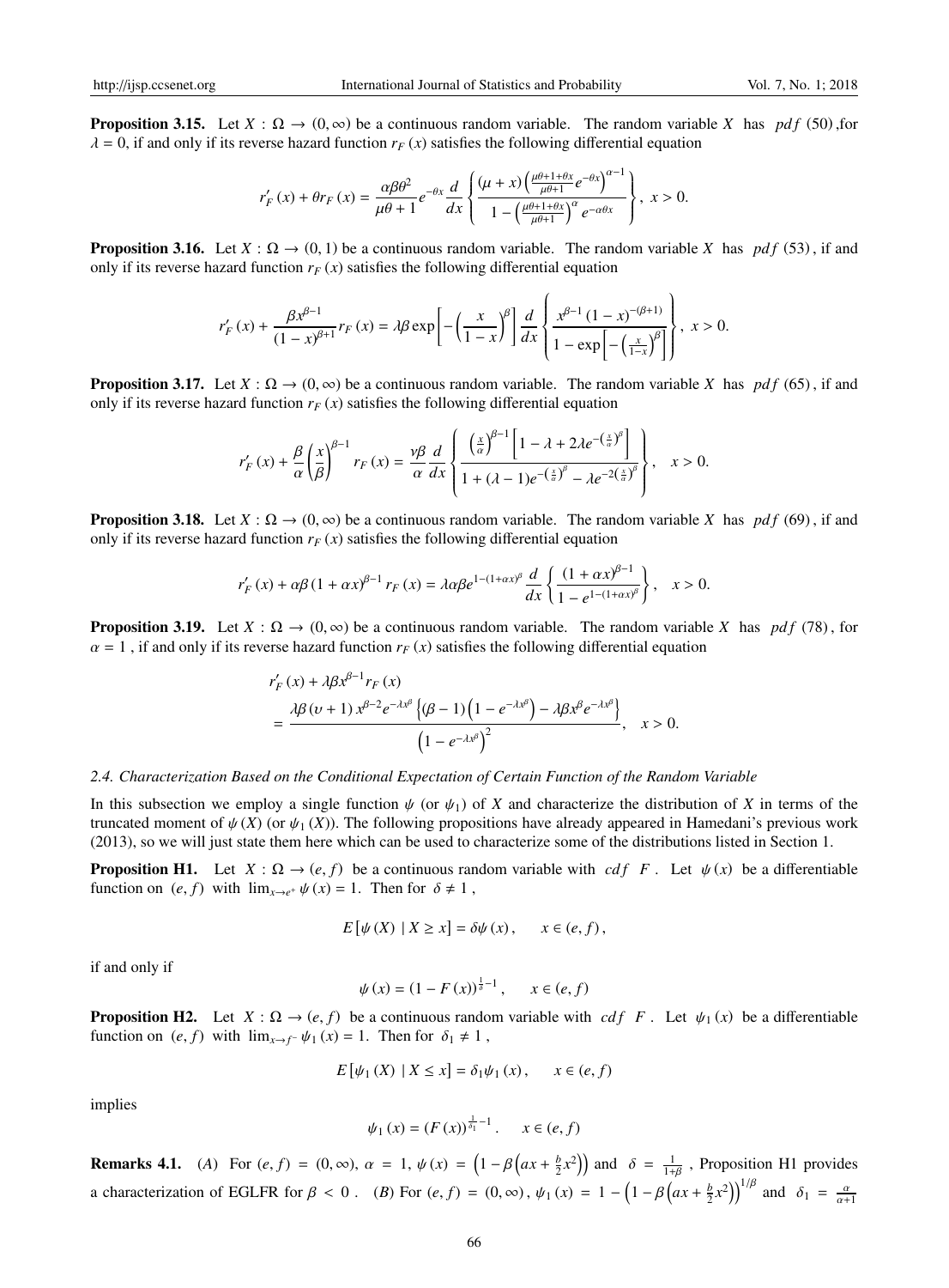**Proposition 3.15.** Let $X : \Omega \to (0, \infty)$ be a continuous random variable. The random variable $X$ has $pdf$ (50) ,for $\lambda = 0$, if and only if its reverse hazard function $r_F(x)$ satisfies the following differential equation

$$r_F'(x) + \theta r_F(x) = \frac{\alpha\beta\theta^2}{\mu\theta + 1} e^{-\theta x} \frac{d}{dx} \left\{ \frac{(\mu + x)\left(\frac{\mu\theta+1+\theta x}{\mu\theta+1} e^{-\theta x}\right)^{\alpha-1}}{1 - \left(\frac{\mu\theta+1+\theta x}{\mu\theta+1}\right)^{\alpha} e^{-\alpha\theta x}} \right\}, \ x > 0.$$

**Proposition 3.16.** Let $X : \Omega \to (0, 1)$ be a continuous random variable. The random variable $X$ has $pdf$ (53) , if and only if its reverse hazard function $r_F(x)$ satisfies the following differential equation

$$r_F'(x) + \frac{\beta x^{\beta-1}}{(1-x)^{\beta+1}} r_F(x) = \lambda\beta \exp\left[-\left(\frac{x}{1-x}\right)^{\beta}\right] \frac{d}{dx} \left\{ \frac{x^{\beta-1}(1-x)^{-(\beta+1)}}{1 - \exp\left[-\left(\frac{x}{1-x}\right)^{\beta}\right]} \right\}, \ x > 0.$$

**Proposition 3.17.** Let $X : \Omega \to (0, \infty)$ be a continuous random variable. The random variable $X$ has $pdf$ (65) , if and only if its reverse hazard function $r_F(x)$ satisfies the following differential equation

$$r_F'(x) + \frac{\beta}{\alpha}\left(\frac{x}{\beta}\right)^{\beta-1} r_F(x) = \frac{\nu\beta}{\alpha} \frac{d}{dx} \left\{ \frac{\left(\frac{x}{\alpha}\right)^{\beta-1}\left[1 - \lambda + 2\lambda e^{-\left(\frac{x}{\alpha}\right)^{\beta}}\right]}{1 + (\lambda-1)e^{-\left(\frac{x}{\alpha}\right)^{\beta}} - \lambda e^{-2\left(\frac{x}{\alpha}\right)^{\beta}}} \right\}, \quad x > 0.$$

**Proposition 3.18.** Let $X : \Omega \to (0, \infty)$ be a continuous random variable. The random variable $X$ has $pdf$ (69) , if and only if its reverse hazard function $r_F(x)$ satisfies the following differential equation

$$r_F'(x) + \alpha\beta(1+\alpha x)^{\beta-1} r_F(x) = \lambda\alpha\beta e^{1-(1+\alpha x)^{\beta}} \frac{d}{dx} \left\{ \frac{(1+\alpha x)^{\beta-1}}{1 - e^{1-(1+\alpha x)^{\beta}}} \right\}, \quad x > 0.$$

**Proposition 3.19.** Let $X : \Omega \to (0, \infty)$ be a continuous random variable. The random variable $X$ has $pdf$ (78) , for $\alpha = 1$ , if and only if its reverse hazard function $r_F(x)$ satisfies the following differential equation

$$\begin{aligned} & r_F'(x) + \lambda\beta x^{\beta-1} r_F(x) \\ &= \frac{\lambda\beta(\upsilon+1)x^{\beta-2}e^{-\lambda x^{\beta}}\left\{(\beta-1)\left(1 - e^{-\lambda x^{\beta}}\right) - \lambda\beta x^{\beta} e^{-\lambda x^{\beta}}\right\}}{\left(1 - e^{-\lambda x^{\beta}}\right)^2}, \quad x > 0. \end{aligned}$$

*2.4. Characterization Based on the Conditional Expectation of Certain Function of the Random Variable*

In this subsection we employ a single function $\psi$ (or $\psi_1$) of $X$ and characterize the distribution of $X$ in terms of the truncated moment of $\psi(X)$ (or $\psi_1(X)$). The following propositions have already appeared in Hamedani's previous work (2013), so we will just state them here which can be used to characterize some of the distributions listed in Section 1.

**Proposition H1.** Let $X : \Omega \to (e, f)$ be a continuous random variable with $cdf$ $F$ . Let $\psi(x)$ be a differentiable function on $(e, f)$ with $\lim_{x\to e^+} \psi(x) = 1$. Then for $\delta \neq 1$ ,

$$E[\psi(X) \mid X \geq x] = \delta\psi(x), \qquad x \in (e, f),$$

if and only if

$$\psi(x) = (1 - F(x))^{\frac{1}{\delta}-1}, \qquad x \in (e, f)$$

**Proposition H2.** Let $X : \Omega \to (e, f)$ be a continuous random variable with $cdf$ $F$ . Let $\psi_1(x)$ be a differentiable function on $(e, f)$ with $\lim_{x\to f^-} \psi_1(x) = 1$. Then for $\delta_1 \neq 1$ ,

$$E[\psi_1(X) \mid X \leq x] = \delta_1\psi_1(x), \qquad x \in (e, f)$$

implies

$$\psi_1(x) = (F(x))^{\frac{1}{\delta_1}-1}. \qquad x \in (e, f)$$

**Remarks 4.1.** (*A*) For $(e, f) = (0, \infty)$, $\alpha = 1$, $\psi(x) = \left(1 - \beta\left(ax + \frac{b}{2}x^2\right)\right)$ and $\delta = \frac{1}{1+\beta}$ , Proposition H1 provides a characterization of EGLFR for $\beta < 0$ . (*B*) For $(e, f) = (0, \infty)$ , $\psi_1(x) = 1 - \left(1 - \beta\left(ax + \frac{b}{2}x^2\right)\right)^{1/\beta}$ and $\delta_1 = \frac{\alpha}{\alpha+1}$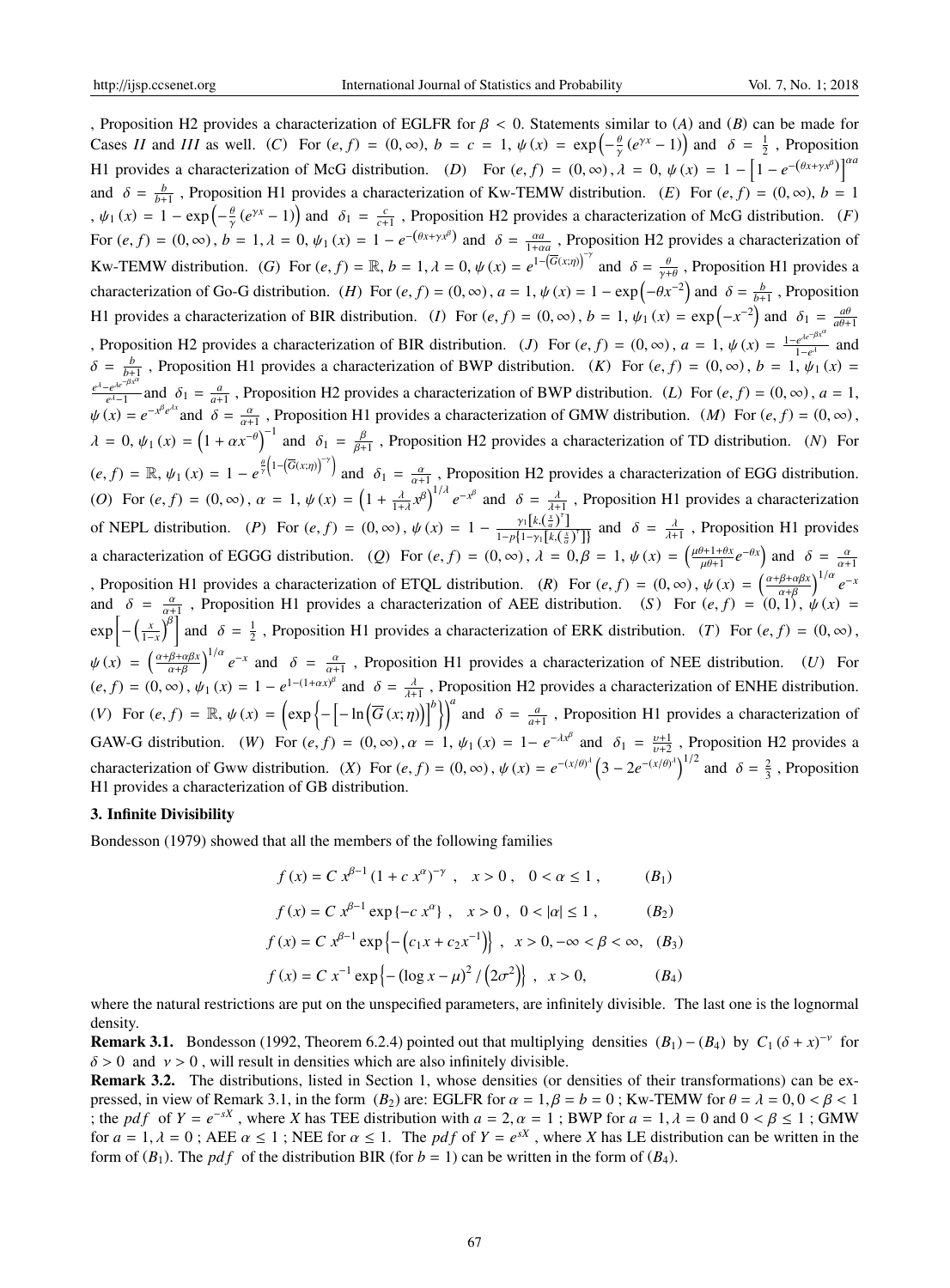, Proposition H2 provides a characterization of EGLFR for $\beta < 0$. Statements similar to $(A)$ and $(B)$ can be made for Cases $II$ and $III$ as well. $(C)$ For $(e, f) = (0, \infty)$, $b = c = 1$, $\psi(x) = \exp\left(-\frac{\theta}{\gamma}\left(e^{\gamma x} - 1\right)\right)$ and $\delta = \frac{1}{2}$, Proposition H1 provides a characterization of McG distribution. $(D)$ For $(e, f) = (0, \infty)$, $\lambda = 0$, $\psi(x) = 1 - \left[1 - e^{-\left(\theta x + \gamma x^{\beta}\right)}\right]^{\alpha a}$ and $\delta = \frac{b}{b+1}$, Proposition H1 provides a characterization of Kw-TEMW distribution. $(E)$ For $(e, f) = (0, \infty)$, $b = 1$, $\psi_1(x) = 1 - \exp\left(-\frac{\theta}{\gamma}\left(e^{\gamma x} - 1\right)\right)$ and $\delta_1 = \frac{c}{c+1}$, Proposition H2 provides a characterization of McG distribution. $(F)$ For $(e, f) = (0, \infty)$, $b = 1$, $\lambda = 0$, $\psi_1(x) = 1 - e^{-\left(\theta x + \gamma x^{\beta}\right)}$ and $\delta = \frac{\alpha a}{1 + \alpha a}$, Proposition H2 provides a characterization of Kw-TEMW distribution. $(G)$ For $(e, f) = \mathbb{R}$, $b = 1$, $\lambda = 0$, $\psi(x) = e^{1 - \left(\overline{G}(x;\eta)\right)^{-\gamma}}$ and $\delta = \frac{\theta}{\gamma + \theta}$, Proposition H1 provides a characterization of Go-G distribution. $(H)$ For $(e, f) = (0, \infty)$, $a = 1$, $\psi(x) = 1 - \exp\left(-\theta x^{-2}\right)$ and $\delta = \frac{b}{b+1}$, Proposition H1 provides a characterization of BIR distribution. $(I)$ For $(e, f) = (0, \infty)$, $b = 1$, $\psi_1(x) = \exp\left(-x^{-2}\right)$ and $\delta_1 = \frac{a\theta}{a\theta + 1}$, Proposition H2 provides a characterization of BIR distribution. $(J)$ For $(e, f) = (0, \infty)$, $a = 1$, $\psi(x) = \frac{1 - e^{\lambda e^{-\beta x^{\alpha}}}}{1 - e^{\lambda}}$ and $\delta = \frac{b}{b+1}$, Proposition H1 provides a characterization of BWP distribution. $(K)$ For $(e, f) = (0, \infty)$, $b = 1$, $\psi_1(x) = \frac{e^{\lambda} - e^{\lambda e^{-\beta x^{\alpha}}}}{e^{\lambda} - 1}$ and $\delta_1 = \frac{a}{a+1}$, Proposition H2 provides a characterization of BWP distribution. $(L)$ For $(e, f) = (0, \infty)$, $a = 1$, $\psi(x) = e^{-x^{\beta} e^{\lambda x}}$ and $\delta = \frac{\alpha}{\alpha+1}$, Proposition H1 provides a characterization of GMW distribution. $(M)$ For $(e, f) = (0, \infty)$, $\lambda = 0$, $\psi_1(x) = \left(1 + \alpha x^{-\theta}\right)^{-1}$ and $\delta_1 = \frac{\beta}{\beta+1}$, Proposition H2 provides a characterization of TD distribution. $(N)$ For $(e, f) = \mathbb{R}$, $\psi_1(x) = 1 - e^{\frac{\theta}{\gamma}\left(1 - \left(\overline{G}(x;\eta)\right)^{-\gamma}\right)}$ and $\delta_1 = \frac{\alpha}{\alpha+1}$, Proposition H2 provides a characterization of EGG distribution. $(O)$ For $(e, f) = (0, \infty)$, $\alpha = 1$, $\psi(x) = \left(1 + \frac{\lambda}{1+\lambda} x^{\beta}\right)^{1/\lambda} e^{-x^{\beta}}$ and $\delta = \frac{\lambda}{\lambda+1}$, Proposition H1 provides a characterization of NEPL distribution. $(P)$ For $(e, f) = (0, \infty)$, $\psi(x) = 1 - \frac{\gamma_1\left[k, \left(\frac{x}{\alpha}\right)^{\tau}\right]}{1 - p\left\{1 - \gamma_1\left[k, \left(\frac{x}{\alpha}\right)^{\tau}\right]\right\}}$ and $\delta = \frac{\lambda}{\lambda+1}$, Proposition H1 provides a characterization of EGGG distribution. $(Q)$ For $(e, f) = (0, \infty)$, $\lambda = 0, \beta = 1$, $\psi(x) = \left(\frac{\mu\theta + 1 + \theta x}{\mu\theta + 1} e^{-\theta x}\right)$ and $\delta = \frac{\alpha}{\alpha+1}$, Proposition H1 provides a characterization of ETQL distribution. $(R)$ For $(e, f) = (0, \infty)$, $\psi(x) = \left(\frac{\alpha + \beta + \alpha\beta x}{\alpha + \beta}\right)^{1/\alpha} e^{-x}$ and $\delta = \frac{\alpha}{\alpha+1}$, Proposition H1 provides a characterization of AEE distribution. $(S)$ For $(e, f) = (0, 1)$, $\psi(x) = \exp\left[-\left(\frac{x}{1-x}\right)^{\beta}\right]$ and $\delta = \frac{1}{2}$, Proposition H1 provides a characterization of ERK distribution. $(T)$ For $(e, f) = (0, \infty)$, $\psi(x) = \left(\frac{\alpha + \beta + \alpha\beta x}{\alpha + \beta}\right)^{1/\alpha} e^{-x}$ and $\delta = \frac{\alpha}{\alpha+1}$, Proposition H1 provides a characterization of NEE distribution. $(U)$ For $(e, f) = (0, \infty)$, $\psi_1(x) = 1 - e^{1 - (1 + \alpha x)^{\beta}}$ and $\delta = \frac{\lambda}{\lambda+1}$, Proposition H2 provides a characterization of ENHE distribution. $(V)$ For $(e, f) = \mathbb{R}$, $\psi(x) = \left(\exp\left\{-\left[-\ln\left(\overline{G}(x;\eta)\right)\right]^{b}\right\}\right)^{a}$ and $\delta = \frac{a}{a+1}$, Proposition H1 provides a characterization of GAW-G distribution. $(W)$ For $(e, f) = (0, \infty)$, $\alpha = 1$, $\psi_1(x) = 1 - e^{-\lambda x^{\beta}}$ and $\delta_1 = \frac{\upsilon+1}{\upsilon+2}$, Proposition H2 provides a characterization of Gww distribution. $(X)$ For $(e, f) = (0, \infty)$, $\psi(x) = e^{-(x/\theta)^{\lambda}}\left(3 - 2e^{-(x/\theta)^{\lambda}}\right)^{1/2}$ and $\delta = \frac{2}{3}$, Proposition H1 provides a characterization of GB distribution.

### 3. Infinite Divisibility

Bondesson (1979) showed that all the members of the following families

$$f(x) = C\, x^{\beta-1}\left(1 + c\, x^{\alpha}\right)^{-\gamma}, \quad x > 0, \quad 0 < \alpha \le 1, \qquad (B_1)$$

$$f(x) = C\, x^{\beta-1}\exp\left\{-c\, x^{\alpha}\right\}, \quad x > 0, \quad 0 < |\alpha| \le 1, \qquad (B_2)$$

$$f(x) = C\, x^{\beta-1}\exp\left\{-\left(c_1 x + c_2 x^{-1}\right)\right\}, \quad x > 0, -\infty < \beta < \infty, \quad (B_3)$$

$$f(x) = C\, x^{-1}\exp\left\{-\left(\log x - \mu\right)^2 / \left(2\sigma^2\right)\right\}, \quad x > 0, \qquad (B_4)$$

where the natural restrictions are put on the unspecified parameters, are infinitely divisible. The last one is the lognormal density.

**Remark 3.1.** Bondesson (1992, Theorem 6.2.4) pointed out that multiplying densities $(B_1) - (B_4)$ by $C_1(\delta + x)^{-\nu}$ for $\delta > 0$ and $\nu > 0$, will result in densities which are also infinitely divisible.

**Remark 3.2.** The distributions, listed in Section 1, whose densities (or densities of their transformations) can be expressed, in view of Remark 3.1, in the form $(B_2)$ are: EGLFR for $\alpha = 1, \beta = b = 0$; Kw-TEMW for $\theta = \lambda = 0, 0 < \beta < 1$; the $pdf$ of $Y = e^{-sX}$, where $X$ has TEE distribution with $a = 2, \alpha = 1$; BWP for $a = 1, \lambda = 0$ and $0 < \beta \le 1$; GMW for $a = 1, \lambda = 0$; AEE $\alpha \le 1$; NEE for $\alpha \le 1$. The $pdf$ of $Y = e^{sX}$, where $X$ has LE distribution can be written in the form of $(B_1)$. The $pdf$ of the distribution BIR (for $b = 1$) can be written in the form of $(B_4)$.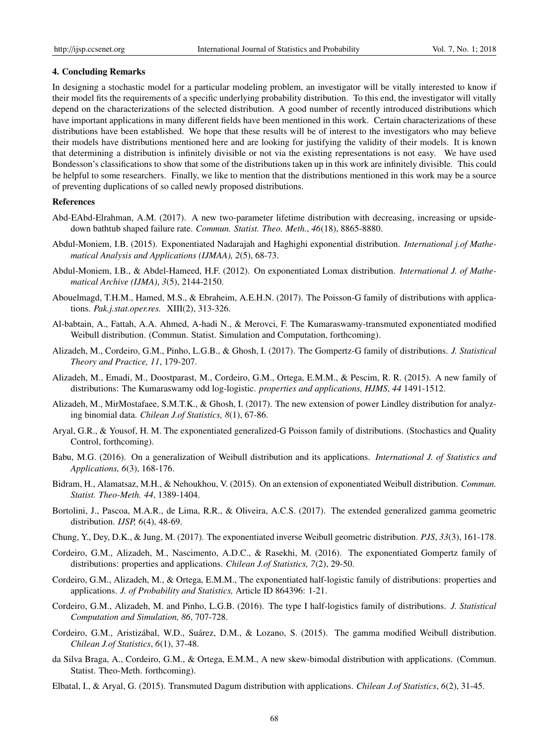## 4. Concluding Remarks

In designing a stochastic model for a particular modeling problem, an investigator will be vitally interested to know if their model fits the requirements of a specific underlying probability distribution. To this end, the investigator will vitally depend on the characterizations of the selected distribution. A good number of recently introduced distributions which have important applications in many different fields have been mentioned in this work. Certain characterizations of these distributions have been established. We hope that these results will be of interest to the investigators who may believe their models have distributions mentioned here and are looking for justifying the validity of their models. It is known that determining a distribution is infinitely divisible or not via the existing representations is not easy. We have used Bondesson's classifications to show that some of the distributions taken up in this work are infinitely divisible. This could be helpful to some researchers. Finally, we like to mention that the distributions mentioned in this work may be a source of preventing duplications of so called newly proposed distributions.

## References

Abd-EAbd-Elrahman, A.M. (2017). A new two-parameter lifetime distribution with decreasing, increasing or upside-down bathtub shaped failure rate. *Commun. Statist. Theo. Meth.*, *46*(18), 8865-8880.

Abdul-Moniem, I.B. (2015). Exponentiated Nadarajah and Haghighi exponential distribution. *International j.of Mathematical Analysis and Applications (IJMAA), 2*(5), 68-73.

Abdul-Moniem, I.B., & Abdel-Hameed, H.F. (2012). On exponentiated Lomax distribution. *International J. of Mathematical Archive (IJMA)*, *3*(5), 2144-2150.

Abouelmagd, T.H.M., Hamed, M.S., & Ebraheim, A.E.H.N. (2017). The Poisson-G family of distributions with applications. *Pak.j.stat.oper.res.* XIII(2), 313-326.

Al-babtain, A., Fattah, A.A. Ahmed, A-hadi N., & Merovci, F. The Kumaraswamy-transmuted exponentiated modified Weibull distribution. (Commun. Statist. Simulation and Computation, forthcoming).

Alizadeh, M., Cordeiro, G.M., Pinho, L.G.B., & Ghosh, I. (2017). The Gompertz-G family of distributions. *J. Statistical Theory and Practice, 11*, 179-207.

Alizadeh, M., Emadi, M., Doostparast, M., Cordeiro, G.M., Ortega, E.M.M., & Pescim, R. R. (2015). A new family of distributions: The Kumaraswamy odd log-logistic. *properties and applications, HJMS*, *44* 1491-1512.

Alizadeh, M., MirMostafaee, S.M.T.K., & Ghosh, I. (2017). The new extension of power Lindley distribution for analyzing binomial data. *Chilean J.of Statistics, 8*(1), 67-86.

Aryal, G.R., & Yousof, H. M. The exponentiated generalized-G Poisson family of distributions. (Stochastics and Quality Control, forthcoming).

Babu, M.G. (2016). On a generalization of Weibull distribution and its applications. *International J. of Statistics and Applications, 6*(3), 168-176.

Bidram, H., Alamatsaz, M.H., & Nehoukhou, V. (2015). On an extension of exponentiated Weibull distribution. *Commun. Statist. Theo-Meth. 44*, 1389-1404.

Bortolini, J., Pascoa, M.A.R., de Lima, R.R., & Oliveira, A.C.S. (2017). The extended generalized gamma geometric distribution. *IJSP, 6*(4), 48-69.

Chung, Y., Dey, D.K., & Jung, M. (2017). The exponentiated inverse Weibull geometric distribution. *PJS*, *33*(3), 161-178.

Cordeiro, G.M., Alizadeh, M., Nascimento, A.D.C., & Rasekhi, M. (2016). The exponentiated Gompertz family of distributions: properties and applications. *Chilean J.of Statistics, 7*(2), 29-50.

Cordeiro, G.M., Alizadeh, M., & Ortega, E.M.M., The exponentiated half-logistic family of distributions: properties and applications. *J. of Probability and Statistics,* Article ID 864396: 1-21.

Cordeiro, G.M., Alizadeh, M. and Pinho, L.G.B. (2016). The type I half-logistics family of distributions. *J. Statistical Computation and Simulation, 86*, 707-728.

Cordeiro, G.M., Aristizábal, W.D., Suárez, D.M., & Lozano, S. (2015). The gamma modified Weibull distribution. *Chilean J.of Statistics*, *6*(1), 37-48.

da Silva Braga, A., Cordeiro, G.M., & Ortega, E.M.M., A new skew-bimodal distribution with applications. (Commun. Statist. Theo-Meth. forthcoming).

Elbatal, I., & Aryal, G. (2015). Transmuted Dagum distribution with applications. *Chilean J.of Statistics*, *6*(2), 31-45.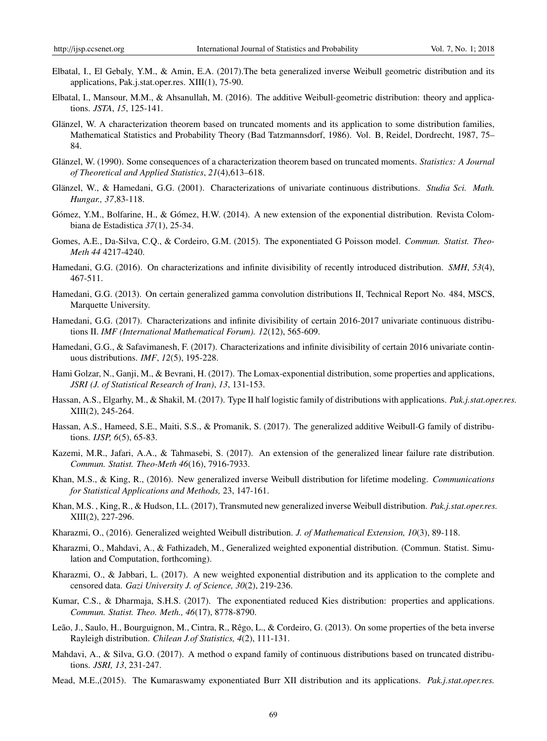Elbatal, I., El Gebaly, Y.M., & Amin, E.A. (2017).The beta generalized inverse Weibull geometric distribution and its applications, Pak.j.stat.oper.res. XIII(1), 75-90.

Elbatal, I., Mansour, M.M., & Ahsanullah, M. (2016). The additive Weibull-geometric distribution: theory and applications. *JSTA*, *15*, 125-141.

Glänzel, W. A characterization theorem based on truncated moments and its application to some distribution families, Mathematical Statistics and Probability Theory (Bad Tatzmannsdorf, 1986). Vol. B, Reidel, Dordrecht, 1987, 75–84.

Glänzel, W. (1990). Some consequences of a characterization theorem based on truncated moments. *Statistics: A Journal of Theoretical and Applied Statistics*, *21*(4),613–618.

Glänzel, W., & Hamedani, G.G. (2001). Characterizations of univariate continuous distributions. *Studia Sci. Math. Hungar., 37*,83-118.

Gómez, Y.M., Bolfarine, H., & Gómez, H.W. (2014). A new extension of the exponential distribution. Revista Colombiana de Estadistica *37*(1), 25-34.

Gomes, A.E., Da-Silva, C.Q., & Cordeiro, G.M. (2015). The exponentiated G Poisson model. *Commun. Statist. Theo-Meth 44* 4217-4240.

Hamedani, G.G. (2016). On characterizations and infinite divisibility of recently introduced distribution. *SMH*, *53*(4), 467-511.

Hamedani, G.G. (2013). On certain generalized gamma convolution distributions II, Technical Report No. 484, MSCS, Marquette University.

Hamedani, G.G. (2017). Characterizations and infinite divisibility of certain 2016-2017 univariate continuous distributions II. *IMF (International Mathematical Forum). 12*(12), 565-609.

Hamedani, G.G., & Safavimanesh, F. (2017). Characterizations and infinite divisibility of certain 2016 univariate continuous distributions. *IMF*, *12*(5), 195-228.

Hami Golzar, N., Ganji, M., & Bevrani, H. (2017). The Lomax-exponential distribution, some properties and applications, *JSRI (J. of Statistical Research of Iran)*, *13*, 131-153.

Hassan, A.S., Elgarhy, M., & Shakil, M. (2017). Type II half logistic family of distributions with applications. *Pak.j.stat.oper.res.* XIII(2), 245-264.

Hassan, A.S., Hameed, S.E., Maiti, S.S., & Promanik, S. (2017). The generalized additive Weibull-G family of distributions. *IJSP, 6*(5), 65-83.

Kazemi, M.R., Jafari, A.A., & Tahmasebi, S. (2017). An extension of the generalized linear failure rate distribution. *Commun. Statist. Theo-Meth 46*(16), 7916-7933.

Khan, M.S., & King, R., (2016). New generalized inverse Weibull distribution for lifetime modeling. *Communications for Statistical Applications and Methods,* 23, 147-161.

Khan, M.S. , King, R., & Hudson, I.L. (2017), Transmuted new generalized inverse Weibull distribution. *Pak.j.stat.oper.res.* XIII(2), 227-296.

Kharazmi, O., (2016). Generalized weighted Weibull distribution. *J. of Mathematical Extension, 10*(3), 89-118.

Kharazmi, O., Mahdavi, A., & Fathizadeh, M., Generalized weighted exponential distribution. (Commun. Statist. Simulation and Computation, forthcoming).

Kharazmi, O., & Jabbari, L. (2017). A new weighted exponential distribution and its application to the complete and censored data. *Gazi University J. of Science, 30*(2), 219-236.

Kumar, C.S., & Dharmaja, S.H.S. (2017). The exponentiated reduced Kies distribution: properties and applications. *Commun. Statist. Theo. Meth., 46*(17), 8778-8790.

Leão, J., Saulo, H., Bourguignon, M., Cintra, R., Rêgo, L., & Cordeiro, G. (2013). On some properties of the beta inverse Rayleigh distribution. *Chilean J.of Statistics, 4*(2), 111-131.

Mahdavi, A., & Silva, G.O. (2017). A method o expand family of continuous distributions based on truncated distributions. *JSRI, 13*, 231-247.

Mead, M.E.,(2015). The Kumaraswamy exponentiated Burr XII distribution and its applications. *Pak.j.stat.oper.res.*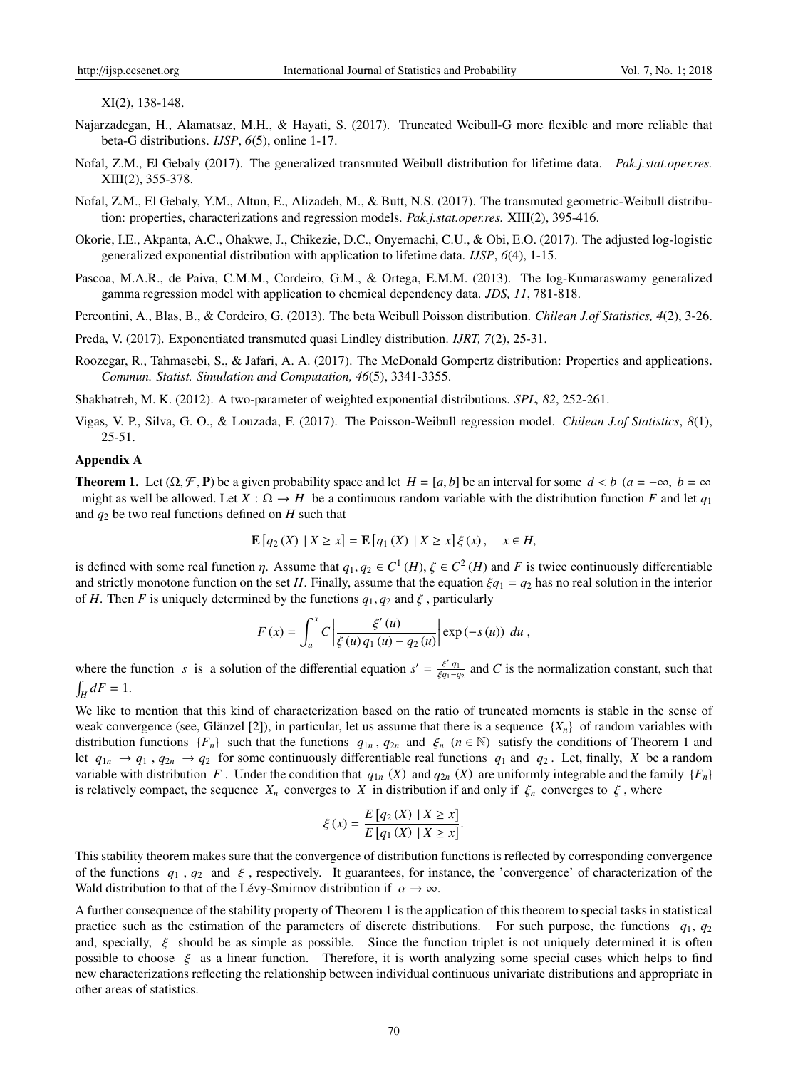XI(2), 138-148.

Najarzadegan, H., Alamatsaz, M.H., & Hayati, S. (2017). Truncated Weibull-G more flexible and more reliable that beta-G distributions. *IJSP*, *6*(5), online 1-17.

Nofal, Z.M., El Gebaly (2017). The generalized transmuted Weibull distribution for lifetime data. *Pak.j.stat.oper.res.* XIII(2), 355-378.

Nofal, Z.M., El Gebaly, Y.M., Altun, E., Alizadeh, M., & Butt, N.S. (2017). The transmuted geometric-Weibull distribution: properties, characterizations and regression models. *Pak.j.stat.oper.res.* XIII(2), 395-416.

Okorie, I.E., Akpanta, A.C., Ohakwe, J., Chikezie, D.C., Onyemachi, C.U., & Obi, E.O. (2017). The adjusted log-logistic generalized exponential distribution with application to lifetime data. *IJSP*, *6*(4), 1-15.

Pascoa, M.A.R., de Paiva, C.M.M., Cordeiro, G.M., & Ortega, E.M.M. (2013). The log-Kumaraswamy generalized gamma regression model with application to chemical dependency data. *JDS, 11*, 781-818.

Percontini, A., Blas, B., & Cordeiro, G. (2013). The beta Weibull Poisson distribution. *Chilean J.of Statistics, 4*(2), 3-26.

Preda, V. (2017). Exponentiated transmuted quasi Lindley distribution. *IJRT, 7*(2), 25-31.

Roozegar, R., Tahmasebi, S., & Jafari, A. A. (2017). The McDonald Gompertz distribution: Properties and applications. *Commun. Statist. Simulation and Computation, 46*(5), 3341-3355.

Shakhatreh, M. K. (2012). A two-parameter of weighted exponential distributions. *SPL, 82*, 252-261.

Vigas, V. P., Silva, G. O., & Louzada, F. (2017). The Poisson-Weibull regression model. *Chilean J.of Statistics*, *8*(1), 25-51.

## Appendix A

**Theorem 1.** Let $(\Omega, \mathcal{F}, \mathbf{P})$ be a given probability space and let $H = [a, b]$ be an interval for some $d < b$ ($a = -\infty$, $b = \infty$ might as well be allowed. Let $X : \Omega \to H$ be a continuous random variable with the distribution function $F$ and let $q_1$ and $q_2$ be two real functions defined on $H$ such that

$$\mathbf{E}\left[q_2(X) \mid X \geq x\right] = \mathbf{E}\left[q_1(X) \mid X \geq x\right] \xi(x), \quad x \in H,$$

is defined with some real function $\eta$. Assume that $q_1, q_2 \in C^1(H)$, $\xi \in C^2(H)$ and $F$ is twice continuously differentiable and strictly monotone function on the set $H$. Finally, assume that the equation $\xi q_1 = q_2$ has no real solution in the interior of $H$. Then $F$ is uniquely determined by the functions $q_1, q_2$ and $\xi$ , particularly

$$F(x) = \int_a^x C \left| \frac{\xi'(u)}{\xi(u) q_1(u) - q_2(u)} \right| \exp(-s(u)) \; du \; ,$$

where the function $s$ is a solution of the differential equation $s' = \frac{\xi' q_1}{\xi q_1 - q_2}$ and $C$ is the normalization constant, such that $\int_H dF = 1$.

We like to mention that this kind of characterization based on the ratio of truncated moments is stable in the sense of weak convergence (see, Glänzel [2]), in particular, let us assume that there is a sequence $\{X_n\}$ of random variables with distribution functions $\{F_n\}$ such that the functions $q_{1n}$, $q_{2n}$ and $\xi_n$ $(n \in \mathbb{N})$ satisfy the conditions of Theorem 1 and let $q_{1n} \to q_1$ , $q_{2n} \to q_2$ for some continuously differentiable real functions $q_1$ and $q_2$ . Let, finally, $X$ be a random variable with distribution $F$ . Under the condition that $q_{1n}(X)$ and $q_{2n}(X)$ are uniformly integrable and the family $\{F_n\}$ is relatively compact, the sequence $X_n$ converges to $X$ in distribution if and only if $\xi_n$ converges to $\xi$ , where

$$\xi(x) = \frac{E\left[q_2(X) \mid X \geq x\right]}{E\left[q_1(X) \mid X \geq x\right]}.$$

This stability theorem makes sure that the convergence of distribution functions is reflected by corresponding convergence of the functions $q_1$ , $q_2$ and $\xi$ , respectively. It guarantees, for instance, the 'convergence' of characterization of the Wald distribution to that of the Lévy-Smirnov distribution if $\alpha \to \infty$.

A further consequence of the stability property of Theorem 1 is the application of this theorem to special tasks in statistical practice such as the estimation of the parameters of discrete distributions. For such purpose, the functions $q_1$, $q_2$ and, specially, $\xi$ should be as simple as possible. Since the function triplet is not uniquely determined it is often possible to choose $\xi$ as a linear function. Therefore, it is worth analyzing some special cases which helps to find new characterizations reflecting the relationship between individual continuous univariate distributions and appropriate in other areas of statistics.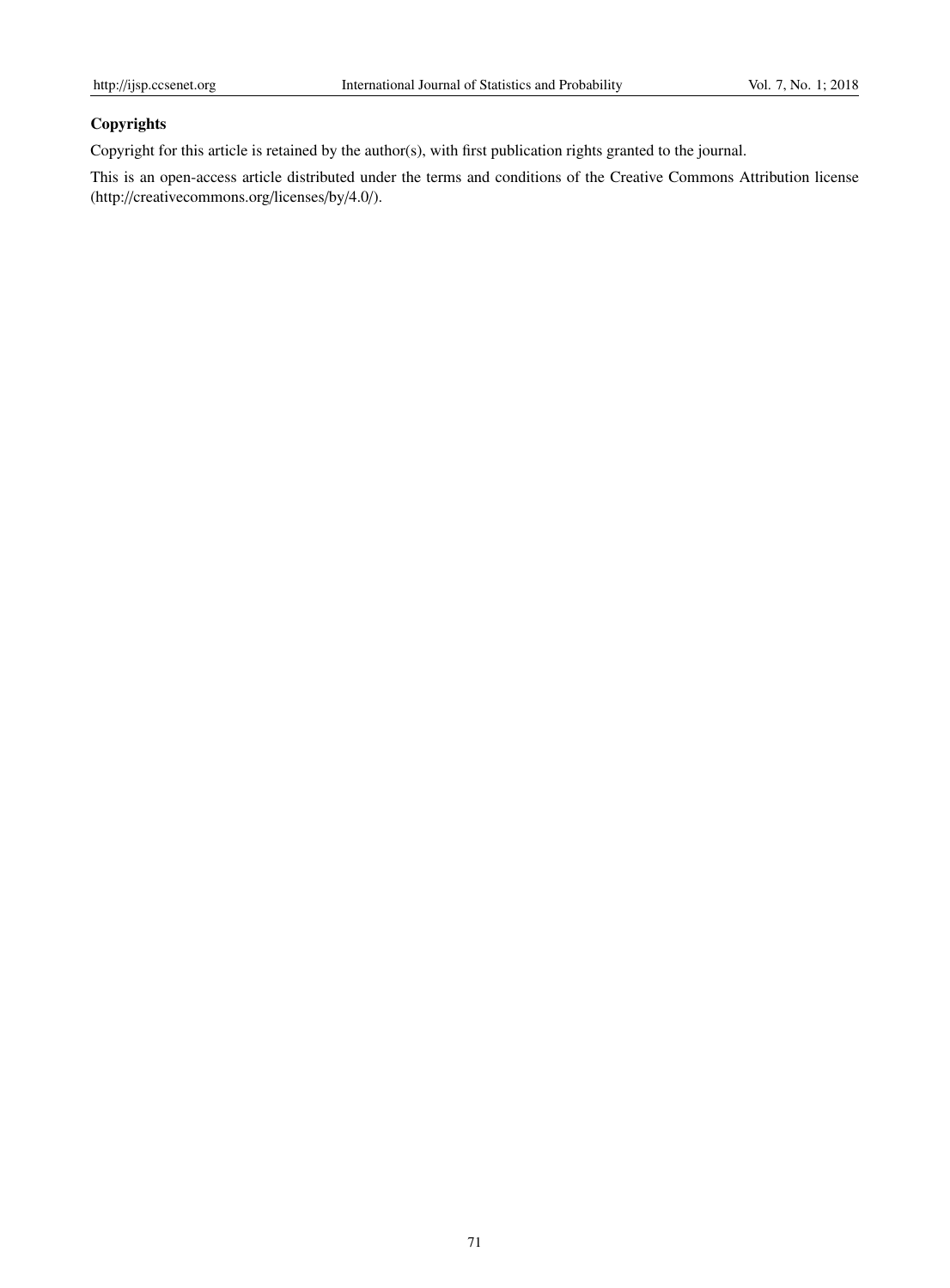## Copyrights

Copyright for this article is retained by the author(s), with first publication rights granted to the journal.

This is an open-access article distributed under the terms and conditions of the Creative Commons Attribution license (http://creativecommons.org/licenses/by/4.0/).